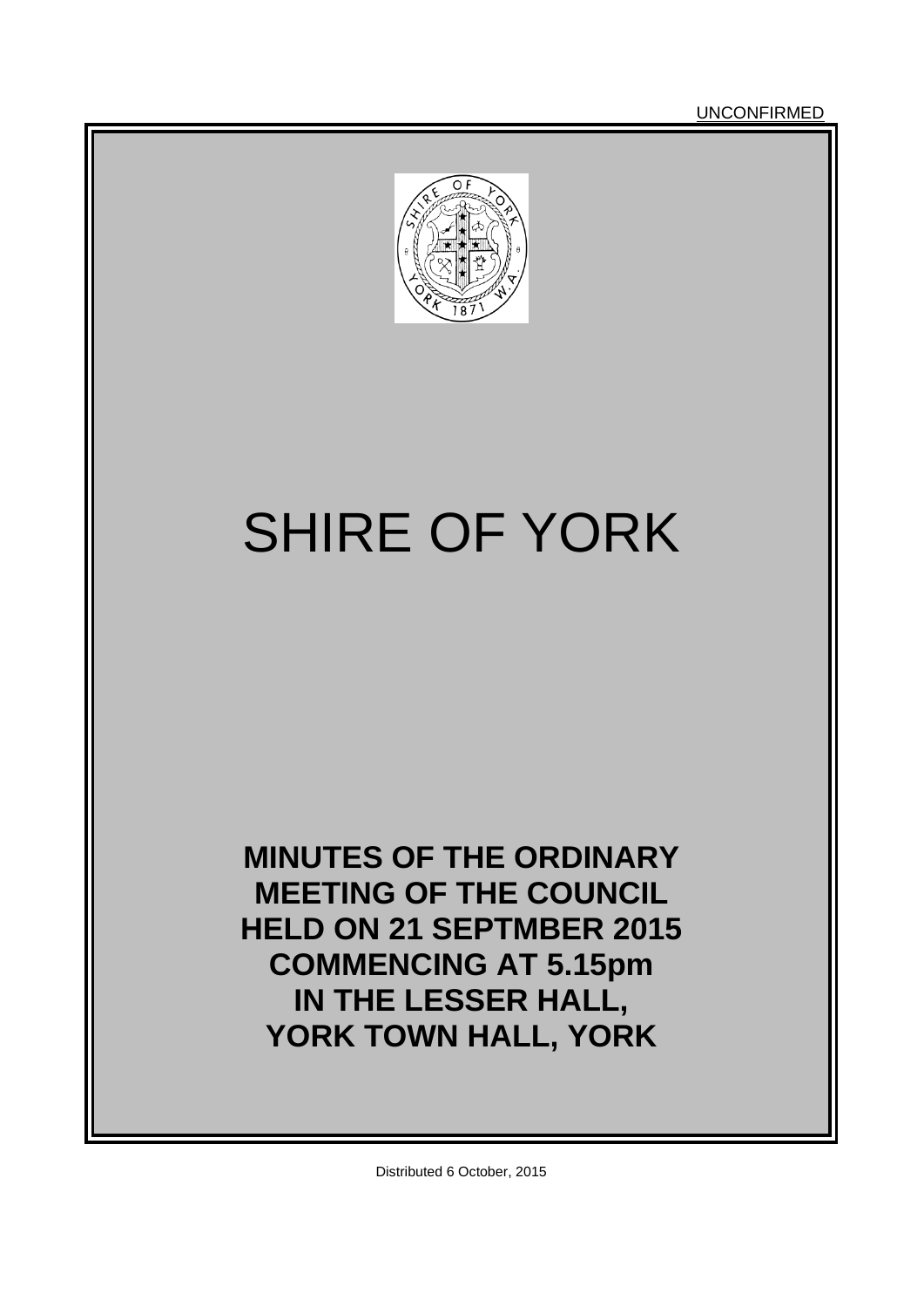UNCONFIRMED

# SHIRE OF YORK

**MINUTES OF THE ORDINARY MEETING OF THE COUNCIL HELD ON 21 SEPTMBER 2015 COMMENCING AT 5.15pm IN THE LESSER HALL, YORK TOWN HALL, YORK**

Distributed 6 October, 2015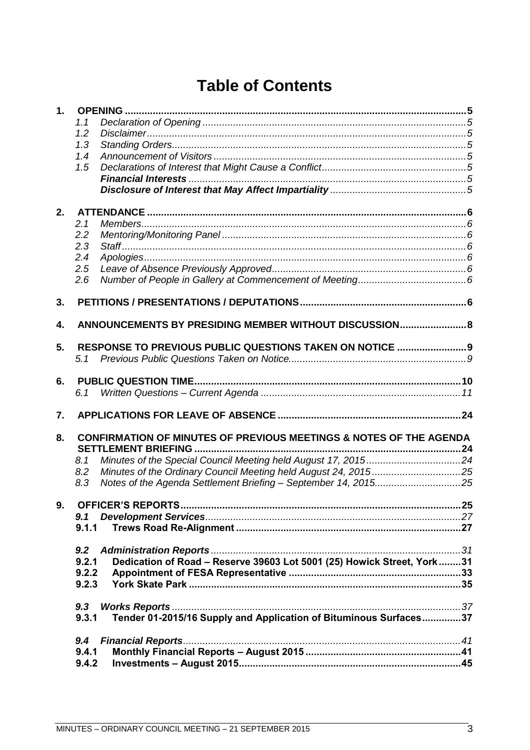# Table of Contents

**1. OPENING** .......... **5**

- 1.1 *Declaration of Opening* .......... *5*
- 1.2 *Disclaimer* .......... *5*
- 1.3 *Standing Orders* .......... *5*
- 1.4 *Announcement of Visitors* .......... *5*
- 1.5 *Declarations of Interest that Might Cause a Conflict* .......... *5*
  - ***Financial Interests*** .......... *5*
  - ***Disclosure of Interest that May Affect Impartiality*** .......... *5*

**2. ATTENDANCE** .......... **6**

- 2.1 *Members* .......... *6*
- 2.2 *Mentoring/Monitoring Panel* .......... *6*
- 2.3 *Staff* .......... *6*
- 2.4 *Apologies* .......... *6*
- 2.5 *Leave of Absence Previously Approved* .......... *6*
- 2.6 *Number of People in Gallery at Commencement of Meeting* .......... *6*

**3. PETITIONS / PRESENTATIONS / DEPUTATIONS** .......... **6**

**4. ANNOUNCEMENTS BY PRESIDING MEMBER WITHOUT DISCUSSION** .......... **8**

**5. RESPONSE TO PREVIOUS PUBLIC QUESTIONS TAKEN ON NOTICE** .......... **9**

- 5.1 *Previous Public Questions Taken on Notice* .......... *9*

**6. PUBLIC QUESTION TIME** .......... **10**

- 6.1 *Written Questions – Current Agenda* .......... *11*

**7. APPLICATIONS FOR LEAVE OF ABSENCE** .......... **24**

**8. CONFIRMATION OF MINUTES OF PREVIOUS MEETINGS & NOTES OF THE AGENDA SETTLEMENT BRIEFING** .......... **24**

- 8.1 *Minutes of the Special Council Meeting held August 17, 2015* .......... *24*
- 8.2 *Minutes of the Ordinary Council Meeting held August 24, 2015* .......... *25*
- 8.3 *Notes of the Agenda Settlement Briefing – September 14, 2015* .......... *25*

**9. OFFICER'S REPORTS** .......... **25**

- ***9.1 Development Services*** .......... *27*
  - **9.1.1 Trews Road Re-Alignment** .......... **27**
- ***9.2 Administration Reports*** .......... *31*
  - **9.2.1 Dedication of Road – Reserve 39603 Lot 5001 (25) Howick Street, York** .......... **31**
  - **9.2.2 Appointment of FESA Representative** .......... **33**
  - **9.2.3 York Skate Park** .......... **35**
- ***9.3 Works Reports*** .......... *37*
  - **9.3.1 Tender 01-2015/16 Supply and Application of Bituminous Surfaces** .......... **37**
- ***9.4 Financial Reports*** .......... *41*
  - **9.4.1 Monthly Financial Reports – August 2015** .......... **41**
  - **9.4.2 Investments – August 2015** .......... **45**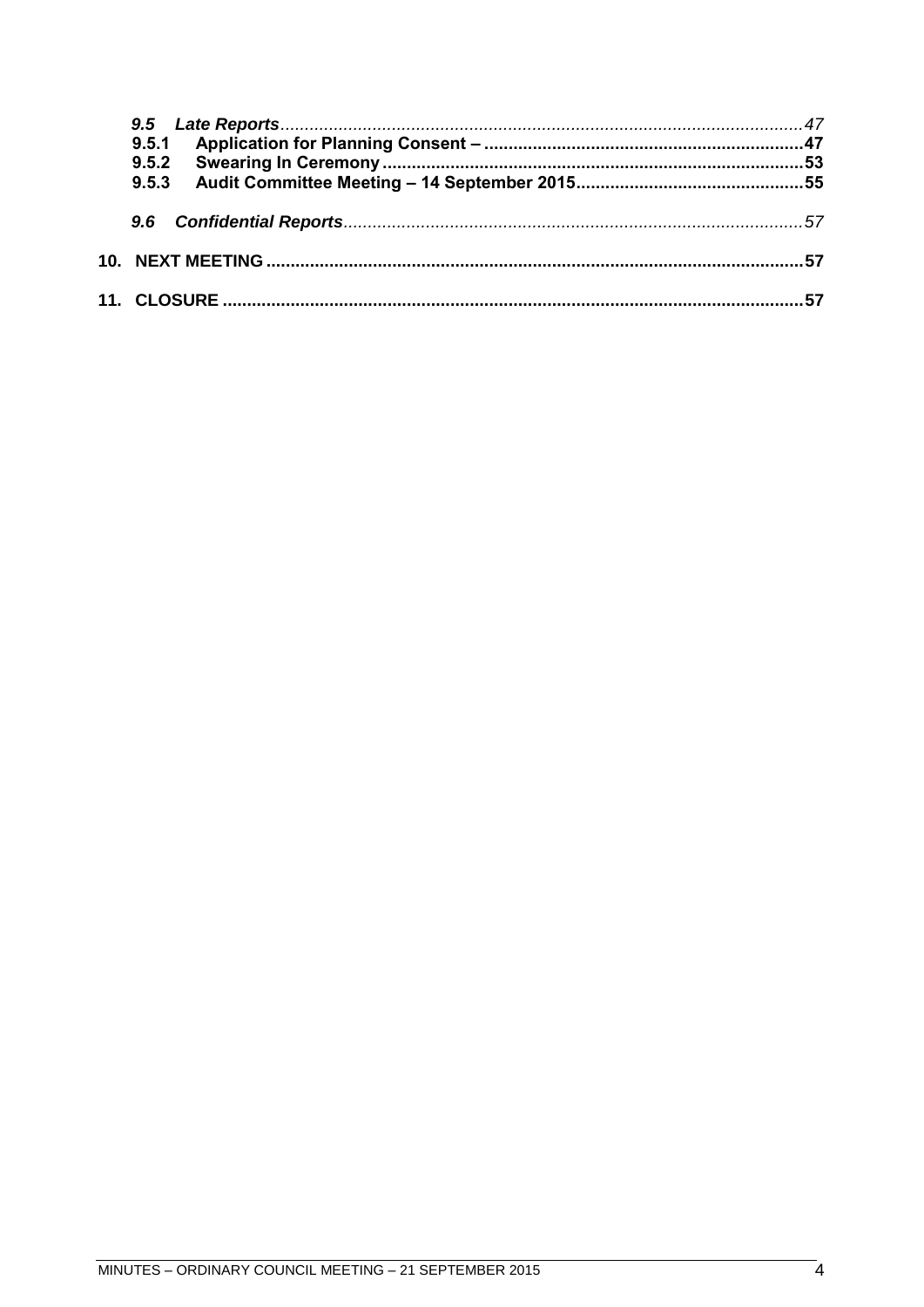*9.5 Late Reports* ............................................................................................................ *47*

**9.5.1 Application for Planning Consent – ................................................................. 47**

**9.5.2 Swearing In Ceremony ..................................................................................... 53**

**9.5.3 Audit Committee Meeting – 14 September 2015 .............................................. 55**

*9.6 Confidential Reports* ............................................................................................... *57*

**10. NEXT MEETING .............................................................................................................. 57**

**11. CLOSURE ......................................................................................................................... 57**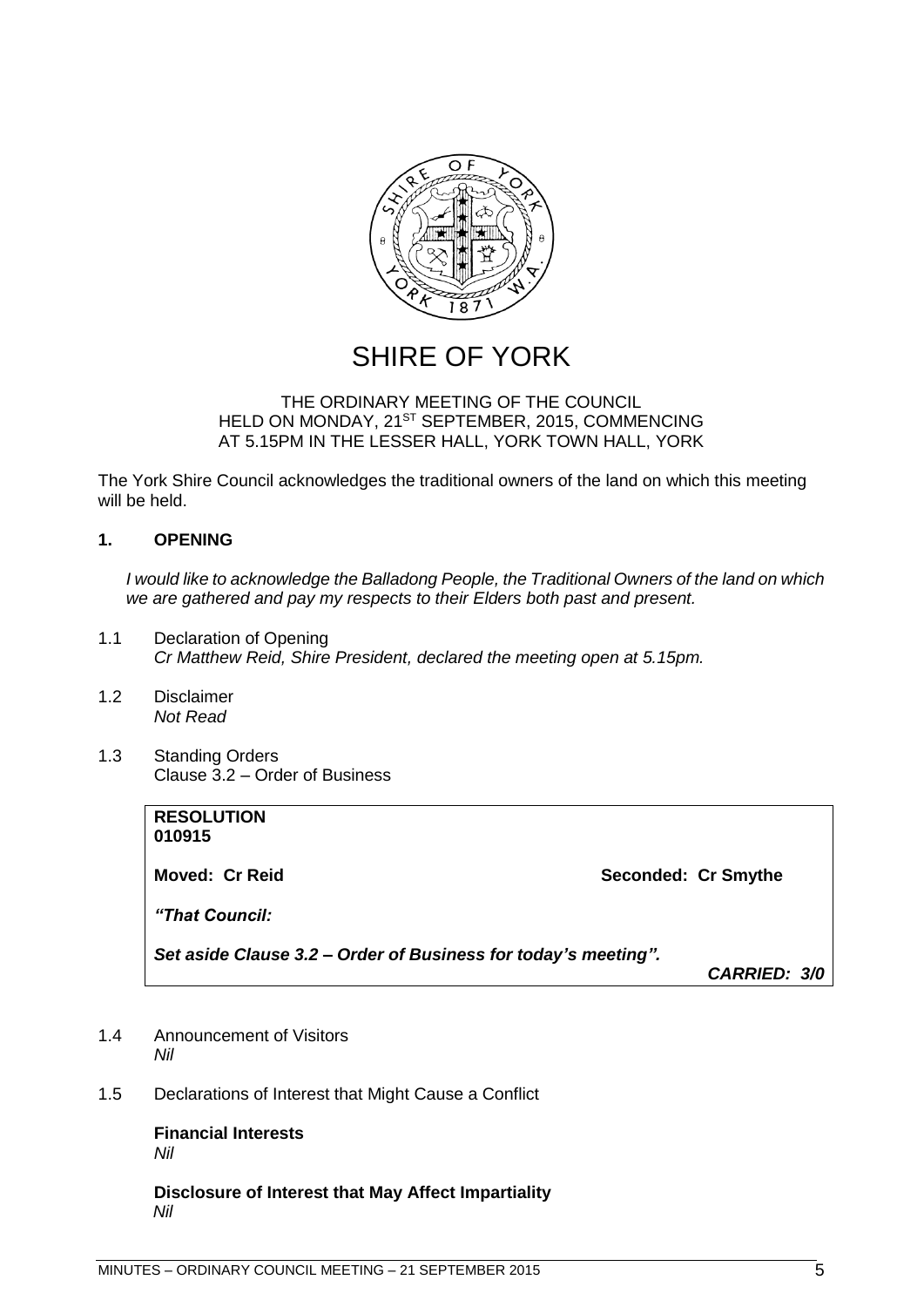# SHIRE OF YORK

THE ORDINARY MEETING OF THE COUNCIL
HELD ON MONDAY, 21ST SEPTEMBER, 2015, COMMENCING
AT 5.15PM IN THE LESSER HALL, YORK TOWN HALL, YORK

The York Shire Council acknowledges the traditional owners of the land on which this meeting will be held.

## 1. OPENING

*I would like to acknowledge the Balladong People, the Traditional Owners of the land on which we are gathered and pay my respects to their Elders both past and present.*

1.1 Declaration of Opening
*Cr Matthew Reid, Shire President, declared the meeting open at 5.15pm.*

1.2 Disclaimer
*Not Read*

1.3 Standing Orders
Clause 3.2 – Order of Business

**RESOLUTION**
**010915**

**Moved: Cr Reid** **Seconded: Cr Smythe**

***"That Council:***

***Set aside Clause 3.2 – Order of Business for today's meeting".***

***CARRIED: 3/0***

1.4 Announcement of Visitors
*Nil*

1.5 Declarations of Interest that Might Cause a Conflict

**Financial Interests**
*Nil*

**Disclosure of Interest that May Affect Impartiality**
*Nil*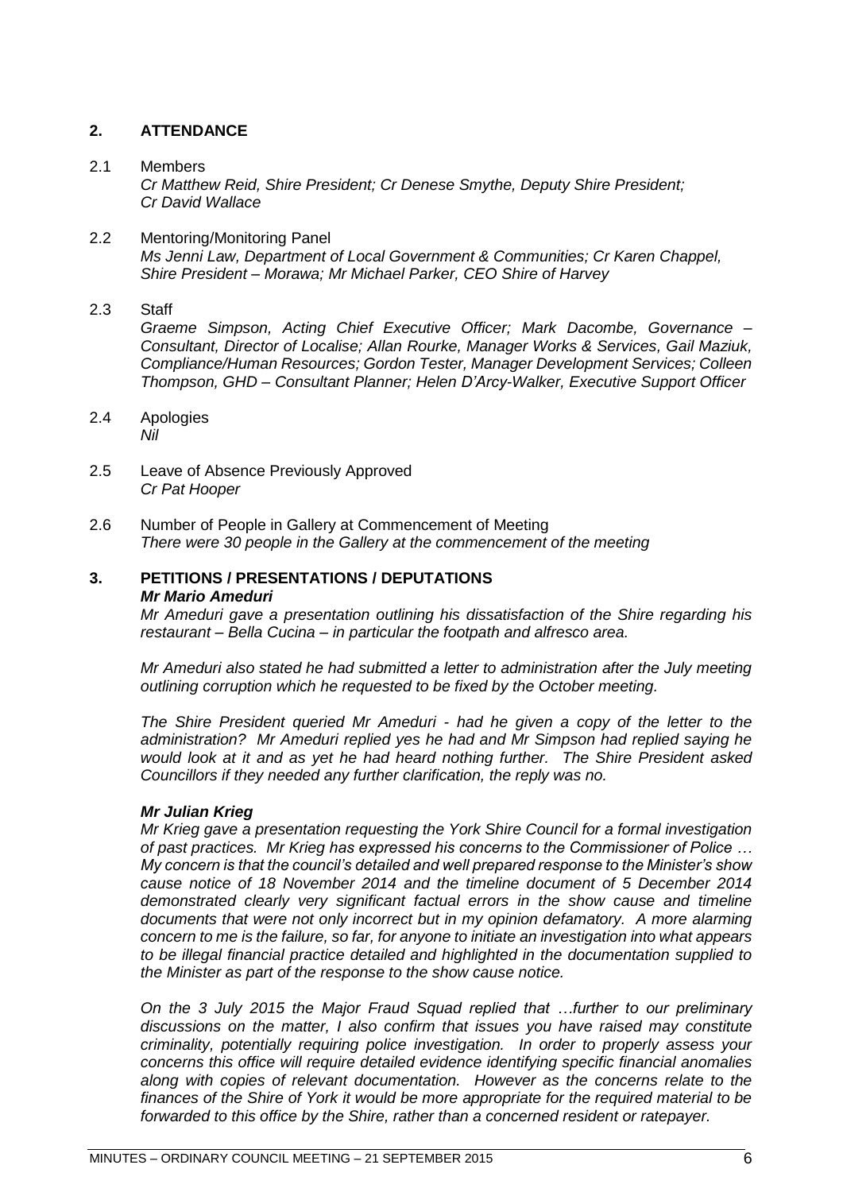## 2. ATTENDANCE

2.1 Members

*Cr Matthew Reid, Shire President; Cr Denese Smythe, Deputy Shire President; Cr David Wallace*

2.2 Mentoring/Monitoring Panel

*Ms Jenni Law, Department of Local Government & Communities; Cr Karen Chappel, Shire President – Morawa; Mr Michael Parker, CEO Shire of Harvey*

2.3 Staff

*Graeme Simpson, Acting Chief Executive Officer; Mark Dacombe, Governance – Consultant, Director of Localise; Allan Rourke, Manager Works & Services, Gail Maziuk, Compliance/Human Resources; Gordon Tester, Manager Development Services; Colleen Thompson, GHD – Consultant Planner; Helen D'Arcy-Walker, Executive Support Officer*

2.4 Apologies

*Nil*

2.5 Leave of Absence Previously Approved

*Cr Pat Hooper*

2.6 Number of People in Gallery at Commencement of Meeting

*There were 30 people in the Gallery at the commencement of the meeting*

## 3. PETITIONS / PRESENTATIONS / DEPUTATIONS

***Mr Mario Ameduri***

*Mr Ameduri gave a presentation outlining his dissatisfaction of the Shire regarding his restaurant – Bella Cucina – in particular the footpath and alfresco area.*

*Mr Ameduri also stated he had submitted a letter to administration after the July meeting outlining corruption which he requested to be fixed by the October meeting.*

*The Shire President queried Mr Ameduri - had he given a copy of the letter to the administration? Mr Ameduri replied yes he had and Mr Simpson had replied saying he would look at it and as yet he had heard nothing further. The Shire President asked Councillors if they needed any further clarification, the reply was no.*

***Mr Julian Krieg***

*Mr Krieg gave a presentation requesting the York Shire Council for a formal investigation of past practices. Mr Krieg has expressed his concerns to the Commissioner of Police … My concern is that the council's detailed and well prepared response to the Minister's show cause notice of 18 November 2014 and the timeline document of 5 December 2014 demonstrated clearly very significant factual errors in the show cause and timeline documents that were not only incorrect but in my opinion defamatory. A more alarming concern to me is the failure, so far, for anyone to initiate an investigation into what appears to be illegal financial practice detailed and highlighted in the documentation supplied to the Minister as part of the response to the show cause notice.*

*On the 3 July 2015 the Major Fraud Squad replied that …further to our preliminary discussions on the matter, I also confirm that issues you have raised may constitute criminality, potentially requiring police investigation. In order to properly assess your concerns this office will require detailed evidence identifying specific financial anomalies along with copies of relevant documentation. However as the concerns relate to the finances of the Shire of York it would be more appropriate for the required material to be forwarded to this office by the Shire, rather than a concerned resident or ratepayer.*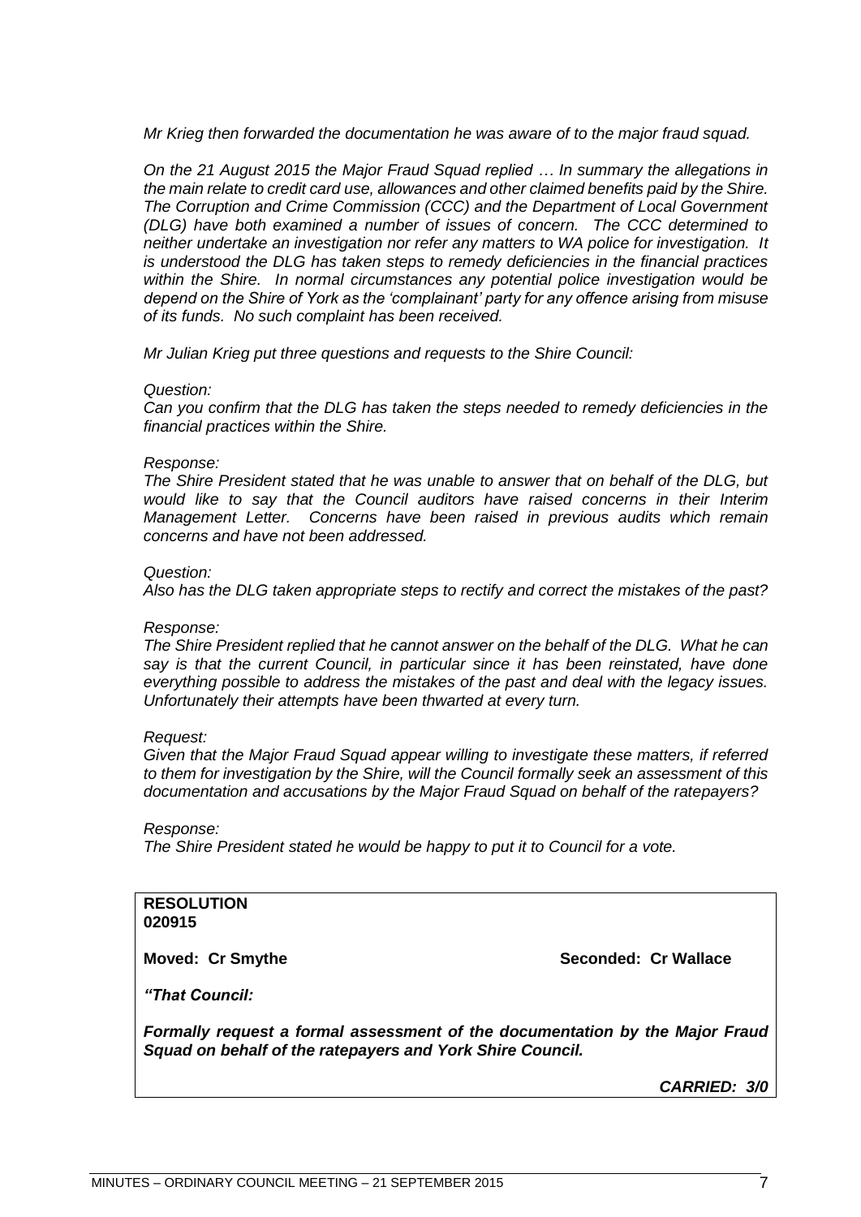*Mr Krieg then forwarded the documentation he was aware of to the major fraud squad.*

*On the 21 August 2015 the Major Fraud Squad replied … In summary the allegations in the main relate to credit card use, allowances and other claimed benefits paid by the Shire. The Corruption and Crime Commission (CCC) and the Department of Local Government (DLG) have both examined a number of issues of concern. The CCC determined to neither undertake an investigation nor refer any matters to WA police for investigation. It is understood the DLG has taken steps to remedy deficiencies in the financial practices within the Shire. In normal circumstances any potential police investigation would be depend on the Shire of York as the 'complainant' party for any offence arising from misuse of its funds. No such complaint has been received.*

*Mr Julian Krieg put three questions and requests to the Shire Council:*

*Question:*
*Can you confirm that the DLG has taken the steps needed to remedy deficiencies in the financial practices within the Shire.*

*Response:*
*The Shire President stated that he was unable to answer that on behalf of the DLG, but would like to say that the Council auditors have raised concerns in their Interim Management Letter. Concerns have been raised in previous audits which remain concerns and have not been addressed.*

*Question:*
*Also has the DLG taken appropriate steps to rectify and correct the mistakes of the past?*

*Response:*
*The Shire President replied that he cannot answer on the behalf of the DLG. What he can say is that the current Council, in particular since it has been reinstated, have done everything possible to address the mistakes of the past and deal with the legacy issues. Unfortunately their attempts have been thwarted at every turn.*

*Request:*
*Given that the Major Fraud Squad appear willing to investigate these matters, if referred to them for investigation by the Shire, will the Council formally seek an assessment of this documentation and accusations by the Major Fraud Squad on behalf of the ratepayers?*

*Response:*
*The Shire President stated he would be happy to put it to Council for a vote.*

**RESOLUTION**
**020915**

**Moved: Cr Smythe** **Seconded: Cr Wallace**

***"That Council:***

***Formally request a formal assessment of the documentation by the Major Fraud Squad on behalf of the ratepayers and York Shire Council.***

***CARRIED: 3/0***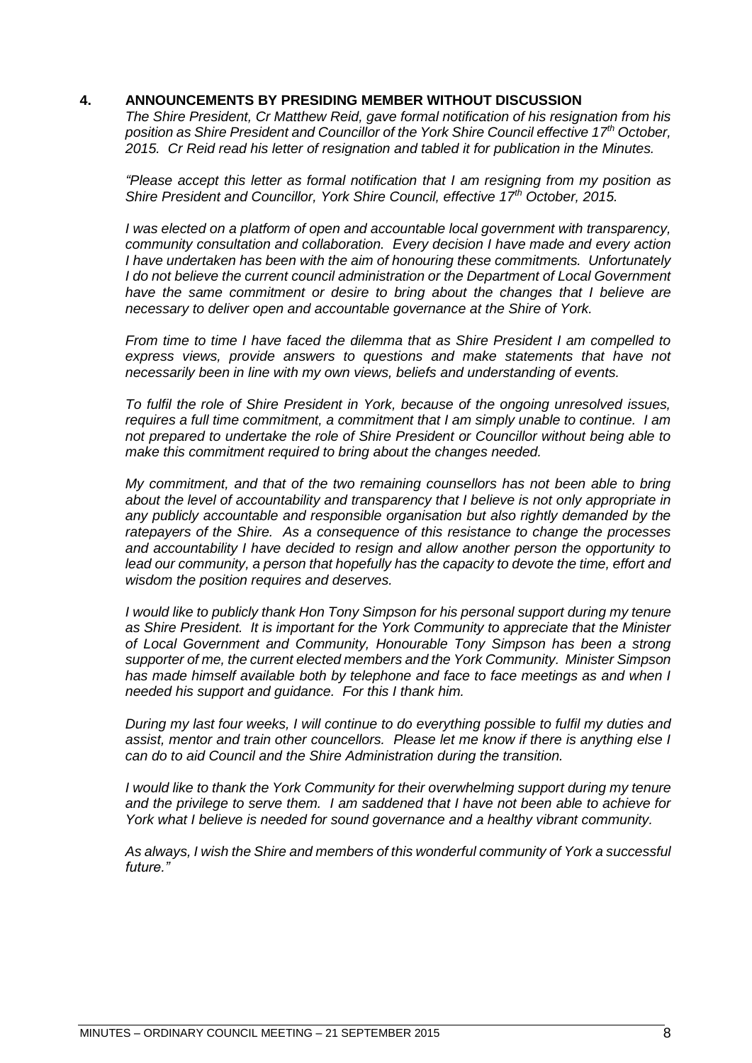## 4. ANNOUNCEMENTS BY PRESIDING MEMBER WITHOUT DISCUSSION

*The Shire President, Cr Matthew Reid, gave formal notification of his resignation from his position as Shire President and Councillor of the York Shire Council effective 17th October, 2015. Cr Reid read his letter of resignation and tabled it for publication in the Minutes.*

*"Please accept this letter as formal notification that I am resigning from my position as Shire President and Councillor, York Shire Council, effective 17th October, 2015.*

*I was elected on a platform of open and accountable local government with transparency, community consultation and collaboration. Every decision I have made and every action I have undertaken has been with the aim of honouring these commitments. Unfortunately I do not believe the current council administration or the Department of Local Government have the same commitment or desire to bring about the changes that I believe are necessary to deliver open and accountable governance at the Shire of York.*

*From time to time I have faced the dilemma that as Shire President I am compelled to express views, provide answers to questions and make statements that have not necessarily been in line with my own views, beliefs and understanding of events.*

*To fulfil the role of Shire President in York, because of the ongoing unresolved issues, requires a full time commitment, a commitment that I am simply unable to continue. I am not prepared to undertake the role of Shire President or Councillor without being able to make this commitment required to bring about the changes needed.*

*My commitment, and that of the two remaining counsellors has not been able to bring about the level of accountability and transparency that I believe is not only appropriate in any publicly accountable and responsible organisation but also rightly demanded by the ratepayers of the Shire. As a consequence of this resistance to change the processes and accountability I have decided to resign and allow another person the opportunity to lead our community, a person that hopefully has the capacity to devote the time, effort and wisdom the position requires and deserves.*

*I would like to publicly thank Hon Tony Simpson for his personal support during my tenure as Shire President. It is important for the York Community to appreciate that the Minister of Local Government and Community, Honourable Tony Simpson has been a strong supporter of me, the current elected members and the York Community. Minister Simpson has made himself available both by telephone and face to face meetings as and when I needed his support and guidance. For this I thank him.*

*During my last four weeks, I will continue to do everything possible to fulfil my duties and assist, mentor and train other councellors. Please let me know if there is anything else I can do to aid Council and the Shire Administration during the transition.*

*I would like to thank the York Community for their overwhelming support during my tenure and the privilege to serve them. I am saddened that I have not been able to achieve for York what I believe is needed for sound governance and a healthy vibrant community.*

*As always, I wish the Shire and members of this wonderful community of York a successful future."*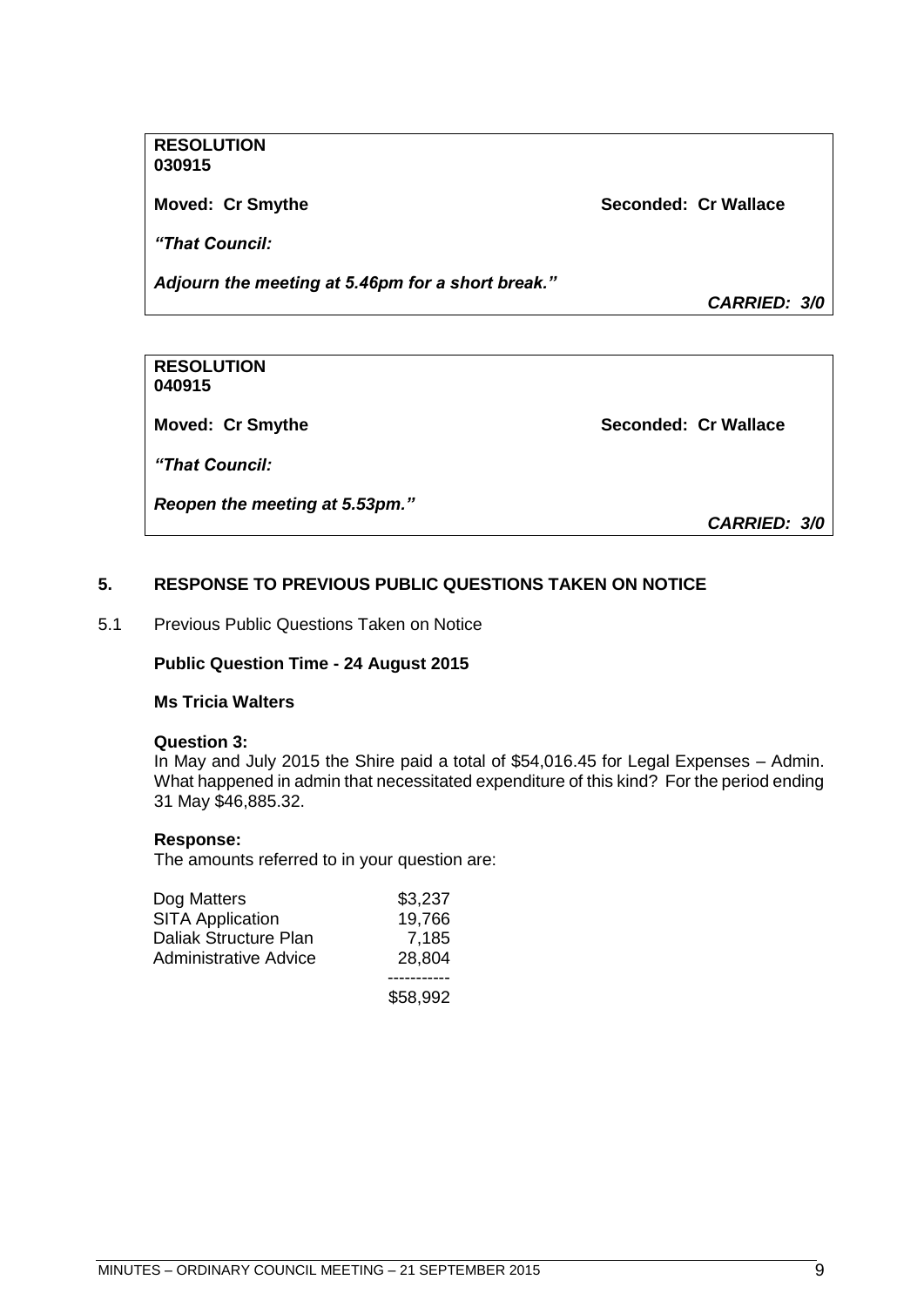**RESOLUTION**
**030915**

**Moved: Cr Smythe** **Seconded: Cr Wallace**

***"That Council:***

***Adjourn the meeting at 5.46pm for a short break."***

***CARRIED: 3/0***

**RESOLUTION**
**040915**

**Moved: Cr Smythe** **Seconded: Cr Wallace**

***"That Council:***

***Reopen the meeting at 5.53pm."***

***CARRIED: 3/0***

## 5. RESPONSE TO PREVIOUS PUBLIC QUESTIONS TAKEN ON NOTICE

5.1 Previous Public Questions Taken on Notice

**Public Question Time - 24 August 2015**

**Ms Tricia Walters**

**Question 3:**
In May and July 2015 the Shire paid a total of $54,016.45 for Legal Expenses – Admin. What happened in admin that necessitated expenditure of this kind? For the period ending 31 May $46,885.32.

**Response:**
The amounts referred to in your question are:

| | |
|---|---:|
| Dog Matters | $3,237 |
| SITA Application | 19,766 |
| Daliak Structure Plan | 7,185 |
| Administrative Advice | 28,804 |
| | ----------- |
| | $58,992 |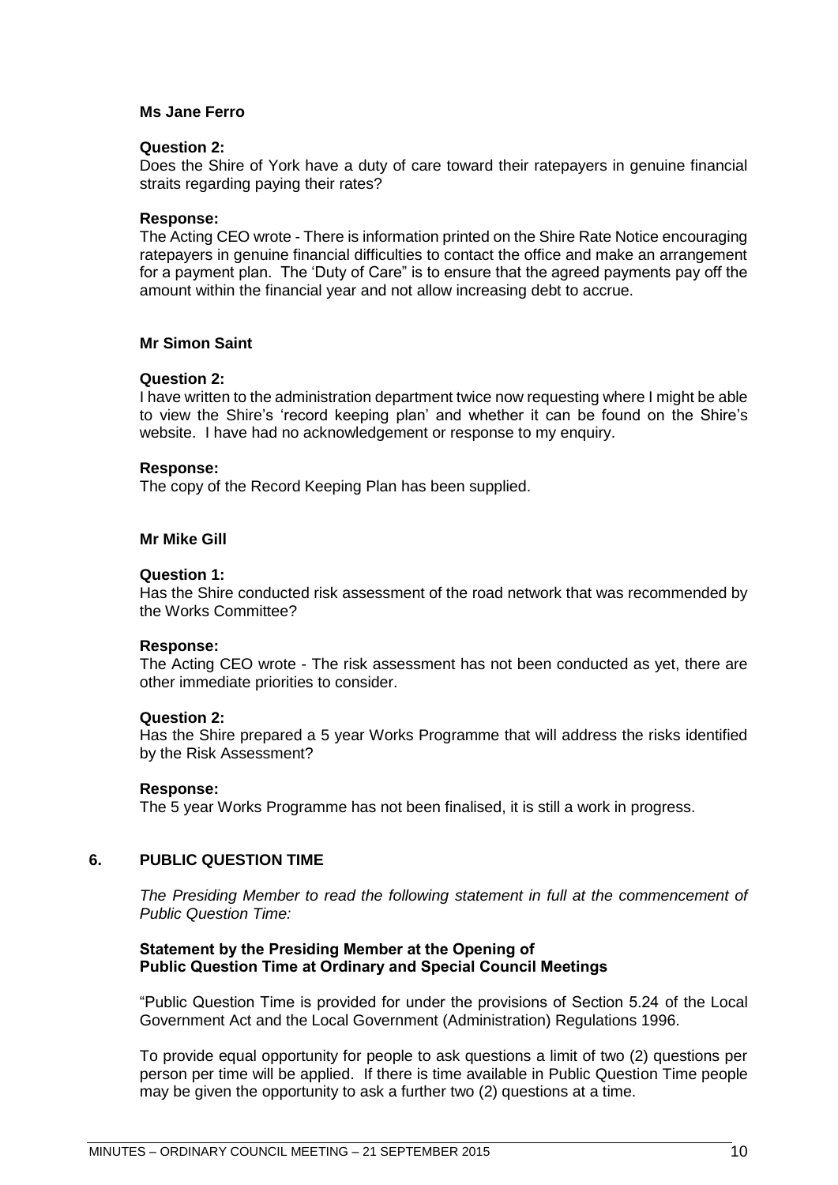**Ms Jane Ferro**

**Question 2:**
Does the Shire of York have a duty of care toward their ratepayers in genuine financial straits regarding paying their rates?

**Response:**
The Acting CEO wrote - There is information printed on the Shire Rate Notice encouraging ratepayers in genuine financial difficulties to contact the office and make an arrangement for a payment plan. The 'Duty of Care" is to ensure that the agreed payments pay off the amount within the financial year and not allow increasing debt to accrue.

**Mr Simon Saint**

**Question 2:**
I have written to the administration department twice now requesting where I might be able to view the Shire's 'record keeping plan' and whether it can be found on the Shire's website. I have had no acknowledgement or response to my enquiry.

**Response:**
The copy of the Record Keeping Plan has been supplied.

**Mr Mike Gill**

**Question 1:**
Has the Shire conducted risk assessment of the road network that was recommended by the Works Committee?

**Response:**
The Acting CEO wrote - The risk assessment has not been conducted as yet, there are other immediate priorities to consider.

**Question 2:**
Has the Shire prepared a 5 year Works Programme that will address the risks identified by the Risk Assessment?

**Response:**
The 5 year Works Programme has not been finalised, it is still a work in progress.

## 6. PUBLIC QUESTION TIME

*The Presiding Member to read the following statement in full at the commencement of Public Question Time:*

**Statement by the Presiding Member at the Opening of Public Question Time at Ordinary and Special Council Meetings**

"Public Question Time is provided for under the provisions of Section 5.24 of the Local Government Act and the Local Government (Administration) Regulations 1996.

To provide equal opportunity for people to ask questions a limit of two (2) questions per person per time will be applied. If there is time available in Public Question Time people may be given the opportunity to ask a further two (2) questions at a time.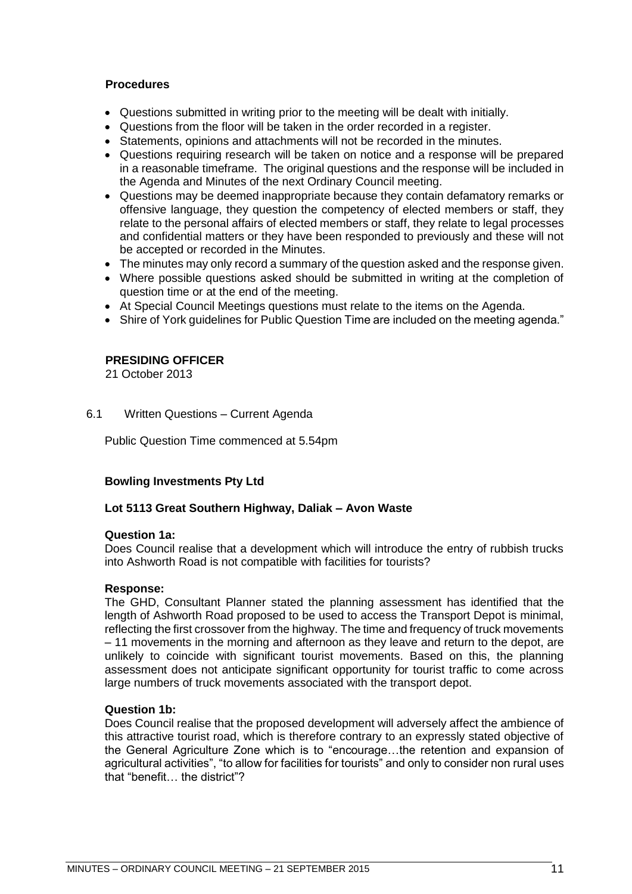**Procedures**

- Questions submitted in writing prior to the meeting will be dealt with initially.
- Questions from the floor will be taken in the order recorded in a register.
- Statements, opinions and attachments will not be recorded in the minutes.
- Questions requiring research will be taken on notice and a response will be prepared in a reasonable timeframe. The original questions and the response will be included in the Agenda and Minutes of the next Ordinary Council meeting.
- Questions may be deemed inappropriate because they contain defamatory remarks or offensive language, they question the competency of elected members or staff, they relate to the personal affairs of elected members or staff, they relate to legal processes and confidential matters or they have been responded to previously and these will not be accepted or recorded in the Minutes.
- The minutes may only record a summary of the question asked and the response given.
- Where possible questions asked should be submitted in writing at the completion of question time or at the end of the meeting.
- At Special Council Meetings questions must relate to the items on the Agenda.
- Shire of York guidelines for Public Question Time are included on the meeting agenda."

**PRESIDING OFFICER**
21 October 2013

6.1 Written Questions – Current Agenda

Public Question Time commenced at 5.54pm

**Bowling Investments Pty Ltd**

**Lot 5113 Great Southern Highway, Daliak – Avon Waste**

**Question 1a:**
Does Council realise that a development which will introduce the entry of rubbish trucks into Ashworth Road is not compatible with facilities for tourists?

**Response:**
The GHD, Consultant Planner stated the planning assessment has identified that the length of Ashworth Road proposed to be used to access the Transport Depot is minimal, reflecting the first crossover from the highway. The time and frequency of truck movements – 11 movements in the morning and afternoon as they leave and return to the depot, are unlikely to coincide with significant tourist movements. Based on this, the planning assessment does not anticipate significant opportunity for tourist traffic to come across large numbers of truck movements associated with the transport depot.

**Question 1b:**
Does Council realise that the proposed development will adversely affect the ambience of this attractive tourist road, which is therefore contrary to an expressly stated objective of the General Agriculture Zone which is to "encourage…the retention and expansion of agricultural activities", "to allow for facilities for tourists" and only to consider non rural uses that "benefit… the district"?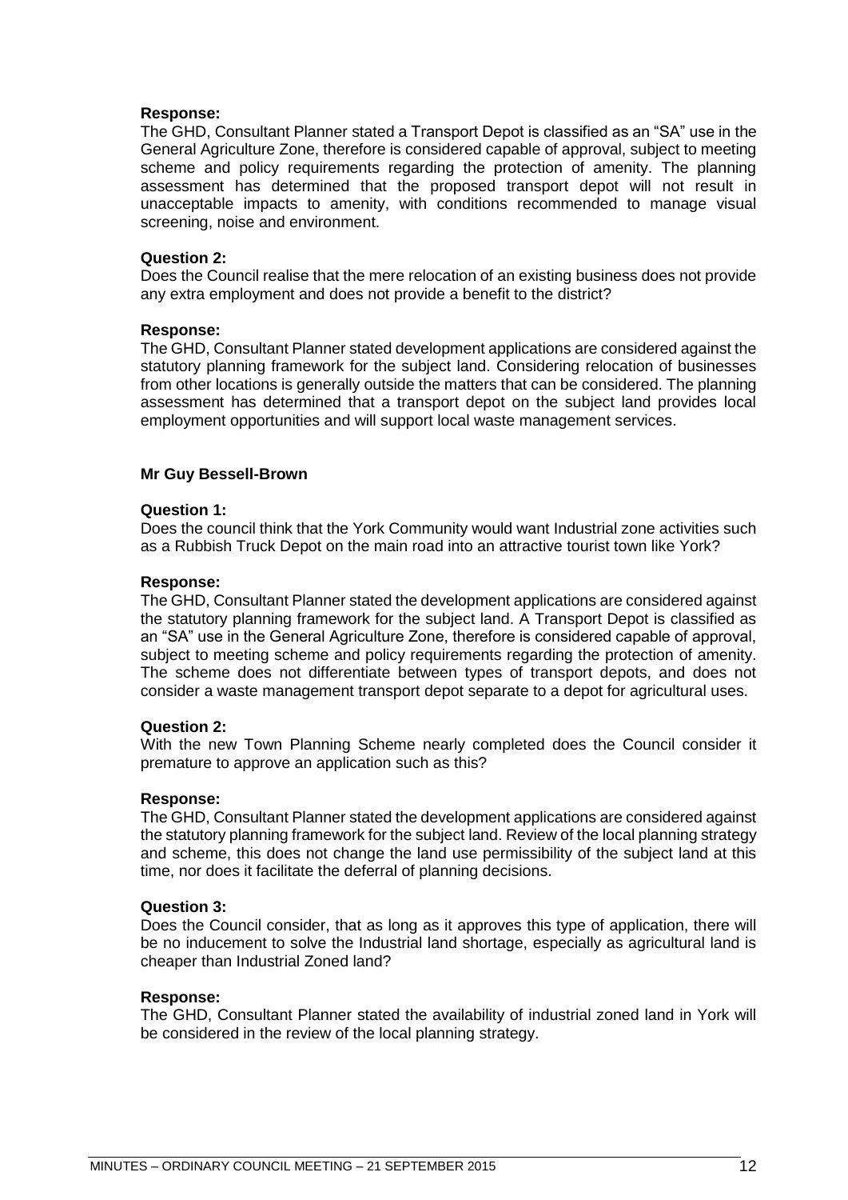**Response:**
The GHD, Consultant Planner stated a Transport Depot is classified as an "SA" use in the General Agriculture Zone, therefore is considered capable of approval, subject to meeting scheme and policy requirements regarding the protection of amenity. The planning assessment has determined that the proposed transport depot will not result in unacceptable impacts to amenity, with conditions recommended to manage visual screening, noise and environment.

**Question 2:**
Does the Council realise that the mere relocation of an existing business does not provide any extra employment and does not provide a benefit to the district?

**Response:**
The GHD, Consultant Planner stated development applications are considered against the statutory planning framework for the subject land. Considering relocation of businesses from other locations is generally outside the matters that can be considered. The planning assessment has determined that a transport depot on the subject land provides local employment opportunities and will support local waste management services.

**Mr Guy Bessell-Brown**

**Question 1:**
Does the council think that the York Community would want Industrial zone activities such as a Rubbish Truck Depot on the main road into an attractive tourist town like York?

**Response:**
The GHD, Consultant Planner stated the development applications are considered against the statutory planning framework for the subject land. A Transport Depot is classified as an "SA" use in the General Agriculture Zone, therefore is considered capable of approval, subject to meeting scheme and policy requirements regarding the protection of amenity. The scheme does not differentiate between types of transport depots, and does not consider a waste management transport depot separate to a depot for agricultural uses.

**Question 2:**
With the new Town Planning Scheme nearly completed does the Council consider it premature to approve an application such as this?

**Response:**
The GHD, Consultant Planner stated the development applications are considered against the statutory planning framework for the subject land. Review of the local planning strategy and scheme, this does not change the land use permissibility of the subject land at this time, nor does it facilitate the deferral of planning decisions.

**Question 3:**
Does the Council consider, that as long as it approves this type of application, there will be no inducement to solve the Industrial land shortage, especially as agricultural land is cheaper than Industrial Zoned land?

**Response:**
The GHD, Consultant Planner stated the availability of industrial zoned land in York will be considered in the review of the local planning strategy.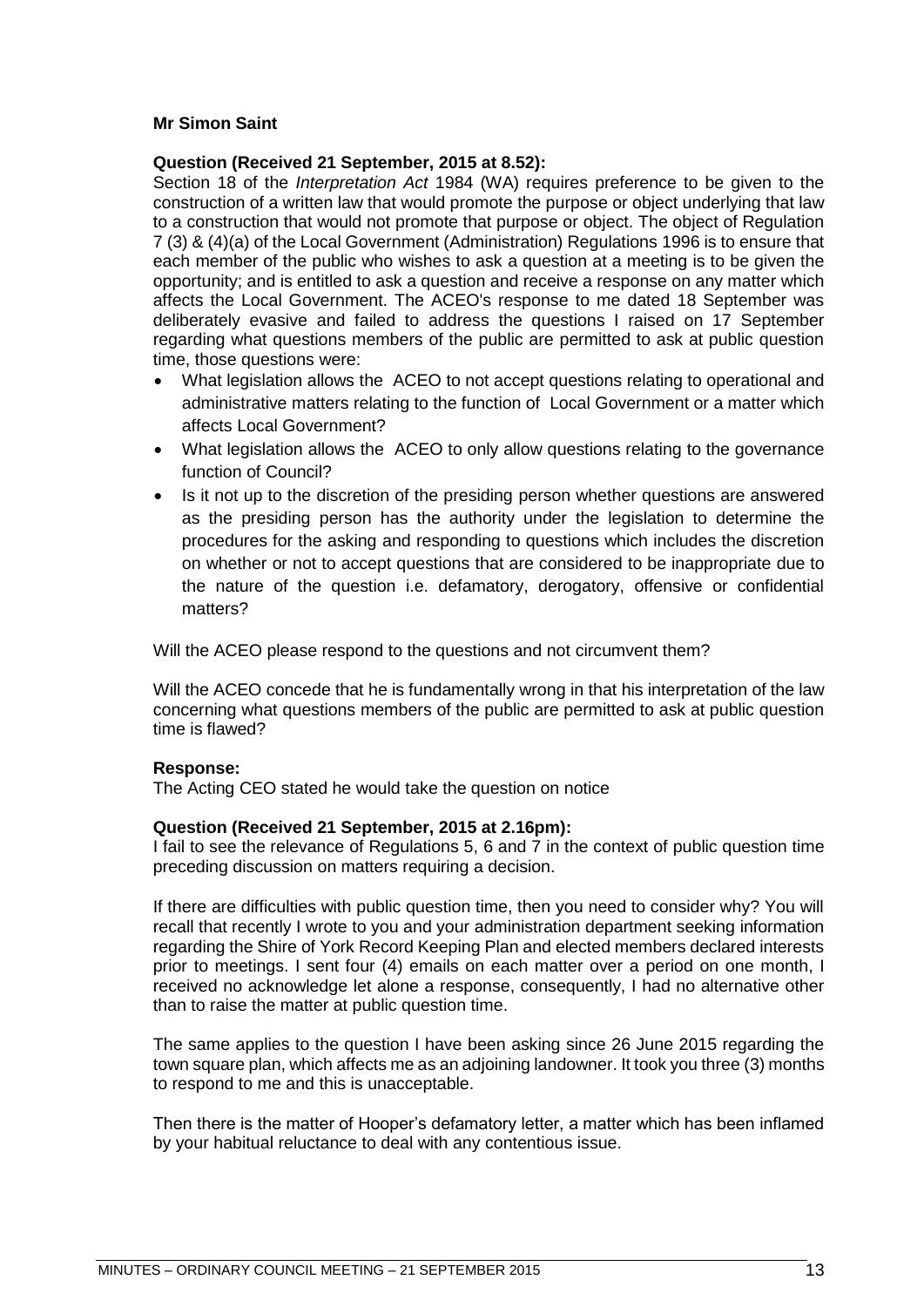**Mr Simon Saint**

**Question (Received 21 September, 2015 at 8.52):**
Section 18 of the *Interpretation Act* 1984 (WA) requires preference to be given to the construction of a written law that would promote the purpose or object underlying that law to a construction that would not promote that purpose or object. The object of Regulation 7 (3) & (4)(a) of the Local Government (Administration) Regulations 1996 is to ensure that each member of the public who wishes to ask a question at a meeting is to be given the opportunity; and is entitled to ask a question and receive a response on any matter which affects the Local Government. The ACEO's response to me dated 18 September was deliberately evasive and failed to address the questions I raised on 17 September regarding what questions members of the public are permitted to ask at public question time, those questions were:

- What legislation allows the ACEO to not accept questions relating to operational and administrative matters relating to the function of Local Government or a matter which affects Local Government?
- What legislation allows the ACEO to only allow questions relating to the governance function of Council?
- Is it not up to the discretion of the presiding person whether questions are answered as the presiding person has the authority under the legislation to determine the procedures for the asking and responding to questions which includes the discretion on whether or not to accept questions that are considered to be inappropriate due to the nature of the question i.e. defamatory, derogatory, offensive or confidential matters?

Will the ACEO please respond to the questions and not circumvent them?

Will the ACEO concede that he is fundamentally wrong in that his interpretation of the law concerning what questions members of the public are permitted to ask at public question time is flawed?

**Response:**
The Acting CEO stated he would take the question on notice

**Question (Received 21 September, 2015 at 2.16pm):**
I fail to see the relevance of Regulations 5, 6 and 7 in the context of public question time preceding discussion on matters requiring a decision.

If there are difficulties with public question time, then you need to consider why? You will recall that recently I wrote to you and your administration department seeking information regarding the Shire of York Record Keeping Plan and elected members declared interests prior to meetings. I sent four (4) emails on each matter over a period on one month, I received no acknowledge let alone a response, consequently, I had no alternative other than to raise the matter at public question time.

The same applies to the question I have been asking since 26 June 2015 regarding the town square plan, which affects me as an adjoining landowner. It took you three (3) months to respond to me and this is unacceptable.

Then there is the matter of Hooper's defamatory letter, a matter which has been inflamed by your habitual reluctance to deal with any contentious issue.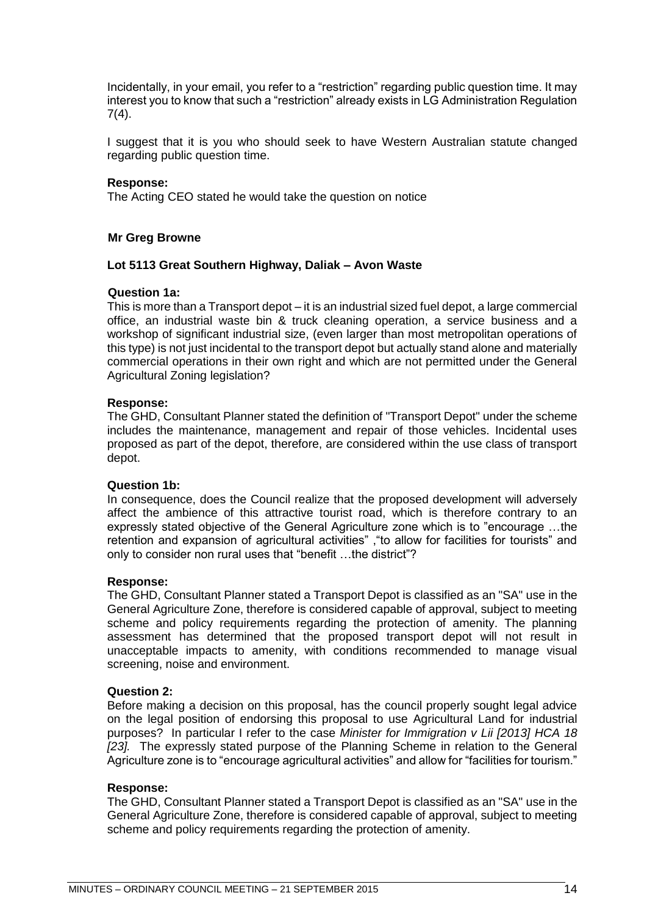Incidentally, in your email, you refer to a "restriction" regarding public question time. It may interest you to know that such a "restriction" already exists in LG Administration Regulation 7(4).

I suggest that it is you who should seek to have Western Australian statute changed regarding public question time.

**Response:**
The Acting CEO stated he would take the question on notice

**Mr Greg Browne**

**Lot 5113 Great Southern Highway, Daliak – Avon Waste**

**Question 1a:**
This is more than a Transport depot – it is an industrial sized fuel depot, a large commercial office, an industrial waste bin & truck cleaning operation, a service business and a workshop of significant industrial size, (even larger than most metropolitan operations of this type) is not just incidental to the transport depot but actually stand alone and materially commercial operations in their own right and which are not permitted under the General Agricultural Zoning legislation?

**Response:**
The GHD, Consultant Planner stated the definition of "Transport Depot" under the scheme includes the maintenance, management and repair of those vehicles. Incidental uses proposed as part of the depot, therefore, are considered within the use class of transport depot.

**Question 1b:**
In consequence, does the Council realize that the proposed development will adversely affect the ambience of this attractive tourist road, which is therefore contrary to an expressly stated objective of the General Agriculture zone which is to "encourage …the retention and expansion of agricultural activities" ,"to allow for facilities for tourists" and only to consider non rural uses that "benefit …the district"?

**Response:**
The GHD, Consultant Planner stated a Transport Depot is classified as an "SA" use in the General Agriculture Zone, therefore is considered capable of approval, subject to meeting scheme and policy requirements regarding the protection of amenity. The planning assessment has determined that the proposed transport depot will not result in unacceptable impacts to amenity, with conditions recommended to manage visual screening, noise and environment.

**Question 2:**
Before making a decision on this proposal, has the council properly sought legal advice on the legal position of endorsing this proposal to use Agricultural Land for industrial purposes? In particular I refer to the case *Minister for Immigration v Lii [2013] HCA 18 [23].* The expressly stated purpose of the Planning Scheme in relation to the General Agriculture zone is to "encourage agricultural activities" and allow for "facilities for tourism."

**Response:**
The GHD, Consultant Planner stated a Transport Depot is classified as an "SA" use in the General Agriculture Zone, therefore is considered capable of approval, subject to meeting scheme and policy requirements regarding the protection of amenity.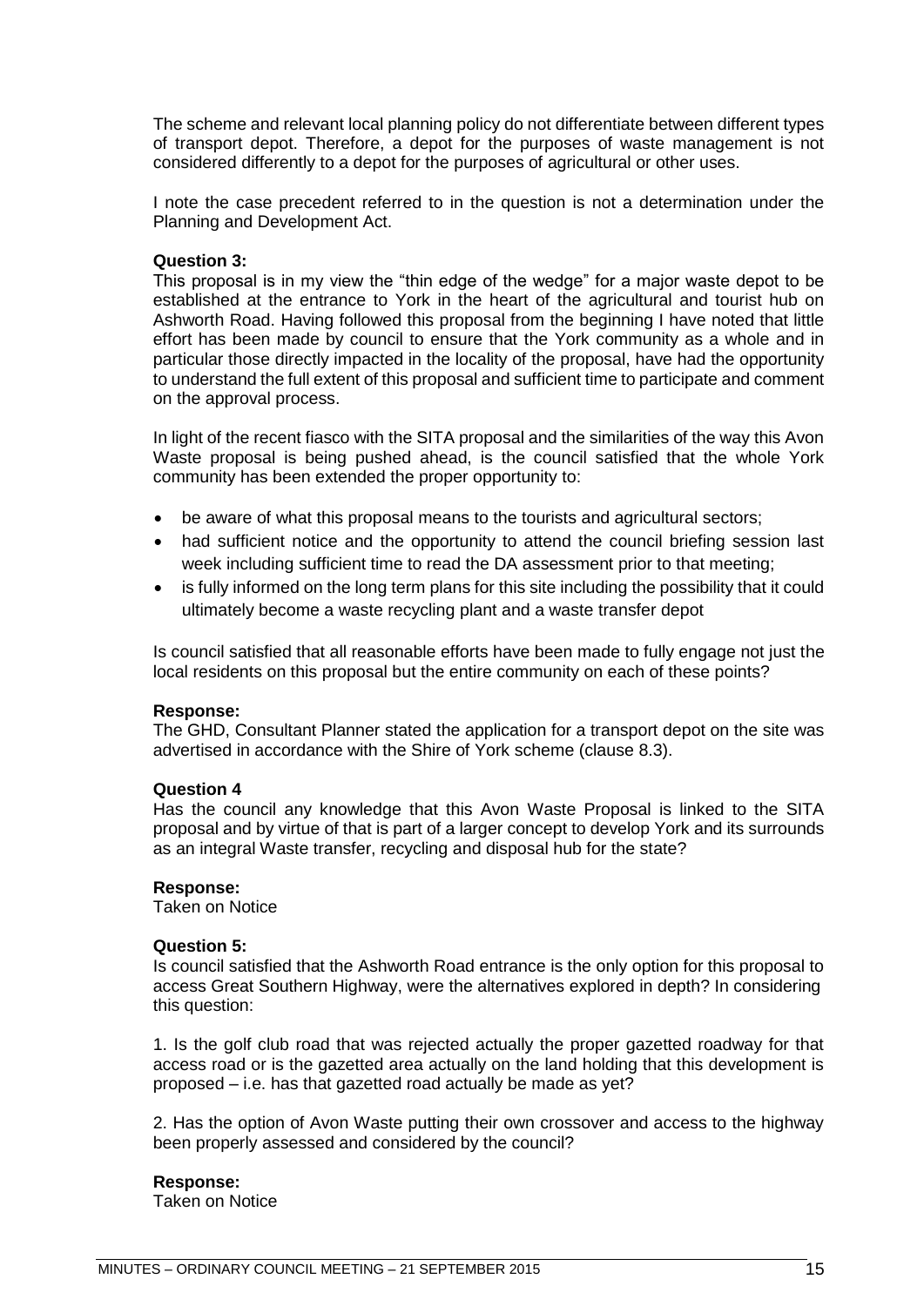The scheme and relevant local planning policy do not differentiate between different types of transport depot. Therefore, a depot for the purposes of waste management is not considered differently to a depot for the purposes of agricultural or other uses.

I note the case precedent referred to in the question is not a determination under the Planning and Development Act.

**Question 3:**
This proposal is in my view the "thin edge of the wedge" for a major waste depot to be established at the entrance to York in the heart of the agricultural and tourist hub on Ashworth Road. Having followed this proposal from the beginning I have noted that little effort has been made by council to ensure that the York community as a whole and in particular those directly impacted in the locality of the proposal, have had the opportunity to understand the full extent of this proposal and sufficient time to participate and comment on the approval process.

In light of the recent fiasco with the SITA proposal and the similarities of the way this Avon Waste proposal is being pushed ahead, is the council satisfied that the whole York community has been extended the proper opportunity to:

- be aware of what this proposal means to the tourists and agricultural sectors;
- had sufficient notice and the opportunity to attend the council briefing session last week including sufficient time to read the DA assessment prior to that meeting;
- is fully informed on the long term plans for this site including the possibility that it could ultimately become a waste recycling plant and a waste transfer depot

Is council satisfied that all reasonable efforts have been made to fully engage not just the local residents on this proposal but the entire community on each of these points?

**Response:**
The GHD, Consultant Planner stated the application for a transport depot on the site was advertised in accordance with the Shire of York scheme (clause 8.3).

**Question 4**
Has the council any knowledge that this Avon Waste Proposal is linked to the SITA proposal and by virtue of that is part of a larger concept to develop York and its surrounds as an integral Waste transfer, recycling and disposal hub for the state?

**Response:**
Taken on Notice

**Question 5:**
Is council satisfied that the Ashworth Road entrance is the only option for this proposal to access Great Southern Highway, were the alternatives explored in depth? In considering this question:

1. Is the golf club road that was rejected actually the proper gazetted roadway for that access road or is the gazetted area actually on the land holding that this development is proposed – i.e. has that gazetted road actually be made as yet?

2. Has the option of Avon Waste putting their own crossover and access to the highway been properly assessed and considered by the council?

**Response:**
Taken on Notice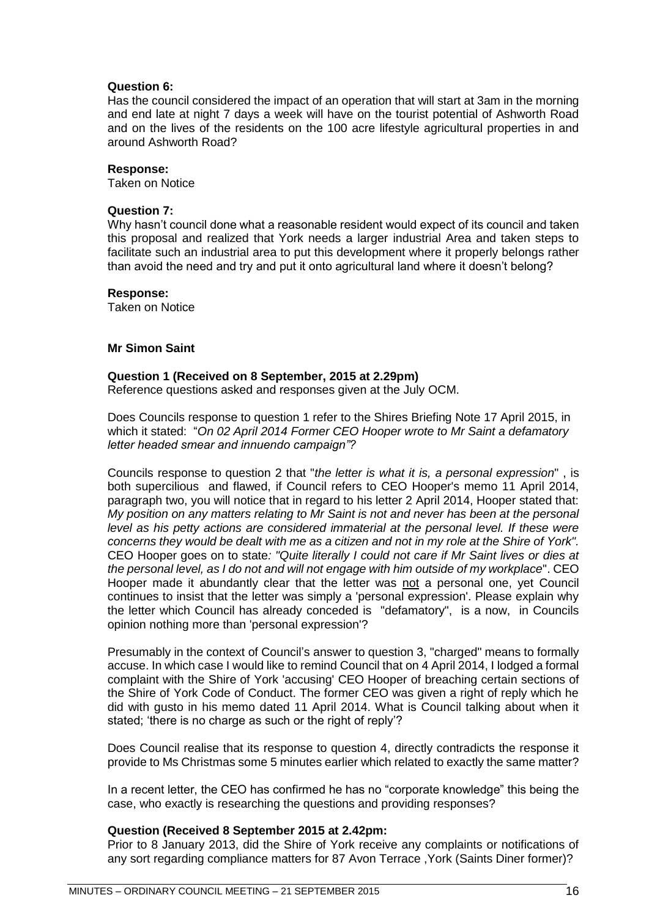**Question 6:**
Has the council considered the impact of an operation that will start at 3am in the morning and end late at night 7 days a week will have on the tourist potential of Ashworth Road and on the lives of the residents on the 100 acre lifestyle agricultural properties in and around Ashworth Road?

**Response:**
Taken on Notice

**Question 7:**
Why hasn't council done what a reasonable resident would expect of its council and taken this proposal and realized that York needs a larger industrial Area and taken steps to facilitate such an industrial area to put this development where it properly belongs rather than avoid the need and try and put it onto agricultural land where it doesn't belong?

**Response:**
Taken on Notice

**Mr Simon Saint**

**Question 1 (Received on 8 September, 2015 at 2.29pm)**
Reference questions asked and responses given at the July OCM.

Does Councils response to question 1 refer to the Shires Briefing Note 17 April 2015, in which it stated: "*On 02 April 2014 Former CEO Hooper wrote to Mr Saint a defamatory letter headed smear and innuendo campaign"?*

Councils response to question 2 that "*the letter is what it is, a personal expression*" , is both supercilious and flawed, if Council refers to CEO Hooper's memo 11 April 2014, paragraph two, you will notice that in regard to his letter 2 April 2014, Hooper stated that: *My position on any matters relating to Mr Saint is not and never has been at the personal level as his petty actions are considered immaterial at the personal level. If these were concerns they would be dealt with me as a citizen and not in my role at the Shire of York".* CEO Hooper goes on to state*: "Quite literally I could not care if Mr Saint lives or dies at the personal level, as I do not and will not engage with him outside of my workplace*". CEO Hooper made it abundantly clear that the letter was <u>not</u> a personal one, yet Council continues to insist that the letter was simply a 'personal expression'. Please explain why the letter which Council has already conceded is "defamatory", is a now, in Councils opinion nothing more than 'personal expression'?

Presumably in the context of Council's answer to question 3, "charged" means to formally accuse. In which case I would like to remind Council that on 4 April 2014, I lodged a formal complaint with the Shire of York 'accusing' CEO Hooper of breaching certain sections of the Shire of York Code of Conduct. The former CEO was given a right of reply which he did with gusto in his memo dated 11 April 2014. What is Council talking about when it stated; 'there is no charge as such or the right of reply'?

Does Council realise that its response to question 4, directly contradicts the response it provide to Ms Christmas some 5 minutes earlier which related to exactly the same matter?

In a recent letter, the CEO has confirmed he has no "corporate knowledge" this being the case, who exactly is researching the questions and providing responses?

**Question (Received 8 September 2015 at 2.42pm:**
Prior to 8 January 2013, did the Shire of York receive any complaints or notifications of any sort regarding compliance matters for 87 Avon Terrace ,York (Saints Diner former)?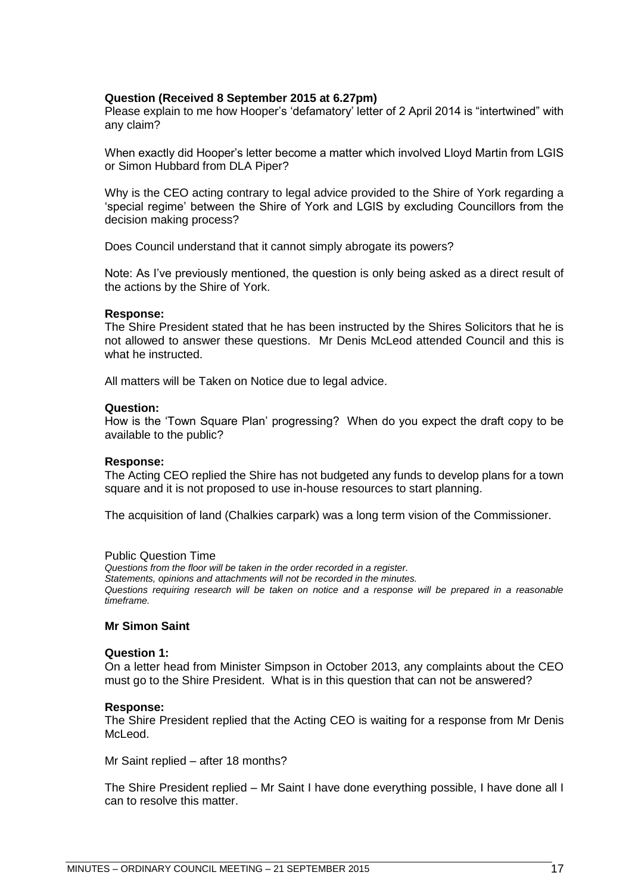**Question (Received 8 September 2015 at 6.27pm)**

Please explain to me how Hooper's 'defamatory' letter of 2 April 2014 is "intertwined" with any claim?

When exactly did Hooper's letter become a matter which involved Lloyd Martin from LGIS or Simon Hubbard from DLA Piper?

Why is the CEO acting contrary to legal advice provided to the Shire of York regarding a 'special regime' between the Shire of York and LGIS by excluding Councillors from the decision making process?

Does Council understand that it cannot simply abrogate its powers?

Note: As I've previously mentioned, the question is only being asked as a direct result of the actions by the Shire of York.

**Response:**

The Shire President stated that he has been instructed by the Shires Solicitors that he is not allowed to answer these questions. Mr Denis McLeod attended Council and this is what he instructed.

All matters will be Taken on Notice due to legal advice.

**Question:**

How is the 'Town Square Plan' progressing? When do you expect the draft copy to be available to the public?

**Response:**

The Acting CEO replied the Shire has not budgeted any funds to develop plans for a town square and it is not proposed to use in-house resources to start planning.

The acquisition of land (Chalkies carpark) was a long term vision of the Commissioner.

Public Question Time

*Questions from the floor will be taken in the order recorded in a register.*
*Statements, opinions and attachments will not be recorded in the minutes.*
*Questions requiring research will be taken on notice and a response will be prepared in a reasonable timeframe.*

**Mr Simon Saint**

**Question 1:**

On a letter head from Minister Simpson in October 2013, any complaints about the CEO must go to the Shire President. What is in this question that can not be answered?

**Response:**

The Shire President replied that the Acting CEO is waiting for a response from Mr Denis McLeod.

Mr Saint replied – after 18 months?

The Shire President replied – Mr Saint I have done everything possible, I have done all I can to resolve this matter.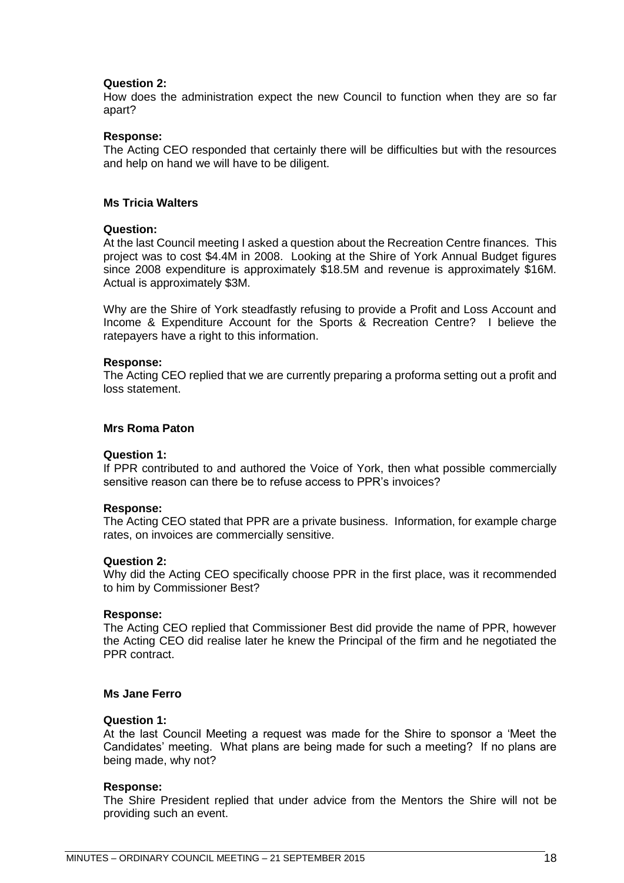**Question 2:**
How does the administration expect the new Council to function when they are so far apart?

**Response:**
The Acting CEO responded that certainly there will be difficulties but with the resources and help on hand we will have to be diligent.

**Ms Tricia Walters**

**Question:**
At the last Council meeting I asked a question about the Recreation Centre finances. This project was to cost $4.4M in 2008. Looking at the Shire of York Annual Budget figures since 2008 expenditure is approximately $18.5M and revenue is approximately $16M. Actual is approximately $3M.

Why are the Shire of York steadfastly refusing to provide a Profit and Loss Account and Income & Expenditure Account for the Sports & Recreation Centre? I believe the ratepayers have a right to this information.

**Response:**
The Acting CEO replied that we are currently preparing a proforma setting out a profit and loss statement.

**Mrs Roma Paton**

**Question 1:**
If PPR contributed to and authored the Voice of York, then what possible commercially sensitive reason can there be to refuse access to PPR's invoices?

**Response:**
The Acting CEO stated that PPR are a private business. Information, for example charge rates, on invoices are commercially sensitive.

**Question 2:**
Why did the Acting CEO specifically choose PPR in the first place, was it recommended to him by Commissioner Best?

**Response:**
The Acting CEO replied that Commissioner Best did provide the name of PPR, however the Acting CEO did realise later he knew the Principal of the firm and he negotiated the PPR contract.

**Ms Jane Ferro**

**Question 1:**
At the last Council Meeting a request was made for the Shire to sponsor a 'Meet the Candidates' meeting. What plans are being made for such a meeting? If no plans are being made, why not?

**Response:**
The Shire President replied that under advice from the Mentors the Shire will not be providing such an event.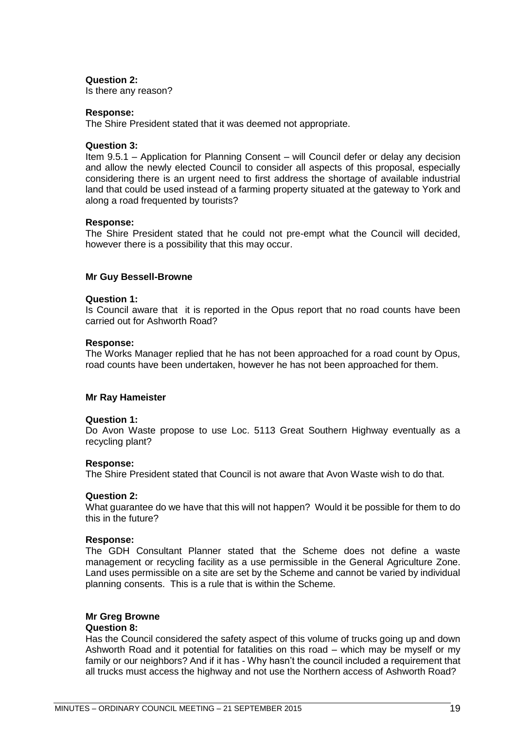**Question 2:**
Is there any reason?

**Response:**
The Shire President stated that it was deemed not appropriate.

**Question 3:**
Item 9.5.1 – Application for Planning Consent – will Council defer or delay any decision and allow the newly elected Council to consider all aspects of this proposal, especially considering there is an urgent need to first address the shortage of available industrial land that could be used instead of a farming property situated at the gateway to York and along a road frequented by tourists?

**Response:**
The Shire President stated that he could not pre-empt what the Council will decided, however there is a possibility that this may occur.

**Mr Guy Bessell-Browne**

**Question 1:**
Is Council aware that it is reported in the Opus report that no road counts have been carried out for Ashworth Road?

**Response:**
The Works Manager replied that he has not been approached for a road count by Opus, road counts have been undertaken, however he has not been approached for them.

**Mr Ray Hameister**

**Question 1:**
Do Avon Waste propose to use Loc. 5113 Great Southern Highway eventually as a recycling plant?

**Response:**
The Shire President stated that Council is not aware that Avon Waste wish to do that.

**Question 2:**
What guarantee do we have that this will not happen? Would it be possible for them to do this in the future?

**Response:**
The GDH Consultant Planner stated that the Scheme does not define a waste management or recycling facility as a use permissible in the General Agriculture Zone. Land uses permissible on a site are set by the Scheme and cannot be varied by individual planning consents. This is a rule that is within the Scheme.

**Mr Greg Browne**

**Question 8:**
Has the Council considered the safety aspect of this volume of trucks going up and down Ashworth Road and it potential for fatalities on this road – which may be myself or my family or our neighbors? And if it has - Why hasn't the council included a requirement that all trucks must access the highway and not use the Northern access of Ashworth Road?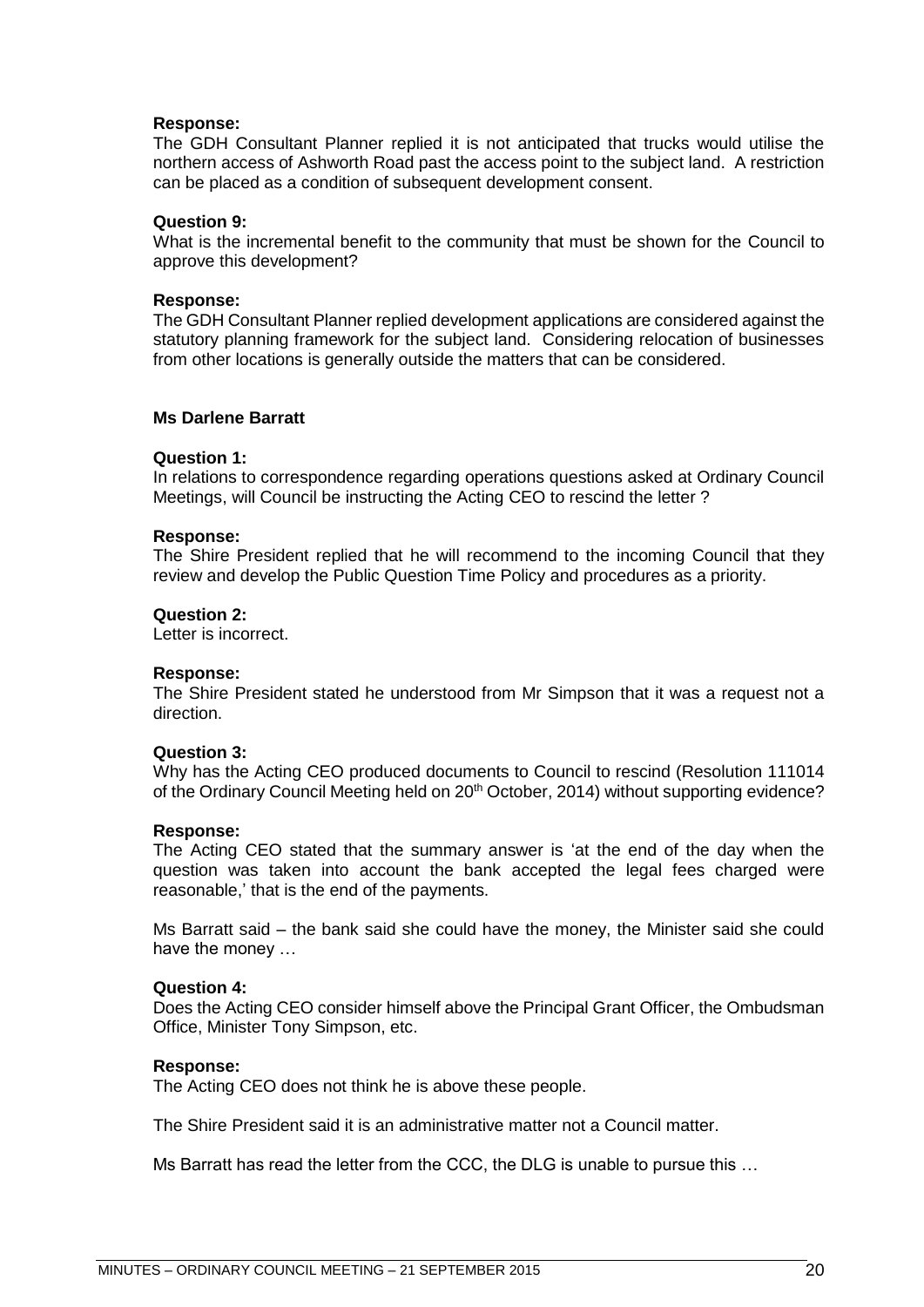**Response:**
The GDH Consultant Planner replied it is not anticipated that trucks would utilise the northern access of Ashworth Road past the access point to the subject land. A restriction can be placed as a condition of subsequent development consent.

**Question 9:**
What is the incremental benefit to the community that must be shown for the Council to approve this development?

**Response:**
The GDH Consultant Planner replied development applications are considered against the statutory planning framework for the subject land. Considering relocation of businesses from other locations is generally outside the matters that can be considered.

**Ms Darlene Barratt**

**Question 1:**
In relations to correspondence regarding operations questions asked at Ordinary Council Meetings, will Council be instructing the Acting CEO to rescind the letter ?

**Response:**
The Shire President replied that he will recommend to the incoming Council that they review and develop the Public Question Time Policy and procedures as a priority.

**Question 2:**
Letter is incorrect.

**Response:**
The Shire President stated he understood from Mr Simpson that it was a request not a direction.

**Question 3:**
Why has the Acting CEO produced documents to Council to rescind (Resolution 111014 of the Ordinary Council Meeting held on 20th October, 2014) without supporting evidence?

**Response:**
The Acting CEO stated that the summary answer is 'at the end of the day when the question was taken into account the bank accepted the legal fees charged were reasonable,' that is the end of the payments.

Ms Barratt said – the bank said she could have the money, the Minister said she could have the money …

**Question 4:**
Does the Acting CEO consider himself above the Principal Grant Officer, the Ombudsman Office, Minister Tony Simpson, etc.

**Response:**
The Acting CEO does not think he is above these people.

The Shire President said it is an administrative matter not a Council matter.

Ms Barratt has read the letter from the CCC, the DLG is unable to pursue this …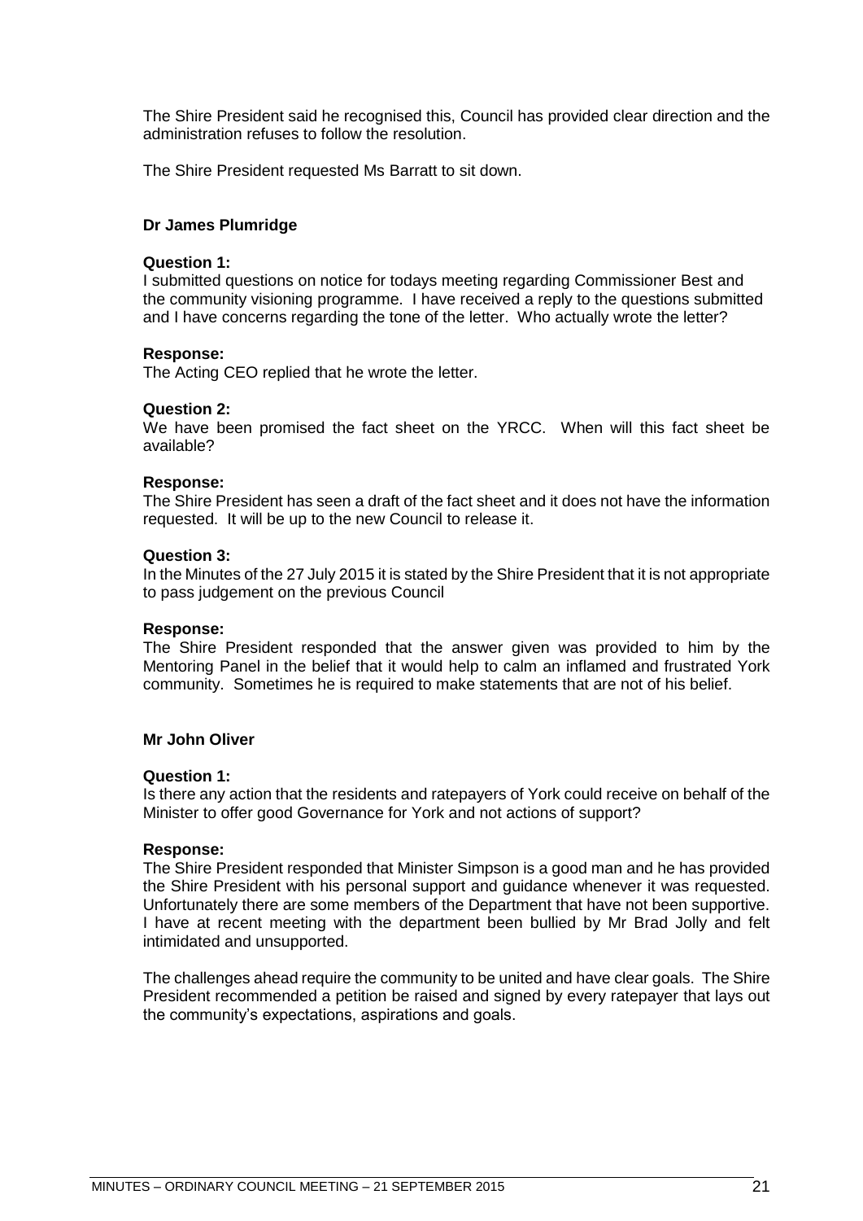The Shire President said he recognised this, Council has provided clear direction and the administration refuses to follow the resolution.

The Shire President requested Ms Barratt to sit down.

**Dr James Plumridge**

**Question 1:**
I submitted questions on notice for todays meeting regarding Commissioner Best and the community visioning programme. I have received a reply to the questions submitted and I have concerns regarding the tone of the letter. Who actually wrote the letter?

**Response:**
The Acting CEO replied that he wrote the letter.

**Question 2:**
We have been promised the fact sheet on the YRCC. When will this fact sheet be available?

**Response:**
The Shire President has seen a draft of the fact sheet and it does not have the information requested. It will be up to the new Council to release it.

**Question 3:**
In the Minutes of the 27 July 2015 it is stated by the Shire President that it is not appropriate to pass judgement on the previous Council

**Response:**
The Shire President responded that the answer given was provided to him by the Mentoring Panel in the belief that it would help to calm an inflamed and frustrated York community. Sometimes he is required to make statements that are not of his belief.

**Mr John Oliver**

**Question 1:**
Is there any action that the residents and ratepayers of York could receive on behalf of the Minister to offer good Governance for York and not actions of support?

**Response:**
The Shire President responded that Minister Simpson is a good man and he has provided the Shire President with his personal support and guidance whenever it was requested. Unfortunately there are some members of the Department that have not been supportive. I have at recent meeting with the department been bullied by Mr Brad Jolly and felt intimidated and unsupported.

The challenges ahead require the community to be united and have clear goals. The Shire President recommended a petition be raised and signed by every ratepayer that lays out the community's expectations, aspirations and goals.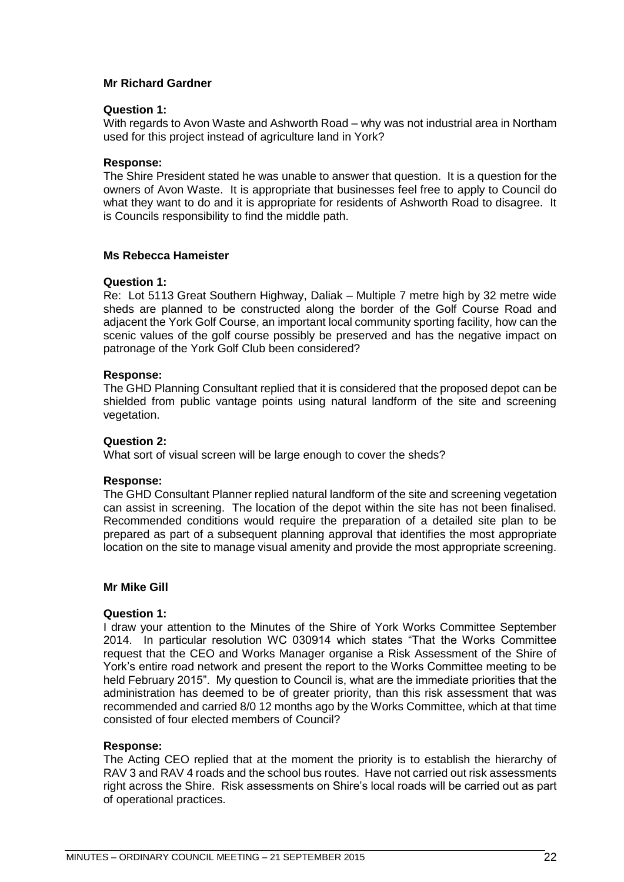**Mr Richard Gardner**

**Question 1:**
With regards to Avon Waste and Ashworth Road – why was not industrial area in Northam used for this project instead of agriculture land in York?

**Response:**
The Shire President stated he was unable to answer that question. It is a question for the owners of Avon Waste. It is appropriate that businesses feel free to apply to Council do what they want to do and it is appropriate for residents of Ashworth Road to disagree. It is Councils responsibility to find the middle path.

**Ms Rebecca Hameister**

**Question 1:**
Re: Lot 5113 Great Southern Highway, Daliak – Multiple 7 metre high by 32 metre wide sheds are planned to be constructed along the border of the Golf Course Road and adjacent the York Golf Course, an important local community sporting facility, how can the scenic values of the golf course possibly be preserved and has the negative impact on patronage of the York Golf Club been considered?

**Response:**
The GHD Planning Consultant replied that it is considered that the proposed depot can be shielded from public vantage points using natural landform of the site and screening vegetation.

**Question 2:**
What sort of visual screen will be large enough to cover the sheds?

**Response:**
The GHD Consultant Planner replied natural landform of the site and screening vegetation can assist in screening. The location of the depot within the site has not been finalised. Recommended conditions would require the preparation of a detailed site plan to be prepared as part of a subsequent planning approval that identifies the most appropriate location on the site to manage visual amenity and provide the most appropriate screening.

**Mr Mike Gill**

**Question 1:**
I draw your attention to the Minutes of the Shire of York Works Committee September 2014. In particular resolution WC 030914 which states "That the Works Committee request that the CEO and Works Manager organise a Risk Assessment of the Shire of York's entire road network and present the report to the Works Committee meeting to be held February 2015". My question to Council is, what are the immediate priorities that the administration has deemed to be of greater priority, than this risk assessment that was recommended and carried 8/0 12 months ago by the Works Committee, which at that time consisted of four elected members of Council?

**Response:**
The Acting CEO replied that at the moment the priority is to establish the hierarchy of RAV 3 and RAV 4 roads and the school bus routes. Have not carried out risk assessments right across the Shire. Risk assessments on Shire's local roads will be carried out as part of operational practices.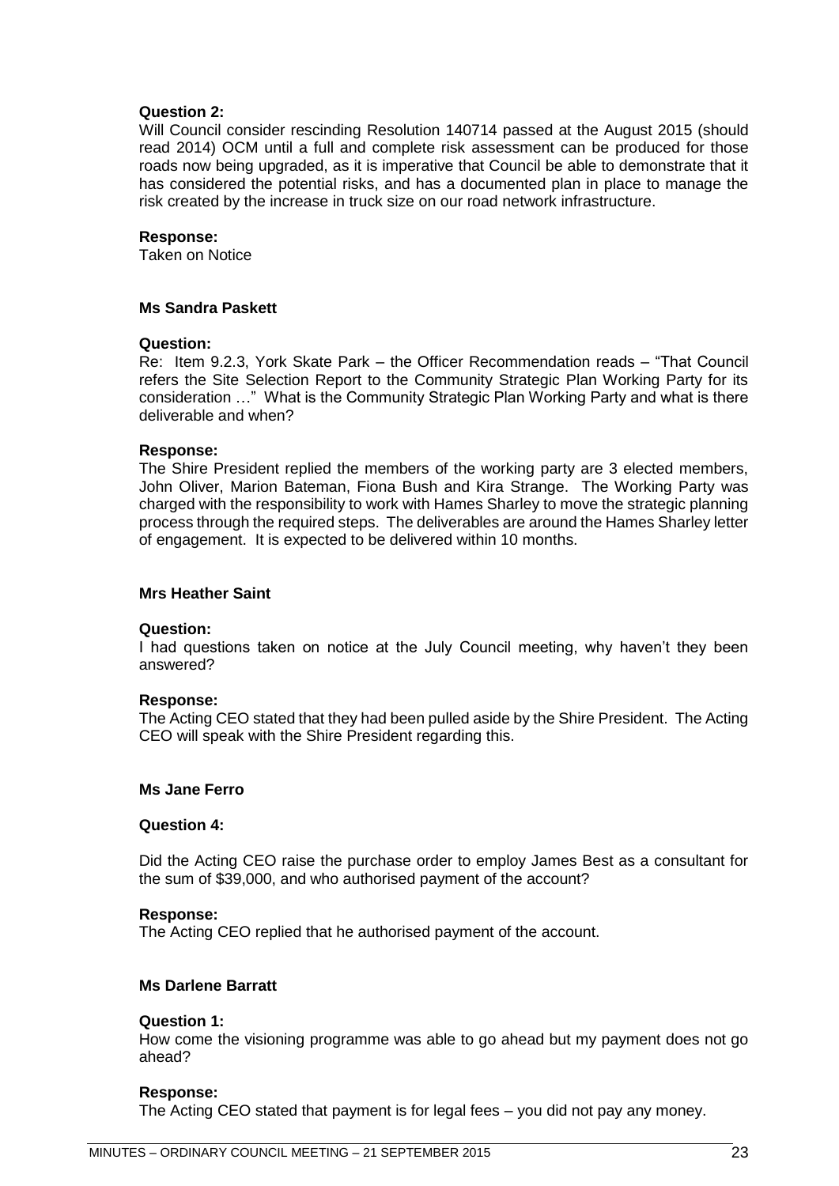**Question 2:**
Will Council consider rescinding Resolution 140714 passed at the August 2015 (should read 2014) OCM until a full and complete risk assessment can be produced for those roads now being upgraded, as it is imperative that Council be able to demonstrate that it has considered the potential risks, and has a documented plan in place to manage the risk created by the increase in truck size on our road network infrastructure.

**Response:**
Taken on Notice

**Ms Sandra Paskett**

**Question:**
Re: Item 9.2.3, York Skate Park – the Officer Recommendation reads – "That Council refers the Site Selection Report to the Community Strategic Plan Working Party for its consideration …" What is the Community Strategic Plan Working Party and what is there deliverable and when?

**Response:**
The Shire President replied the members of the working party are 3 elected members, John Oliver, Marion Bateman, Fiona Bush and Kira Strange. The Working Party was charged with the responsibility to work with Hames Sharley to move the strategic planning process through the required steps. The deliverables are around the Hames Sharley letter of engagement. It is expected to be delivered within 10 months.

**Mrs Heather Saint**

**Question:**
I had questions taken on notice at the July Council meeting, why haven't they been answered?

**Response:**
The Acting CEO stated that they had been pulled aside by the Shire President. The Acting CEO will speak with the Shire President regarding this.

**Ms Jane Ferro**

**Question 4:**

Did the Acting CEO raise the purchase order to employ James Best as a consultant for the sum of $39,000, and who authorised payment of the account?

**Response:**
The Acting CEO replied that he authorised payment of the account.

**Ms Darlene Barratt**

**Question 1:**
How come the visioning programme was able to go ahead but my payment does not go ahead?

**Response:**
The Acting CEO stated that payment is for legal fees – you did not pay any money.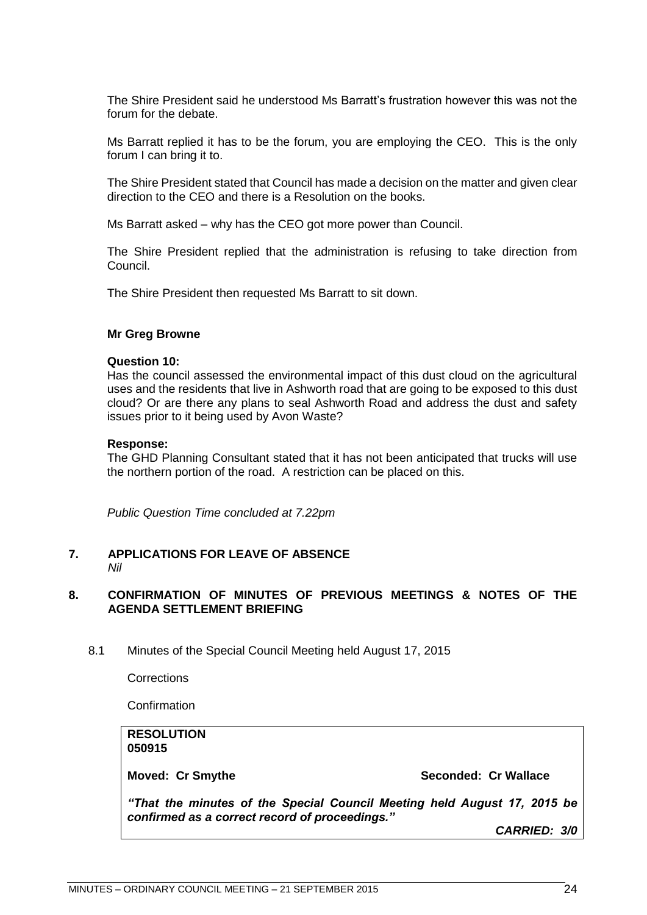The Shire President said he understood Ms Barratt's frustration however this was not the forum for the debate.

Ms Barratt replied it has to be the forum, you are employing the CEO. This is the only forum I can bring it to.

The Shire President stated that Council has made a decision on the matter and given clear direction to the CEO and there is a Resolution on the books.

Ms Barratt asked – why has the CEO got more power than Council.

The Shire President replied that the administration is refusing to take direction from Council.

The Shire President then requested Ms Barratt to sit down.

**Mr Greg Browne**

**Question 10:**
Has the council assessed the environmental impact of this dust cloud on the agricultural uses and the residents that live in Ashworth road that are going to be exposed to this dust cloud? Or are there any plans to seal Ashworth Road and address the dust and safety issues prior to it being used by Avon Waste?

**Response:**
The GHD Planning Consultant stated that it has not been anticipated that trucks will use the northern portion of the road. A restriction can be placed on this.

*Public Question Time concluded at 7.22pm*

## 7. APPLICATIONS FOR LEAVE OF ABSENCE

*Nil*

## 8. CONFIRMATION OF MINUTES OF PREVIOUS MEETINGS & NOTES OF THE AGENDA SETTLEMENT BRIEFING

8.1 Minutes of the Special Council Meeting held August 17, 2015

Corrections

Confirmation

**RESOLUTION**
**050915**

**Moved: Cr Smythe** **Seconded: Cr Wallace**

***"That the minutes of the Special Council Meeting held August 17, 2015 be confirmed as a correct record of proceedings."***

***CARRIED: 3/0***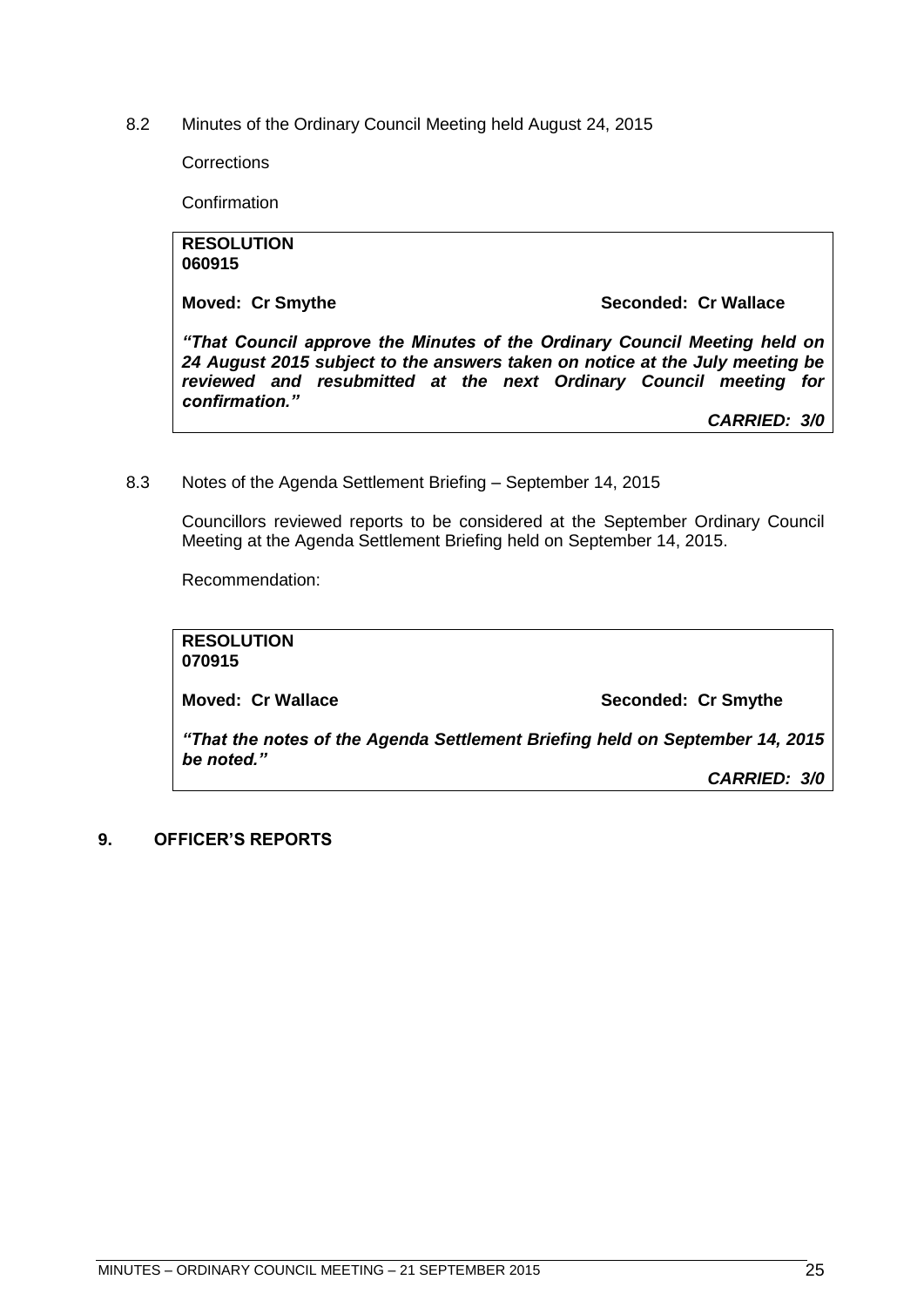8.2 Minutes of the Ordinary Council Meeting held August 24, 2015

Corrections

Confirmation

> **RESOLUTION**
> **060915**
>
> **Moved: Cr Smythe** **Seconded: Cr Wallace**
>
> ***"That Council approve the Minutes of the Ordinary Council Meeting held on 24 August 2015 subject to the answers taken on notice at the July meeting be reviewed and resubmitted at the next Ordinary Council meeting for confirmation."***
>
> ***CARRIED: 3/0***

8.3 Notes of the Agenda Settlement Briefing – September 14, 2015

Councillors reviewed reports to be considered at the September Ordinary Council Meeting at the Agenda Settlement Briefing held on September 14, 2015.

Recommendation:

> **RESOLUTION**
> **070915**
>
> **Moved: Cr Wallace** **Seconded: Cr Smythe**
>
> ***"That the notes of the Agenda Settlement Briefing held on September 14, 2015 be noted."***
>
> ***CARRIED: 3/0***

## 9. OFFICER'S REPORTS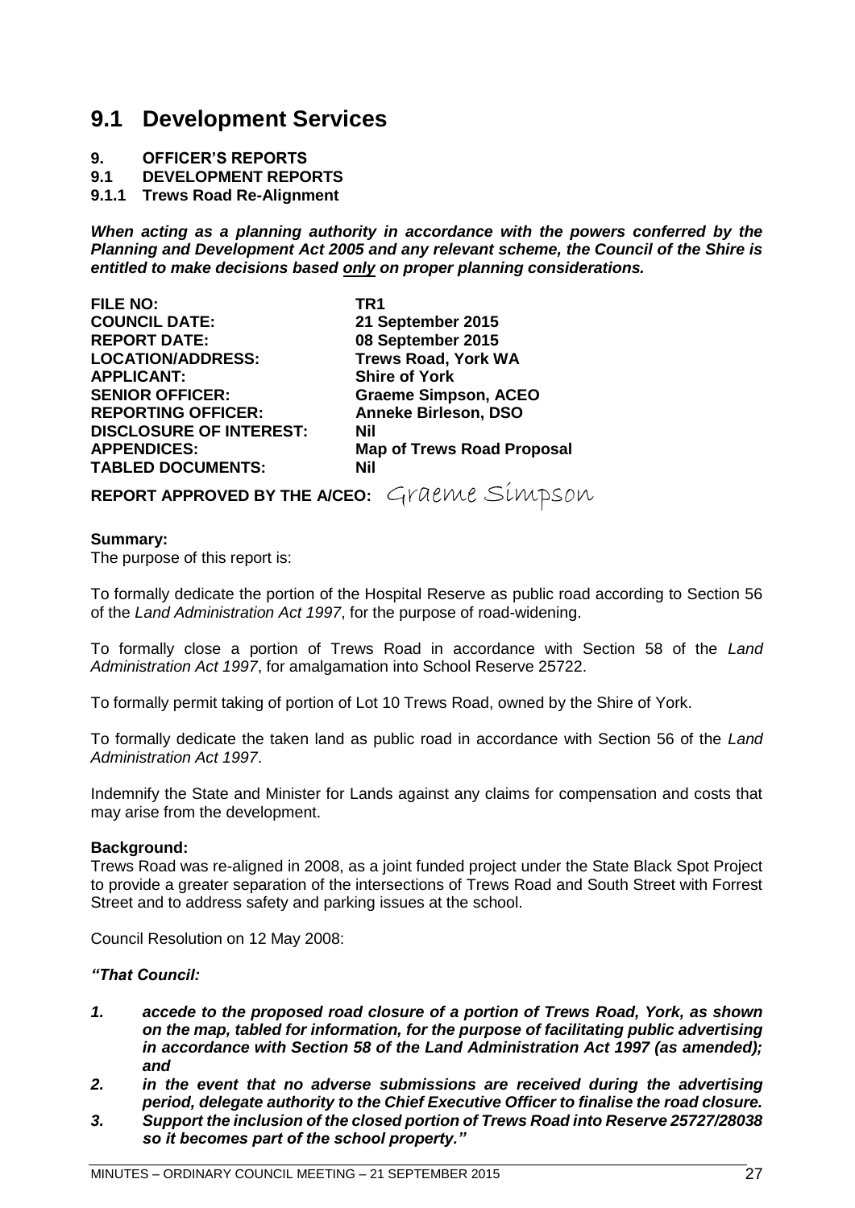# 9.1 Development Services

**9. OFFICER'S REPORTS**
**9.1 DEVELOPMENT REPORTS**
**9.1.1 Trews Road Re-Alignment**

***When acting as a planning authority in accordance with the powers conferred by the Planning and Development Act 2005 and any relevant scheme, the Council of the Shire is entitled to make decisions based only on proper planning considerations.***

| | |
|---|---|
| **FILE NO:** | **TR1** |
| **COUNCIL DATE:** | **21 September 2015** |
| **REPORT DATE:** | **08 September 2015** |
| **LOCATION/ADDRESS:** | **Trews Road, York WA** |
| **APPLICANT:** | **Shire of York** |
| **SENIOR OFFICER:** | **Graeme Simpson, ACEO** |
| **REPORTING OFFICER:** | **Anneke Birleson, DSO** |
| **DISCLOSURE OF INTEREST:** | **Nil** |
| **APPENDICES:** | **Map of Trews Road Proposal** |
| **TABLED DOCUMENTS:** | **Nil** |

**REPORT APPROVED BY THE A/CEO:** Graeme Simpson

**Summary:**
The purpose of this report is:

To formally dedicate the portion of the Hospital Reserve as public road according to Section 56 of the *Land Administration Act 1997*, for the purpose of road-widening.

To formally close a portion of Trews Road in accordance with Section 58 of the *Land Administration Act 1997*, for amalgamation into School Reserve 25722.

To formally permit taking of portion of Lot 10 Trews Road, owned by the Shire of York.

To formally dedicate the taken land as public road in accordance with Section 56 of the *Land Administration Act 1997*.

Indemnify the State and Minister for Lands against any claims for compensation and costs that may arise from the development.

**Background:**
Trews Road was re-aligned in 2008, as a joint funded project under the State Black Spot Project to provide a greater separation of the intersections of Trews Road and South Street with Forrest Street and to address safety and parking issues at the school.

Council Resolution on 12 May 2008:

***"That Council:***

1. ***accede to the proposed road closure of a portion of Trews Road, York, as shown on the map, tabled for information, for the purpose of facilitating public advertising in accordance with Section 58 of the Land Administration Act 1997 (as amended); and***
2. ***in the event that no adverse submissions are received during the advertising period, delegate authority to the Chief Executive Officer to finalise the road closure.***
3. ***Support the inclusion of the closed portion of Trews Road into Reserve 25727/28038 so it becomes part of the school property."***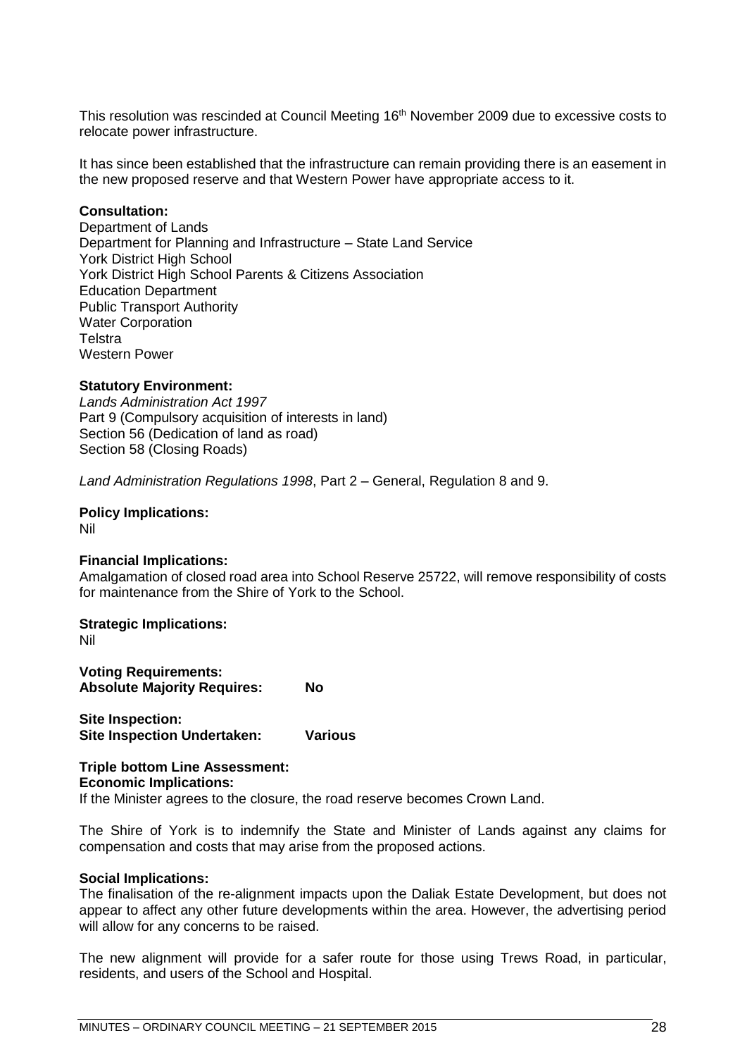This resolution was rescinded at Council Meeting 16th November 2009 due to excessive costs to relocate power infrastructure.

It has since been established that the infrastructure can remain providing there is an easement in the new proposed reserve and that Western Power have appropriate access to it.

**Consultation:**
Department of Lands
Department for Planning and Infrastructure – State Land Service
York District High School
York District High School Parents & Citizens Association
Education Department
Public Transport Authority
Water Corporation
Telstra
Western Power

**Statutory Environment:**
*Lands Administration Act 1997*
Part 9 (Compulsory acquisition of interests in land)
Section 56 (Dedication of land as road)
Section 58 (Closing Roads)

*Land Administration Regulations 1998*, Part 2 – General, Regulation 8 and 9.

**Policy Implications:**
Nil

**Financial Implications:**
Amalgamation of closed road area into School Reserve 25722, will remove responsibility of costs for maintenance from the Shire of York to the School.

**Strategic Implications:**
Nil

**Voting Requirements:**
**Absolute Majority Requires: No**

**Site Inspection:**
**Site Inspection Undertaken: Various**

**Triple bottom Line Assessment:**
**Economic Implications:**
If the Minister agrees to the closure, the road reserve becomes Crown Land.

The Shire of York is to indemnify the State and Minister of Lands against any claims for compensation and costs that may arise from the proposed actions.

**Social Implications:**
The finalisation of the re-alignment impacts upon the Daliak Estate Development, but does not appear to affect any other future developments within the area. However, the advertising period will allow for any concerns to be raised.

The new alignment will provide for a safer route for those using Trews Road, in particular, residents, and users of the School and Hospital.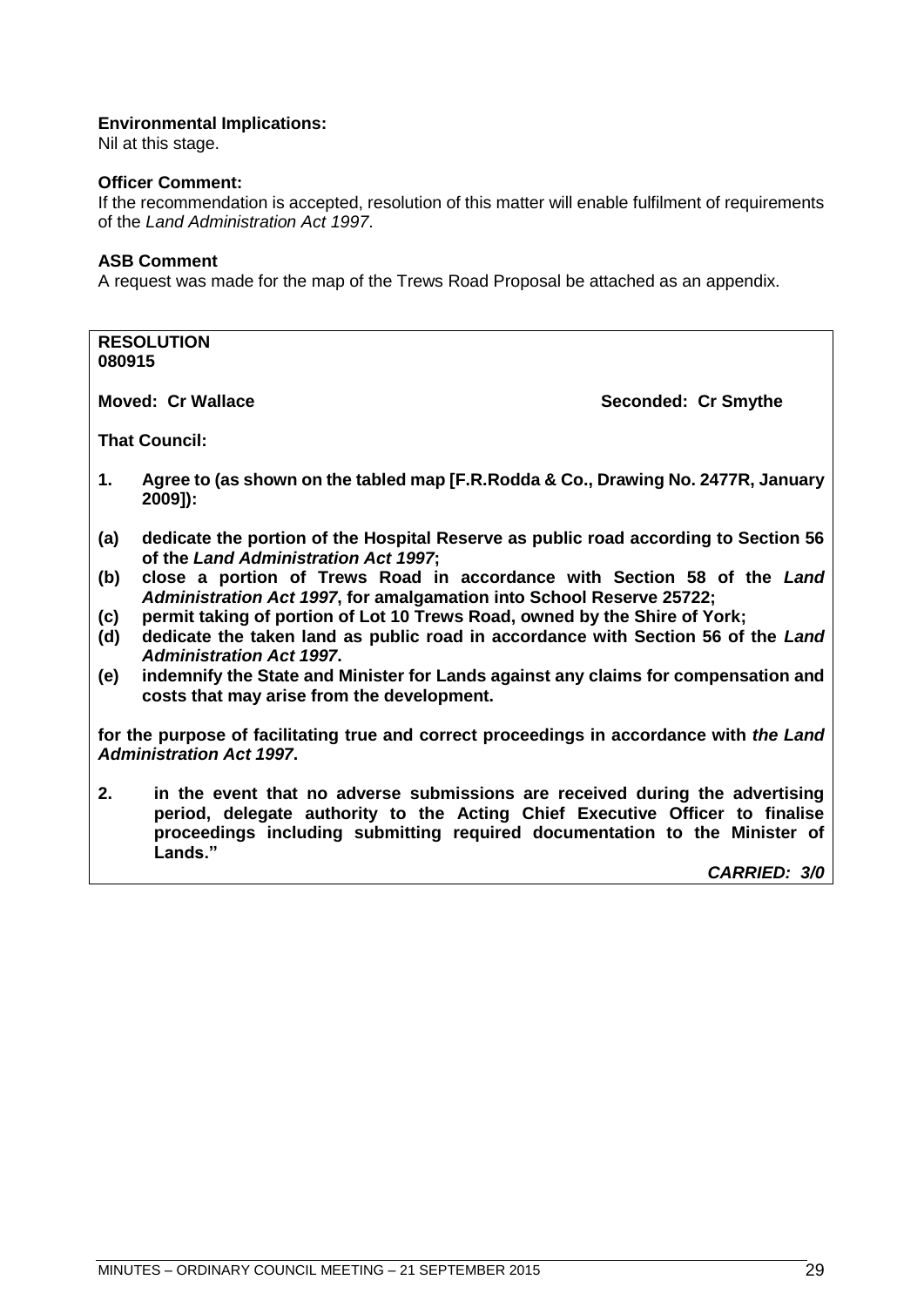**Environmental Implications:**
Nil at this stage.

**Officer Comment:**
If the recommendation is accepted, resolution of this matter will enable fulfilment of requirements of the *Land Administration Act 1997*.

**ASB Comment**
A request was made for the map of the Trews Road Proposal be attached as an appendix.

**RESOLUTION**
**080915**

**Moved: Cr Wallace** **Seconded: Cr Smythe**

**That Council:**

**1. Agree to (as shown on the tabled map [F.R.Rodda & Co., Drawing No. 2477R, January 2009]):**

**(a) dedicate the portion of the Hospital Reserve as public road according to Section 56 of the *Land Administration Act 1997*;**
**(b) close a portion of Trews Road in accordance with Section 58 of the *Land Administration Act 1997*, for amalgamation into School Reserve 25722;**
**(c) permit taking of portion of Lot 10 Trews Road, owned by the Shire of York;**
**(d) dedicate the taken land as public road in accordance with Section 56 of the *Land Administration Act 1997*.**
**(e) indemnify the State and Minister for Lands against any claims for compensation and costs that may arise from the development.**

**for the purpose of facilitating true and correct proceedings in accordance with *the Land Administration Act 1997*.**

**2. in the event that no adverse submissions are received during the advertising period, delegate authority to the Acting Chief Executive Officer to finalise proceedings including submitting required documentation to the Minister of Lands."**

***CARRIED: 3/0***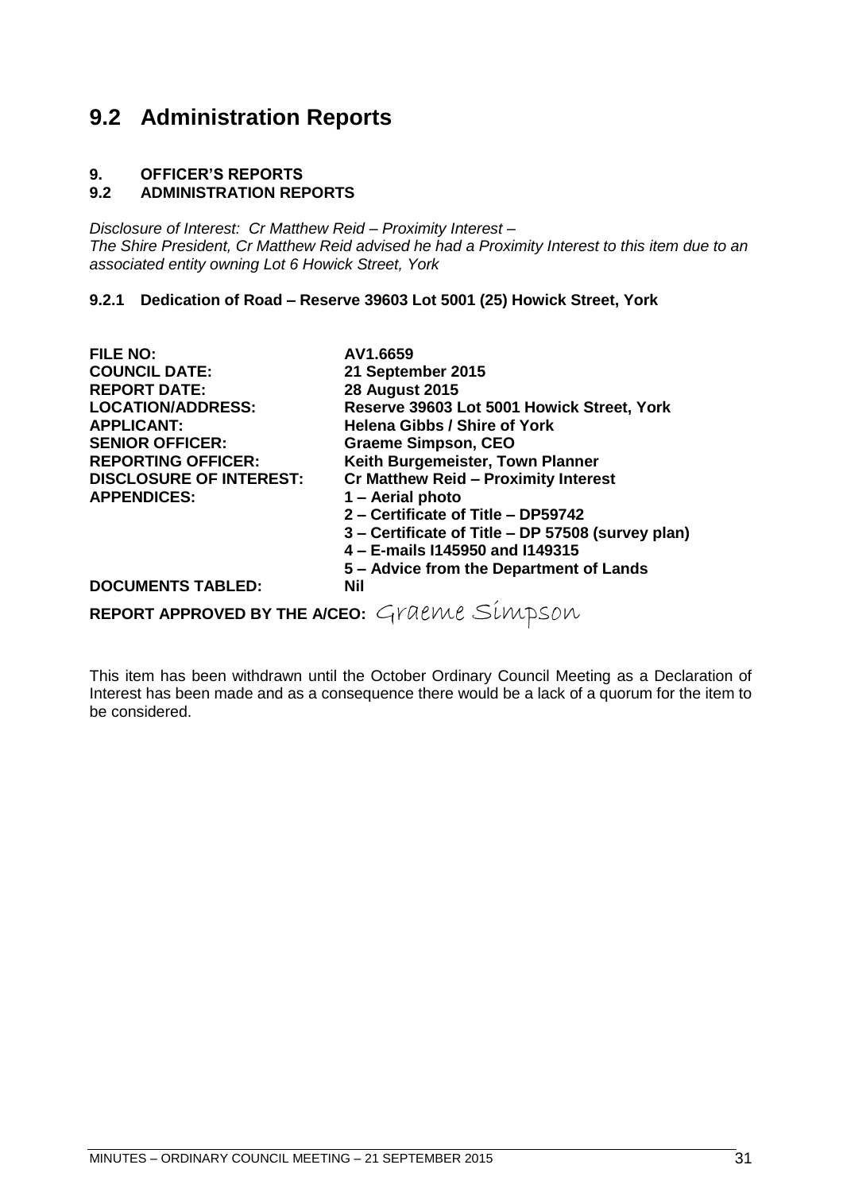# 9.2 Administration Reports

**9. OFFICER'S REPORTS**
**9.2 ADMINISTRATION REPORTS**

*Disclosure of Interest: Cr Matthew Reid – Proximity Interest –*
*The Shire President, Cr Matthew Reid advised he had a Proximity Interest to this item due to an associated entity owning Lot 6 Howick Street, York*

### 9.2.1 Dedication of Road – Reserve 39603 Lot 5001 (25) Howick Street, York

| | |
|---|---|
| **FILE NO:** | **AV1.6659** |
| **COUNCIL DATE:** | **21 September 2015** |
| **REPORT DATE:** | **28 August 2015** |
| **LOCATION/ADDRESS:** | **Reserve 39603 Lot 5001 Howick Street, York** |
| **APPLICANT:** | **Helena Gibbs / Shire of York** |
| **SENIOR OFFICER:** | **Graeme Simpson, CEO** |
| **REPORTING OFFICER:** | **Keith Burgemeister, Town Planner** |
| **DISCLOSURE OF INTEREST:** | **Cr Matthew Reid – Proximity Interest** |
| **APPENDICES:** | **1 – Aerial photo**<br>**2 – Certificate of Title – DP59742**<br>**3 – Certificate of Title – DP 57508 (survey plan)**<br>**4 – E-mails I145950 and I149315**<br>**5 – Advice from the Department of Lands** |
| **DOCUMENTS TABLED:** | **Nil** |

**REPORT APPROVED BY THE A/CEO:** Graeme Simpson

This item has been withdrawn until the October Ordinary Council Meeting as a Declaration of Interest has been made and as a consequence there would be a lack of a quorum for the item to be considered.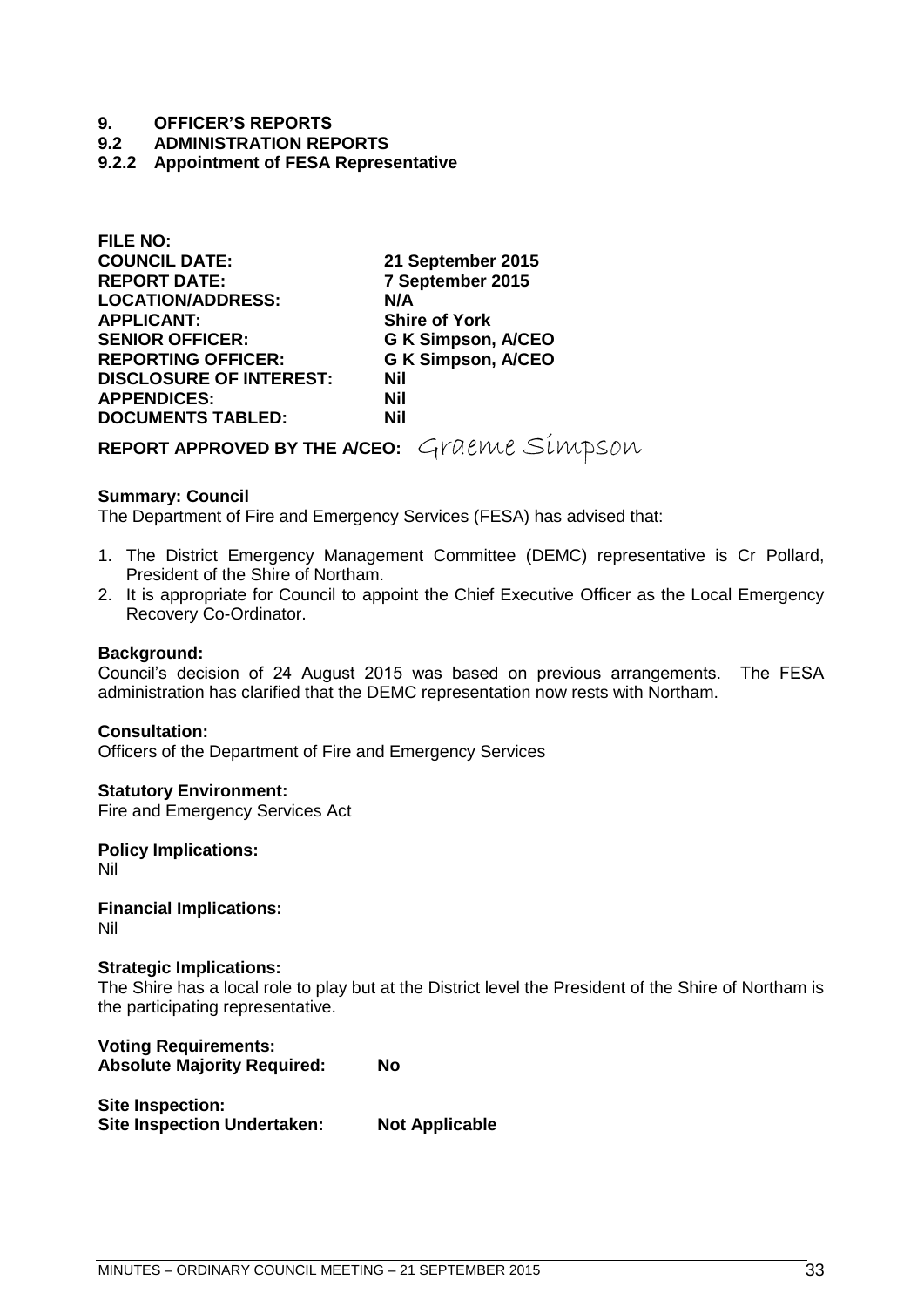# 9. OFFICER'S REPORTS

## 9.2 ADMINISTRATION REPORTS

### 9.2.2 Appointment of FESA Representative

| | |
|---|---|
| **FILE NO:** | |
| **COUNCIL DATE:** | **21 September 2015** |
| **REPORT DATE:** | **7 September 2015** |
| **LOCATION/ADDRESS:** | **N/A** |
| **APPLICANT:** | **Shire of York** |
| **SENIOR OFFICER:** | **G K Simpson, A/CEO** |
| **REPORTING OFFICER:** | **G K Simpson, A/CEO** |
| **DISCLOSURE OF INTEREST:** | **Nil** |
| **APPENDICES:** | **Nil** |
| **DOCUMENTS TABLED:** | **Nil** |

**REPORT APPROVED BY THE A/CEO:** Graeme Simpson

**Summary: Council**

The Department of Fire and Emergency Services (FESA) has advised that:

1. The District Emergency Management Committee (DEMC) representative is Cr Pollard, President of the Shire of Northam.
2. It is appropriate for Council to appoint the Chief Executive Officer as the Local Emergency Recovery Co-Ordinator.

**Background:**

Council's decision of 24 August 2015 was based on previous arrangements. The FESA administration has clarified that the DEMC representation now rests with Northam.

**Consultation:**

Officers of the Department of Fire and Emergency Services

**Statutory Environment:**

Fire and Emergency Services Act

**Policy Implications:**

Nil

**Financial Implications:**

Nil

**Strategic Implications:**

The Shire has a local role to play but at the District level the President of the Shire of Northam is the participating representative.

**Voting Requirements:**
**Absolute Majority Required:** **No**

**Site Inspection:**
**Site Inspection Undertaken:** **Not Applicable**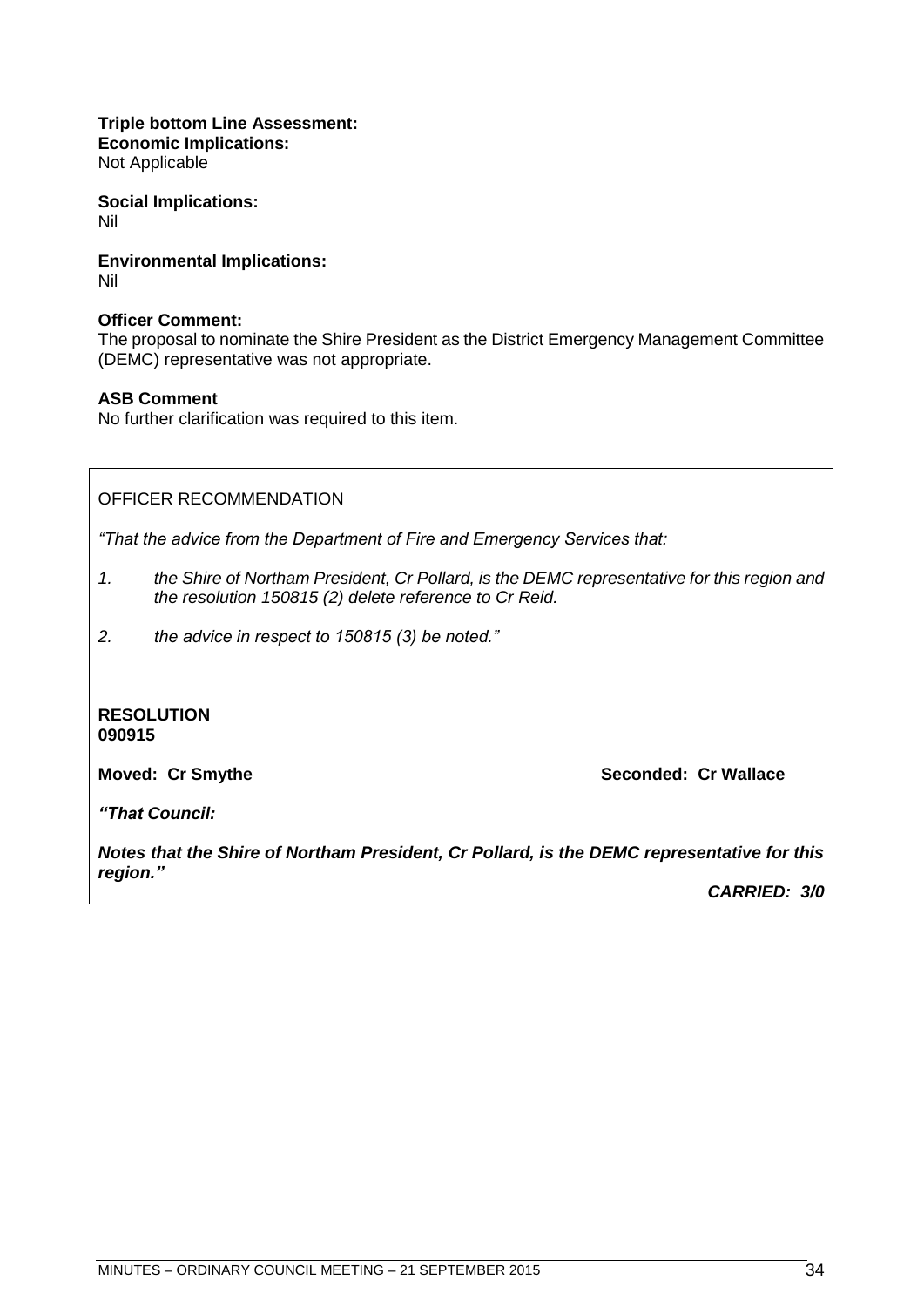**Triple bottom Line Assessment:**
**Economic Implications:**
Not Applicable

**Social Implications:**
Nil

**Environmental Implications:**
Nil

**Officer Comment:**
The proposal to nominate the Shire President as the District Emergency Management Committee (DEMC) representative was not appropriate.

**ASB Comment**
No further clarification was required to this item.

OFFICER RECOMMENDATION

*"That the advice from the Department of Fire and Emergency Services that:*

1. *the Shire of Northam President, Cr Pollard, is the DEMC representative for this region and the resolution 150815 (2) delete reference to Cr Reid.*
2. *the advice in respect to 150815 (3) be noted."*

**RESOLUTION**
**090915**

**Moved: Cr Smythe** **Seconded: Cr Wallace**

***"That Council:***

***Notes that the Shire of Northam President, Cr Pollard, is the DEMC representative for this region."***

***CARRIED: 3/0***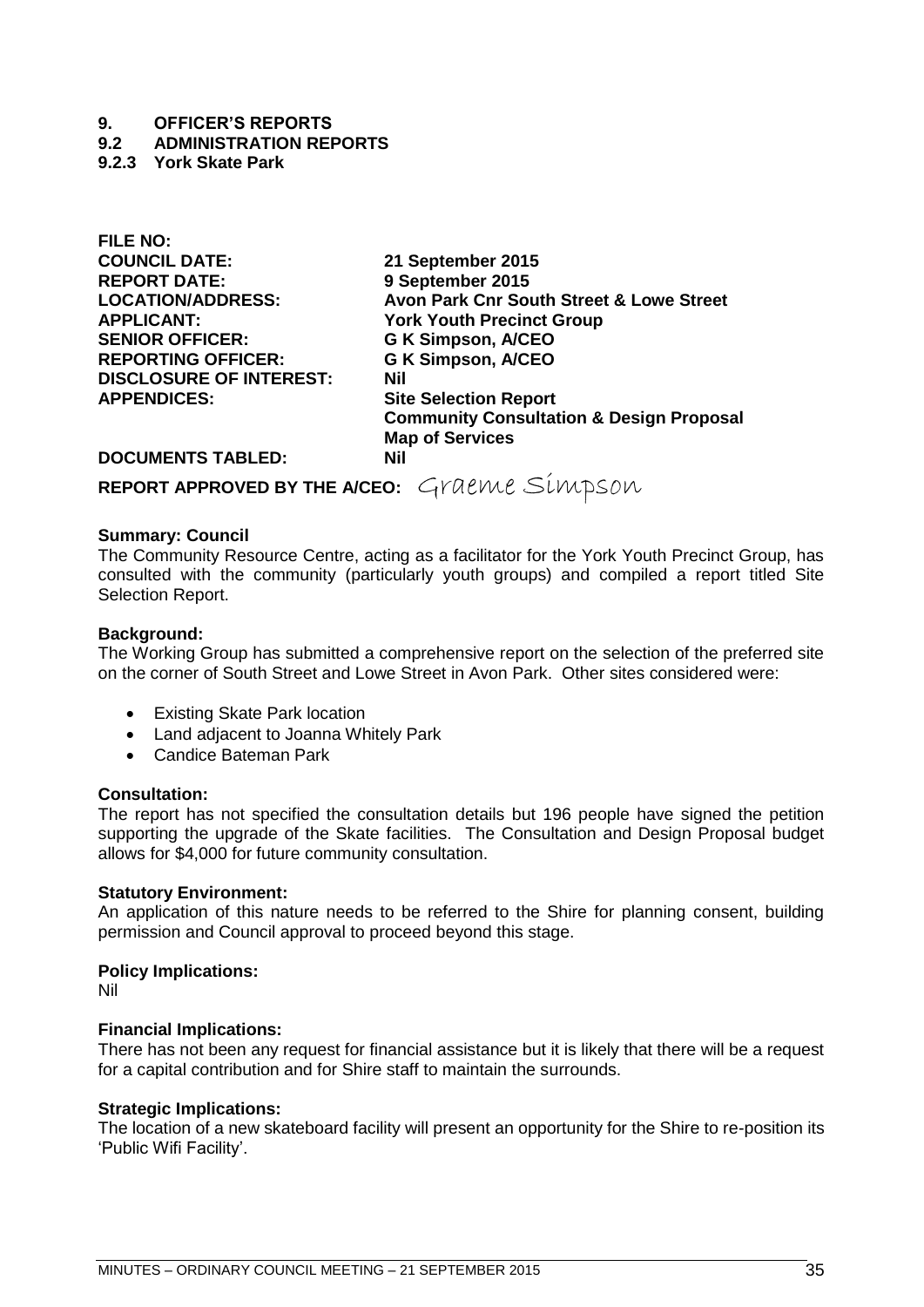# 9. OFFICER'S REPORTS

## 9.2 ADMINISTRATION REPORTS

### 9.2.3 York Skate Park

| | |
|---|---|
| **FILE NO:** | |
| **COUNCIL DATE:** | **21 September 2015** |
| **REPORT DATE:** | **9 September 2015** |
| **LOCATION/ADDRESS:** | **Avon Park Cnr South Street & Lowe Street** |
| **APPLICANT:** | **York Youth Precinct Group** |
| **SENIOR OFFICER:** | **G K Simpson, A/CEO** |
| **REPORTING OFFICER:** | **G K Simpson, A/CEO** |
| **DISCLOSURE OF INTEREST:** | **Nil** |
| **APPENDICES:** | **Site Selection Report**<br>**Community Consultation & Design Proposal**<br>**Map of Services** |
| **DOCUMENTS TABLED:** | **Nil** |

**REPORT APPROVED BY THE A/CEO:** Graeme Simpson

**Summary: Council**
The Community Resource Centre, acting as a facilitator for the York Youth Precinct Group, has consulted with the community (particularly youth groups) and compiled a report titled Site Selection Report.

**Background:**
The Working Group has submitted a comprehensive report on the selection of the preferred site on the corner of South Street and Lowe Street in Avon Park. Other sites considered were:

- Existing Skate Park location
- Land adjacent to Joanna Whitely Park
- Candice Bateman Park

**Consultation:**
The report has not specified the consultation details but 196 people have signed the petition supporting the upgrade of the Skate facilities. The Consultation and Design Proposal budget allows for $4,000 for future community consultation.

**Statutory Environment:**
An application of this nature needs to be referred to the Shire for planning consent, building permission and Council approval to proceed beyond this stage.

**Policy Implications:**
Nil

**Financial Implications:**
There has not been any request for financial assistance but it is likely that there will be a request for a capital contribution and for Shire staff to maintain the surrounds.

**Strategic Implications:**
The location of a new skateboard facility will present an opportunity for the Shire to re-position its 'Public Wifi Facility'.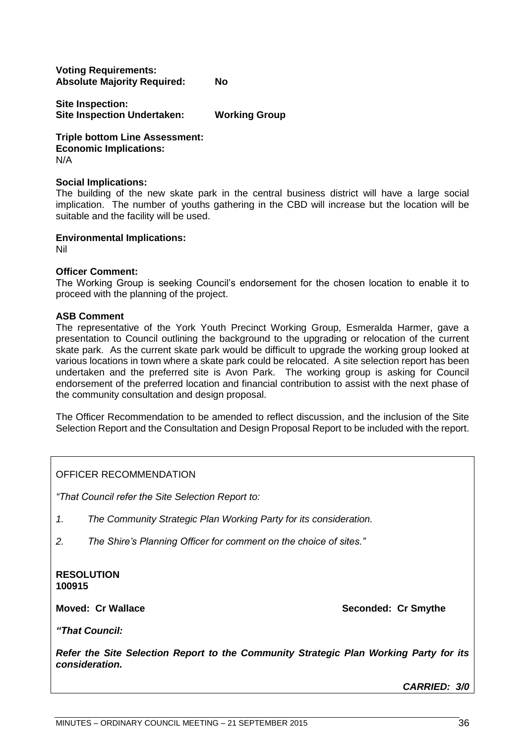**Voting Requirements:**
**Absolute Majority Required:** **No**

**Site Inspection:**
**Site Inspection Undertaken:** **Working Group**

**Triple bottom Line Assessment:**
**Economic Implications:**
N/A

**Social Implications:**
The building of the new skate park in the central business district will have a large social implication. The number of youths gathering in the CBD will increase but the location will be suitable and the facility will be used.

**Environmental Implications:**
Nil

**Officer Comment:**
The Working Group is seeking Council's endorsement for the chosen location to enable it to proceed with the planning of the project.

**ASB Comment**
The representative of the York Youth Precinct Working Group, Esmeralda Harmer, gave a presentation to Council outlining the background to the upgrading or relocation of the current skate park. As the current skate park would be difficult to upgrade the working group looked at various locations in town where a skate park could be relocated. A site selection report has been undertaken and the preferred site is Avon Park. The working group is asking for Council endorsement of the preferred location and financial contribution to assist with the next phase of the community consultation and design proposal.

The Officer Recommendation to be amended to reflect discussion, and the inclusion of the Site Selection Report and the Consultation and Design Proposal Report to be included with the report.

OFFICER RECOMMENDATION

*"That Council refer the Site Selection Report to:*

*1. The Community Strategic Plan Working Party for its consideration.*

*2. The Shire's Planning Officer for comment on the choice of sites."*

**RESOLUTION**
**100915**

**Moved: Cr Wallace** **Seconded: Cr Smythe**

***"That Council:***

***Refer the Site Selection Report to the Community Strategic Plan Working Party for its consideration.***

***CARRIED: 3/0***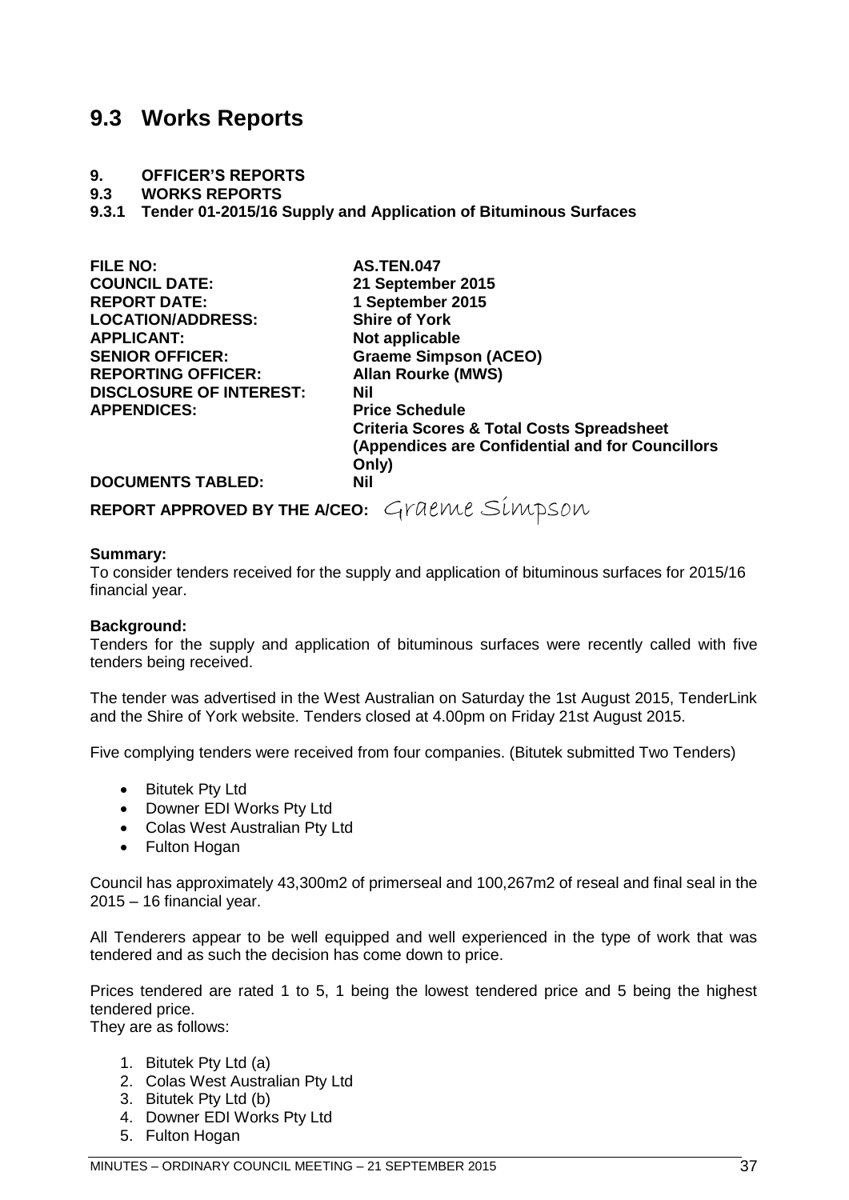# 9.3 Works Reports

**9. OFFICER'S REPORTS**
**9.3 WORKS REPORTS**
**9.3.1 Tender 01-2015/16 Supply and Application of Bituminous Surfaces**

| | |
|---|---|
| **FILE NO:** | **AS.TEN.047** |
| **COUNCIL DATE:** | **21 September 2015** |
| **REPORT DATE:** | **1 September 2015** |
| **LOCATION/ADDRESS:** | **Shire of York** |
| **APPLICANT:** | **Not applicable** |
| **SENIOR OFFICER:** | **Graeme Simpson (ACEO)** |
| **REPORTING OFFICER:** | **Allan Rourke (MWS)** |
| **DISCLOSURE OF INTEREST:** | **Nil** |
| **APPENDICES:** | **Price Schedule**<br>**Criteria Scores & Total Costs Spreadsheet**<br>**(Appendices are Confidential and for Councillors Only)** |
| **DOCUMENTS TABLED:** | **Nil** |

**REPORT APPROVED BY THE A/CEO:** Graeme Simpson

**Summary:**
To consider tenders received for the supply and application of bituminous surfaces for 2015/16 financial year.

**Background:**
Tenders for the supply and application of bituminous surfaces were recently called with five tenders being received.

The tender was advertised in the West Australian on Saturday the 1st August 2015, TenderLink and the Shire of York website. Tenders closed at 4.00pm on Friday 21st August 2015.

Five complying tenders were received from four companies. (Bitutek submitted Two Tenders)

- Bitutek Pty Ltd
- Downer EDI Works Pty Ltd
- Colas West Australian Pty Ltd
- Fulton Hogan

Council has approximately 43,300m2 of primerseal and 100,267m2 of reseal and final seal in the 2015 – 16 financial year.

All Tenderers appear to be well equipped and well experienced in the type of work that was tendered and as such the decision has come down to price.

Prices tendered are rated 1 to 5, 1 being the lowest tendered price and 5 being the highest tendered price.
They are as follows:

1. Bitutek Pty Ltd (a)
2. Colas West Australian Pty Ltd
3. Bitutek Pty Ltd (b)
4. Downer EDI Works Pty Ltd
5. Fulton Hogan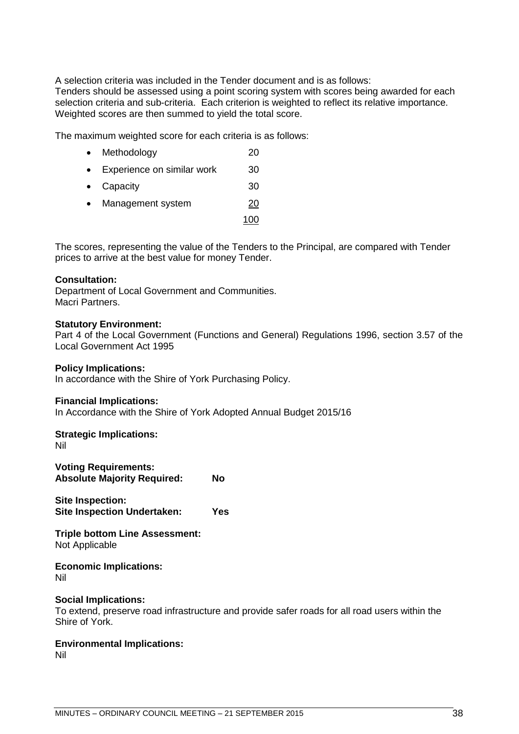A selection criteria was included in the Tender document and is as follows:
Tenders should be assessed using a point scoring system with scores being awarded for each selection criteria and sub-criteria. Each criterion is weighted to reflect its relative importance. Weighted scores are then summed to yield the total score.

The maximum weighted score for each criteria is as follows:

| Criteria | Score |
|---|---|
| • Methodology | 20 |
| • Experience on similar work | 30 |
| • Capacity | 30 |
| • Management system | 20 |
| | 100 |

The scores, representing the value of the Tenders to the Principal, are compared with Tender prices to arrive at the best value for money Tender.

**Consultation:**
Department of Local Government and Communities.
Macri Partners.

**Statutory Environment:**
Part 4 of the Local Government (Functions and General) Regulations 1996, section 3.57 of the Local Government Act 1995

**Policy Implications:**
In accordance with the Shire of York Purchasing Policy.

**Financial Implications:**
In Accordance with the Shire of York Adopted Annual Budget 2015/16

**Strategic Implications:**
Nil

**Voting Requirements:**
**Absolute Majority Required: No**

**Site Inspection:**
**Site Inspection Undertaken: Yes**

**Triple bottom Line Assessment:**
Not Applicable

**Economic Implications:**
Nil

**Social Implications:**
To extend, preserve road infrastructure and provide safer roads for all road users within the Shire of York.

**Environmental Implications:**
Nil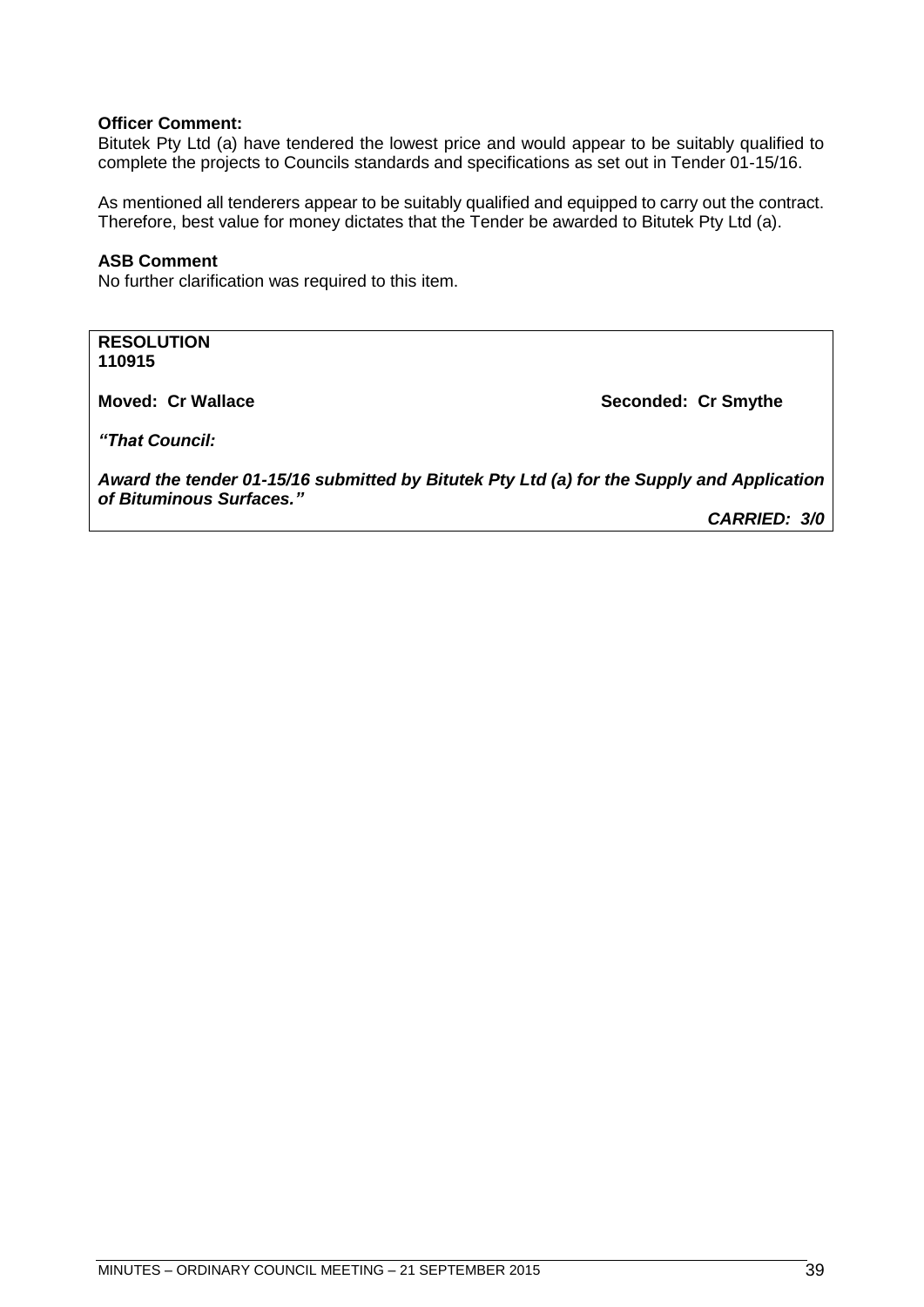**Officer Comment:**
Bitutek Pty Ltd (a) have tendered the lowest price and would appear to be suitably qualified to complete the projects to Councils standards and specifications as set out in Tender 01-15/16.

As mentioned all tenderers appear to be suitably qualified and equipped to carry out the contract. Therefore, best value for money dictates that the Tender be awarded to Bitutek Pty Ltd (a).

**ASB Comment**
No further clarification was required to this item.

**RESOLUTION**
**110915**

**Moved: Cr Wallace** **Seconded: Cr Smythe**

***"That Council:***

***Award the tender 01-15/16 submitted by Bitutek Pty Ltd (a) for the Supply and Application of Bituminous Surfaces."***

***CARRIED: 3/0***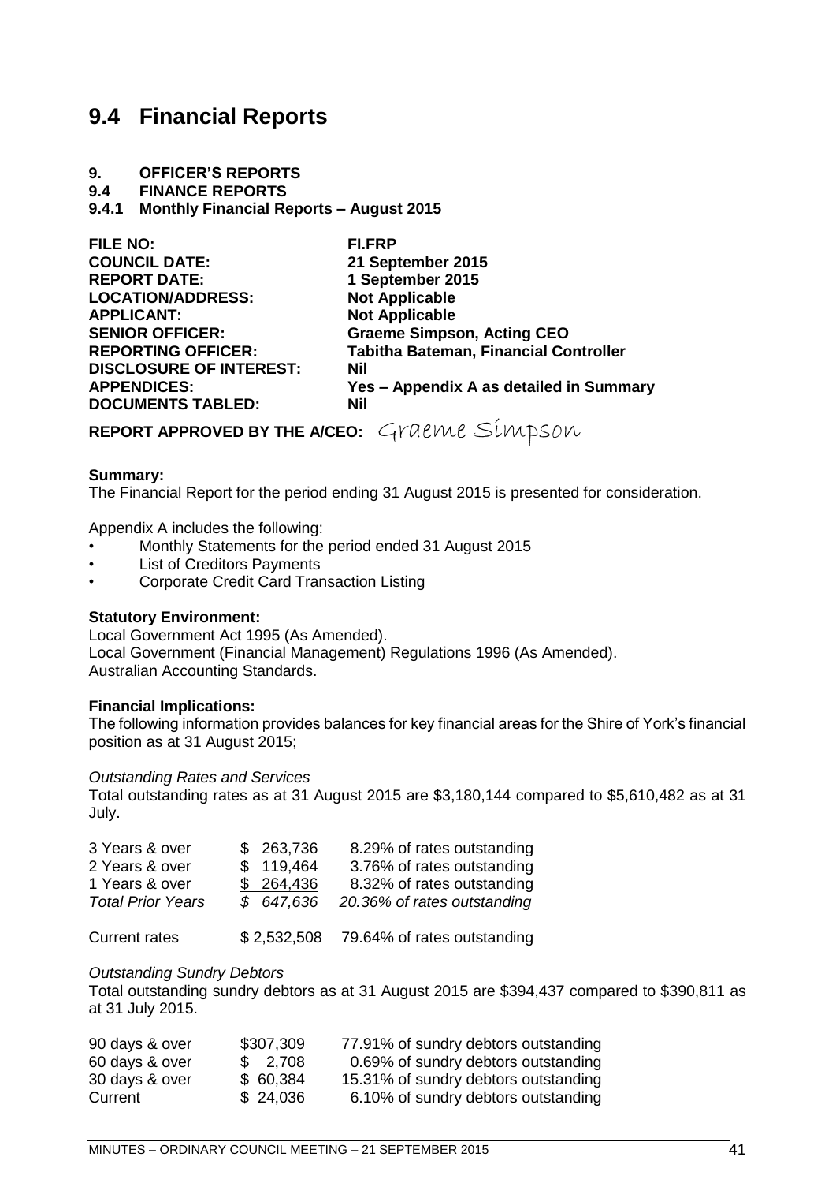# 9.4 Financial Reports

**9. OFFICER'S REPORTS**
**9.4 FINANCE REPORTS**
**9.4.1 Monthly Financial Reports – August 2015**

| | |
|---|---|
| **FILE NO:** | **FI.FRP** |
| **COUNCIL DATE:** | **21 September 2015** |
| **REPORT DATE:** | **1 September 2015** |
| **LOCATION/ADDRESS:** | **Not Applicable** |
| **APPLICANT:** | **Not Applicable** |
| **SENIOR OFFICER:** | **Graeme Simpson, Acting CEO** |
| **REPORTING OFFICER:** | **Tabitha Bateman, Financial Controller** |
| **DISCLOSURE OF INTEREST:** | **Nil** |
| **APPENDICES:** | **Yes – Appendix A as detailed in Summary** |
| **DOCUMENTS TABLED:** | **Nil** |

**REPORT APPROVED BY THE A/CEO:** Graeme Simpson

**Summary:**
The Financial Report for the period ending 31 August 2015 is presented for consideration.

Appendix A includes the following:

- Monthly Statements for the period ended 31 August 2015
- List of Creditors Payments
- Corporate Credit Card Transaction Listing

**Statutory Environment:**
Local Government Act 1995 (As Amended).
Local Government (Financial Management) Regulations 1996 (As Amended).
Australian Accounting Standards.

**Financial Implications:**
The following information provides balances for key financial areas for the Shire of York's financial position as at 31 August 2015;

*Outstanding Rates and Services*
Total outstanding rates as at 31 August 2015 are $3,180,144 compared to $5,610,482 as at 31 July.

| | | |
|---|---|---|
| 3 Years & over | $ 263,736 | 8.29% of rates outstanding |
| 2 Years & over | $ 119,464 | 3.76% of rates outstanding |
| 1 Years & over | $ 264,436 | 8.32% of rates outstanding |
| *Total Prior Years* | *$ 647,636* | *20.36% of rates outstanding* |
| Current rates | $ 2,532,508 | 79.64% of rates outstanding |

*Outstanding Sundry Debtors*
Total outstanding sundry debtors as at 31 August 2015 are $394,437 compared to $390,811 as at 31 July 2015.

| | | |
|---|---|---|
| 90 days & over | $307,309 | 77.91% of sundry debtors outstanding |
| 60 days & over | $ 2,708 | 0.69% of sundry debtors outstanding |
| 30 days & over | $ 60,384 | 15.31% of sundry debtors outstanding |
| Current | $ 24,036 | 6.10% of sundry debtors outstanding |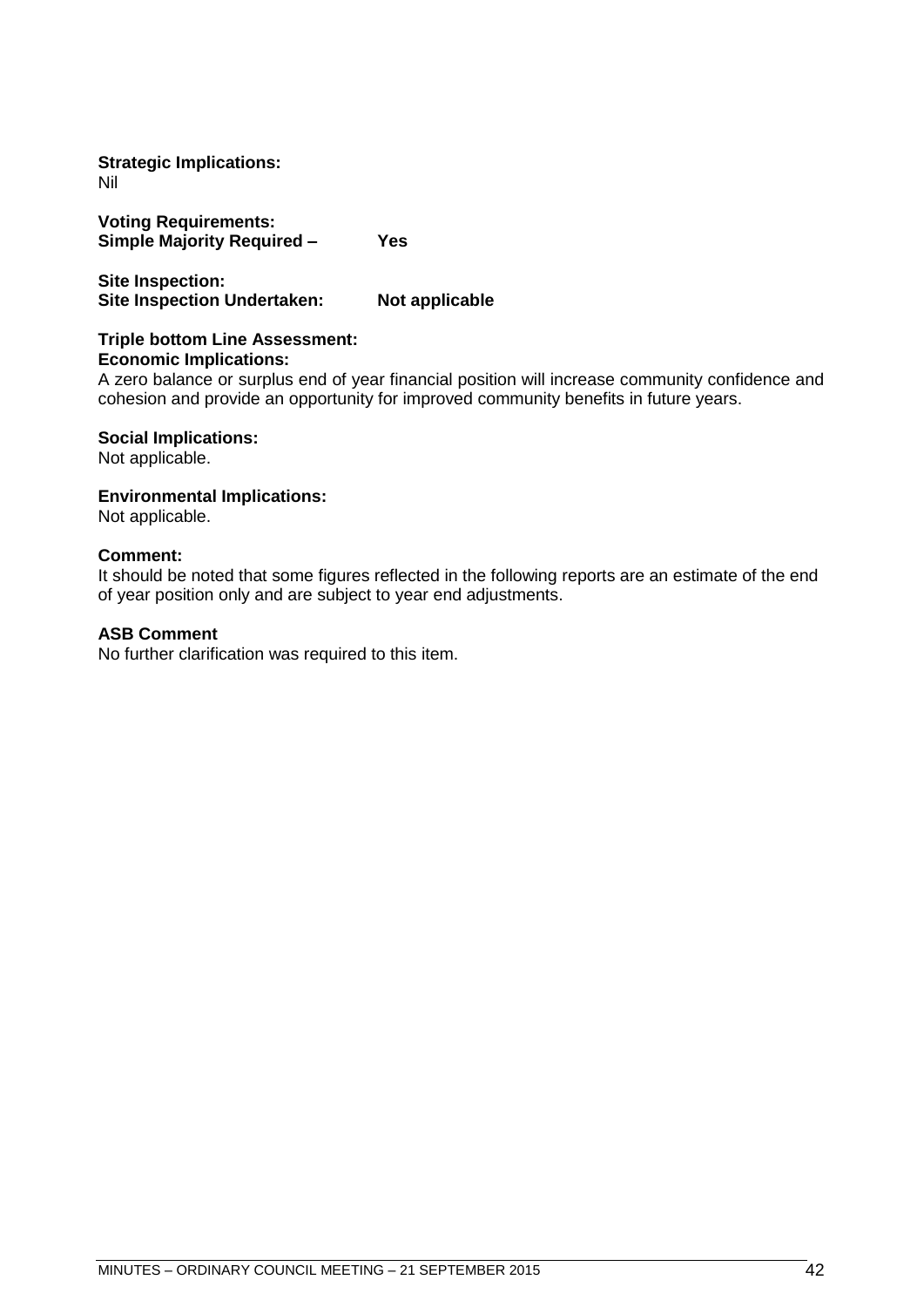**Strategic Implications:**
Nil

**Voting Requirements:**
**Simple Majority Required – Yes**

**Site Inspection:**
**Site Inspection Undertaken: Not applicable**

**Triple bottom Line Assessment:**
**Economic Implications:**
A zero balance or surplus end of year financial position will increase community confidence and cohesion and provide an opportunity for improved community benefits in future years.

**Social Implications:**
Not applicable.

**Environmental Implications:**
Not applicable.

**Comment:**
It should be noted that some figures reflected in the following reports are an estimate of the end of year position only and are subject to year end adjustments.

**ASB Comment**
No further clarification was required to this item.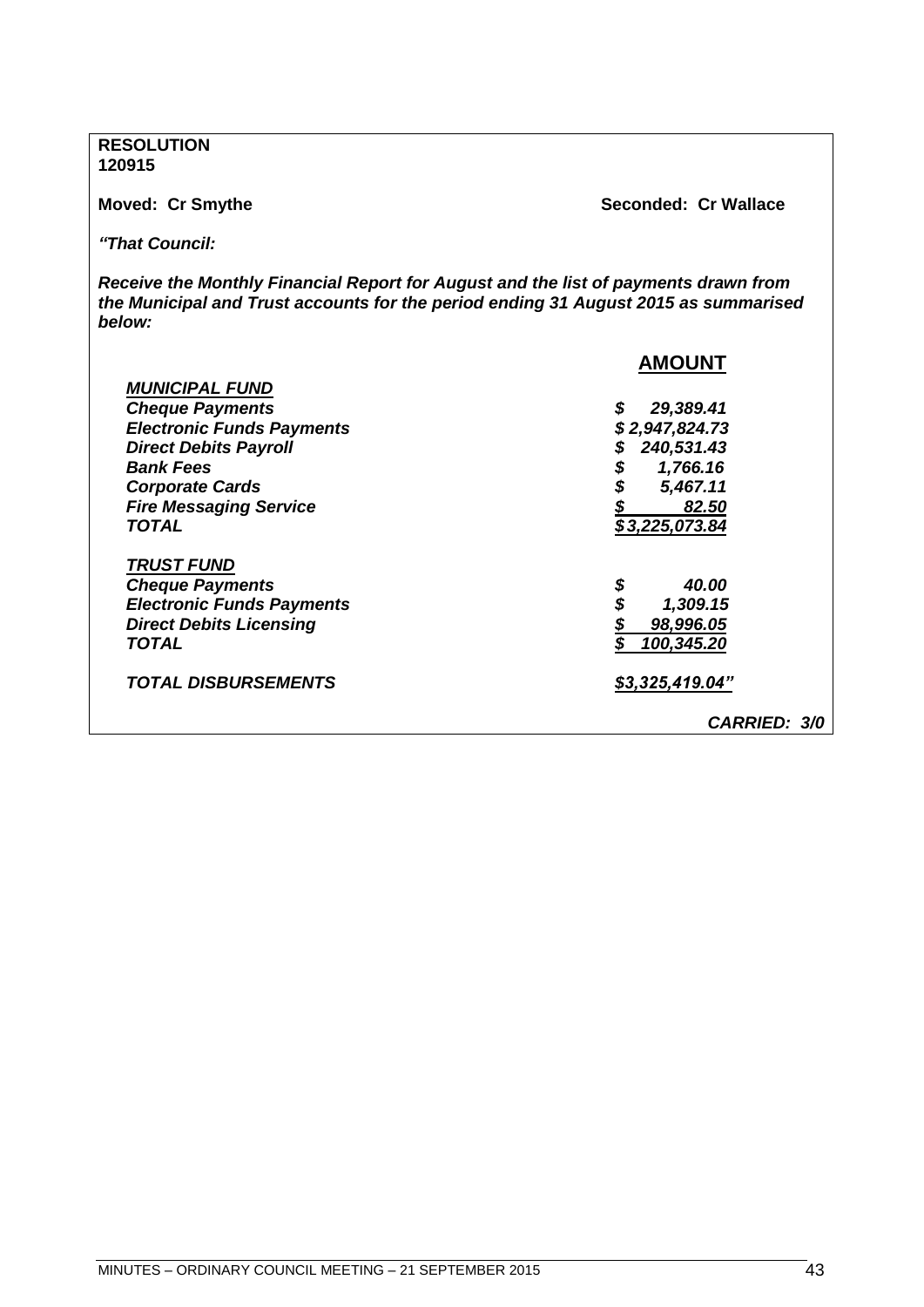**RESOLUTION**
**120915**

**Moved: Cr Smythe** **Seconded: Cr Wallace**

***"That Council:***

***Receive the Monthly Financial Report for August and the list of payments drawn from the Municipal and Trust accounts for the period ending 31 August 2015 as summarised below:***

| | **AMOUNT** |
|---|---|
| ***MUNICIPAL FUND*** | |
| ***Cheque Payments*** | ***$ 29,389.41*** |
| ***Electronic Funds Payments*** | ***$ 2,947,824.73*** |
| ***Direct Debits Payroll*** | ***$ 240,531.43*** |
| ***Bank Fees*** | ***$ 1,766.16*** |
| ***Corporate Cards*** | ***$ 5,467.11*** |
| ***Fire Messaging Service*** | ***$ 82.50*** |
| ***TOTAL*** | ***$ 3,225,073.84*** |
| ***TRUST FUND*** | |
| ***Cheque Payments*** | ***$ 40.00*** |
| ***Electronic Funds Payments*** | ***$ 1,309.15*** |
| ***Direct Debits Licensing*** | ***$ 98,996.05*** |
| ***TOTAL*** | ***$ 100,345.20*** |
| ***TOTAL DISBURSEMENTS*** | ***$3,325,419.04"*** |

***CARRIED: 3/0***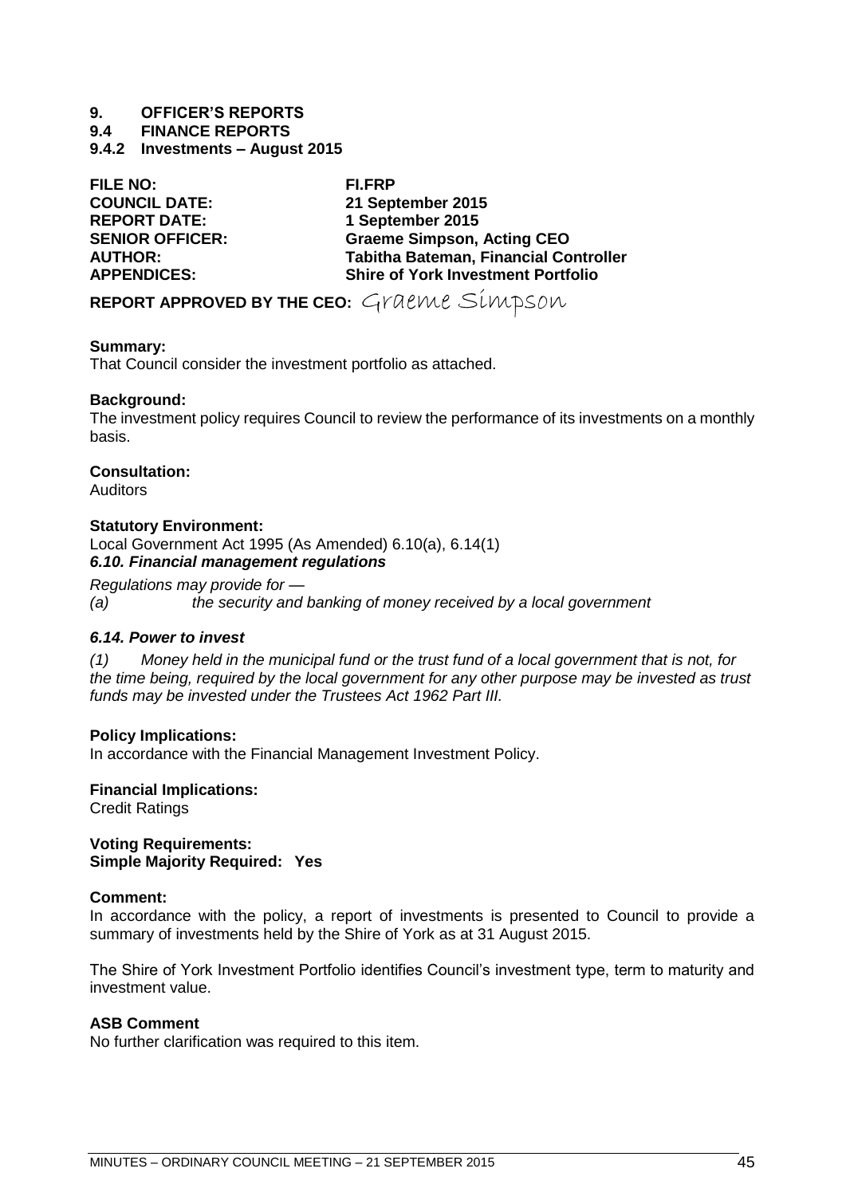# 9. OFFICER'S REPORTS

## 9.4 FINANCE REPORTS

### 9.4.2 Investments – August 2015

| | |
|---|---|
| **FILE NO:** | **FI.FRP** |
| **COUNCIL DATE:** | **21 September 2015** |
| **REPORT DATE:** | **1 September 2015** |
| **SENIOR OFFICER:** | **Graeme Simpson, Acting CEO** |
| **AUTHOR:** | **Tabitha Bateman, Financial Controller** |
| **APPENDICES:** | **Shire of York Investment Portfolio** |

**REPORT APPROVED BY THE CEO:** Graeme Simpson

**Summary:**
That Council consider the investment portfolio as attached.

**Background:**
The investment policy requires Council to review the performance of its investments on a monthly basis.

**Consultation:**
Auditors

**Statutory Environment:**
Local Government Act 1995 (As Amended) 6.10(a), 6.14(1)
***6.10. Financial management regulations***

*Regulations may provide for —*
*(a) the security and banking of money received by a local government*

***6.14. Power to invest***

*(1) Money held in the municipal fund or the trust fund of a local government that is not, for the time being, required by the local government for any other purpose may be invested as trust funds may be invested under the Trustees Act 1962 Part III.*

**Policy Implications:**
In accordance with the Financial Management Investment Policy.

**Financial Implications:**
Credit Ratings

**Voting Requirements:**
**Simple Majority Required: Yes**

**Comment:**
In accordance with the policy, a report of investments is presented to Council to provide a summary of investments held by the Shire of York as at 31 August 2015.

The Shire of York Investment Portfolio identifies Council's investment type, term to maturity and investment value.

**ASB Comment**
No further clarification was required to this item.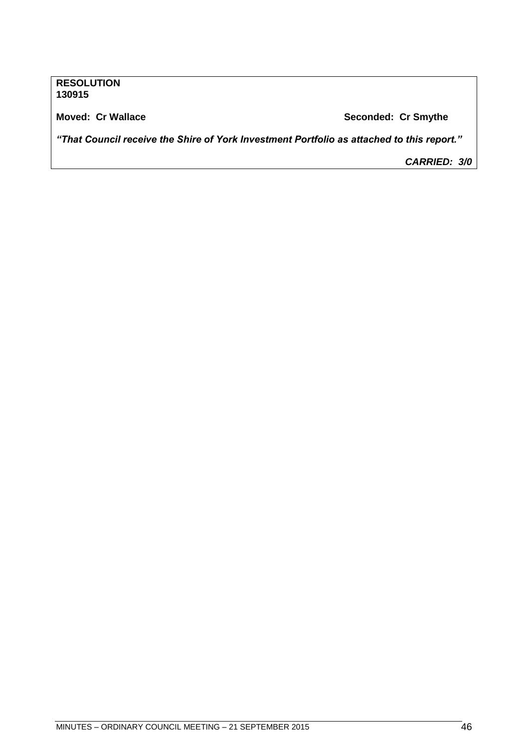**RESOLUTION**
**130915**

**Moved: Cr Wallace** **Seconded: Cr Smythe**

***"That Council receive the Shire of York Investment Portfolio as attached to this report."***

***CARRIED: 3/0***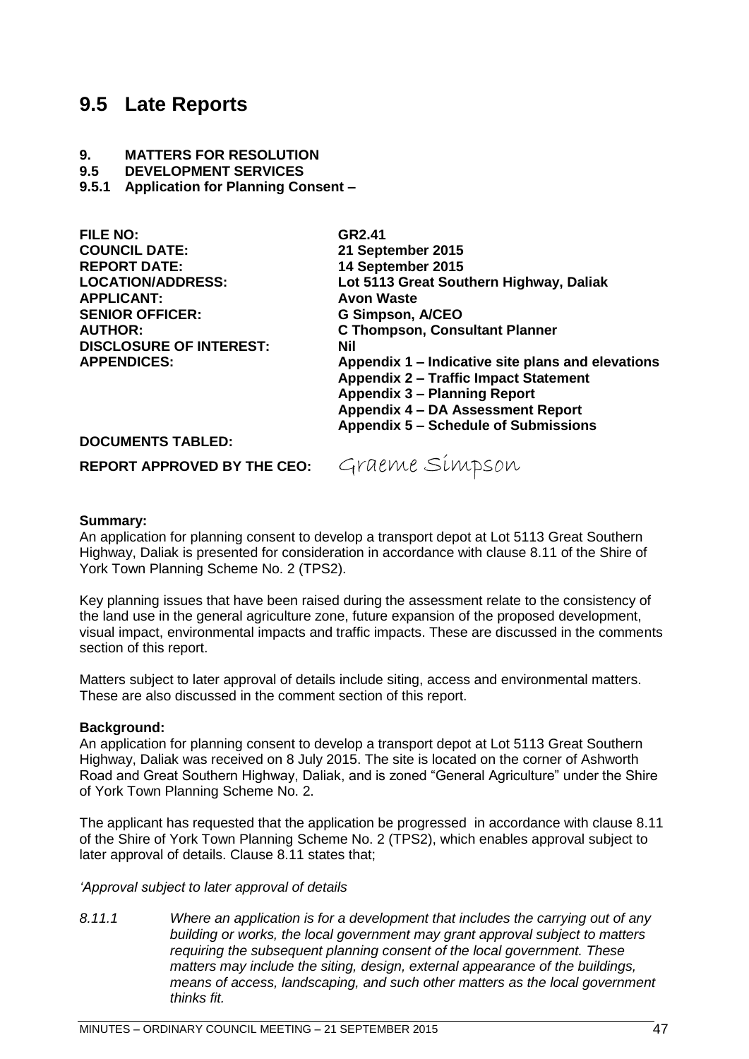## 9.5 Late Reports

**9. MATTERS FOR RESOLUTION**
**9.5 DEVELOPMENT SERVICES**
**9.5.1 Application for Planning Consent –**

| | |
|---|---|
| **FILE NO:** | **GR2.41** |
| **COUNCIL DATE:** | **21 September 2015** |
| **REPORT DATE:** | **14 September 2015** |
| **LOCATION/ADDRESS:** | **Lot 5113 Great Southern Highway, Daliak** |
| **APPLICANT:** | **Avon Waste** |
| **SENIOR OFFICER:** | **G Simpson, A/CEO** |
| **AUTHOR:** | **C Thompson, Consultant Planner** |
| **DISCLOSURE OF INTEREST:** | **Nil** |
| **APPENDICES:** | **Appendix 1 – Indicative site plans and elevations**<br>**Appendix 2 – Traffic Impact Statement**<br>**Appendix 3 – Planning Report**<br>**Appendix 4 – DA Assessment Report**<br>**Appendix 5 – Schedule of Submissions** |
| **DOCUMENTS TABLED:** | |
| **REPORT APPROVED BY THE CEO:** | Graeme Simpson |

**Summary:**
An application for planning consent to develop a transport depot at Lot 5113 Great Southern Highway, Daliak is presented for consideration in accordance with clause 8.11 of the Shire of York Town Planning Scheme No. 2 (TPS2).

Key planning issues that have been raised during the assessment relate to the consistency of the land use in the general agriculture zone, future expansion of the proposed development, visual impact, environmental impacts and traffic impacts. These are discussed in the comments section of this report.

Matters subject to later approval of details include siting, access and environmental matters. These are also discussed in the comment section of this report.

**Background:**
An application for planning consent to develop a transport depot at Lot 5113 Great Southern Highway, Daliak was received on 8 July 2015. The site is located on the corner of Ashworth Road and Great Southern Highway, Daliak, and is zoned "General Agriculture" under the Shire of York Town Planning Scheme No. 2.

The applicant has requested that the application be progressed in accordance with clause 8.11 of the Shire of York Town Planning Scheme No. 2 (TPS2), which enables approval subject to later approval of details. Clause 8.11 states that;

*'Approval subject to later approval of details*

*8.11.1 Where an application is for a development that includes the carrying out of any building or works, the local government may grant approval subject to matters requiring the subsequent planning consent of the local government. These matters may include the siting, design, external appearance of the buildings, means of access, landscaping, and such other matters as the local government thinks fit.*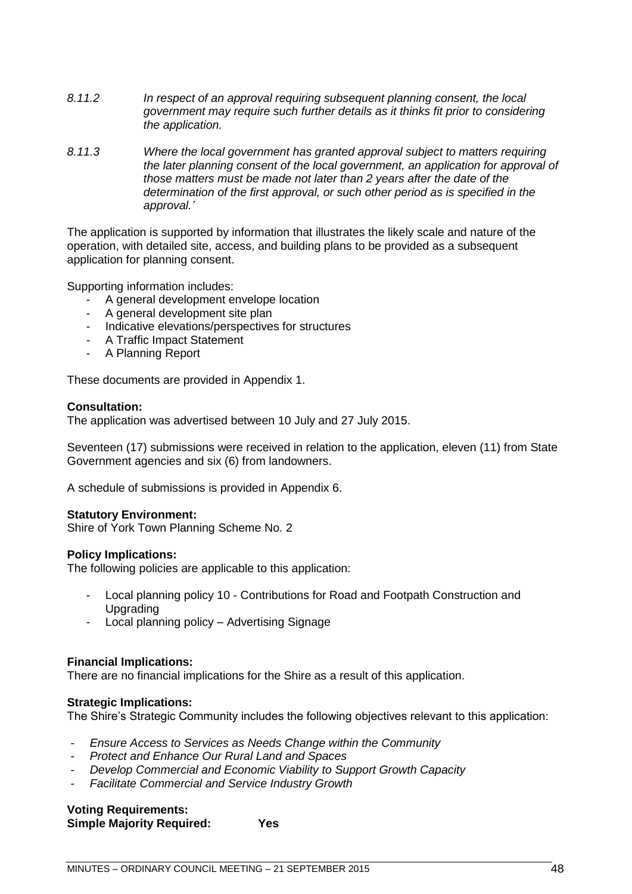*8.11.2 In respect of an approval requiring subsequent planning consent, the local government may require such further details as it thinks fit prior to considering the application.*

*8.11.3 Where the local government has granted approval subject to matters requiring the later planning consent of the local government, an application for approval of those matters must be made not later than 2 years after the date of the determination of the first approval, or such other period as is specified in the approval.'*

The application is supported by information that illustrates the likely scale and nature of the operation, with detailed site, access, and building plans to be provided as a subsequent application for planning consent.

Supporting information includes:

- A general development envelope location
- A general development site plan
- Indicative elevations/perspectives for structures
- A Traffic Impact Statement
- A Planning Report

These documents are provided in Appendix 1.

**Consultation:**
The application was advertised between 10 July and 27 July 2015.

Seventeen (17) submissions were received in relation to the application, eleven (11) from State Government agencies and six (6) from landowners.

A schedule of submissions is provided in Appendix 6.

**Statutory Environment:**
Shire of York Town Planning Scheme No. 2

**Policy Implications:**
The following policies are applicable to this application:

- Local planning policy 10 - Contributions for Road and Footpath Construction and Upgrading
- Local planning policy – Advertising Signage

**Financial Implications:**
There are no financial implications for the Shire as a result of this application.

**Strategic Implications:**
The Shire's Strategic Community includes the following objectives relevant to this application:

- *Ensure Access to Services as Needs Change within the Community*
- *Protect and Enhance Our Rural Land and Spaces*
- *Develop Commercial and Economic Viability to Support Growth Capacity*
- *Facilitate Commercial and Service Industry Growth*

**Voting Requirements:**
**Simple Majority Required: Yes**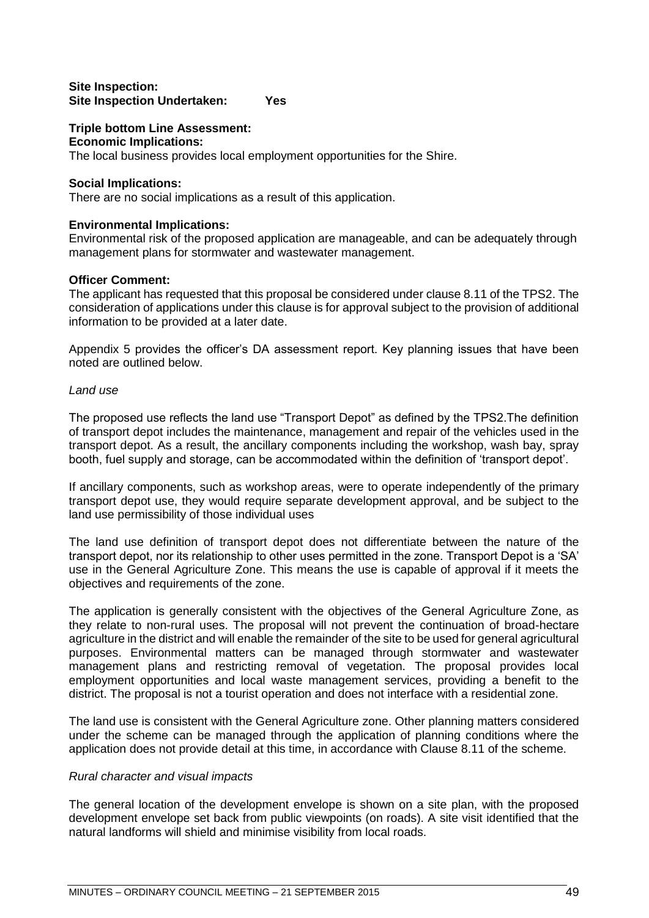**Site Inspection:**
**Site Inspection Undertaken: Yes**

**Triple bottom Line Assessment:**
**Economic Implications:**
The local business provides local employment opportunities for the Shire.

**Social Implications:**
There are no social implications as a result of this application.

**Environmental Implications:**
Environmental risk of the proposed application are manageable, and can be adequately through management plans for stormwater and wastewater management.

**Officer Comment:**
The applicant has requested that this proposal be considered under clause 8.11 of the TPS2. The consideration of applications under this clause is for approval subject to the provision of additional information to be provided at a later date.

Appendix 5 provides the officer's DA assessment report. Key planning issues that have been noted are outlined below.

*Land use*

The proposed use reflects the land use "Transport Depot" as defined by the TPS2.The definition of transport depot includes the maintenance, management and repair of the vehicles used in the transport depot. As a result, the ancillary components including the workshop, wash bay, spray booth, fuel supply and storage, can be accommodated within the definition of 'transport depot'.

If ancillary components, such as workshop areas, were to operate independently of the primary transport depot use, they would require separate development approval, and be subject to the land use permissibility of those individual uses

The land use definition of transport depot does not differentiate between the nature of the transport depot, nor its relationship to other uses permitted in the zone. Transport Depot is a 'SA' use in the General Agriculture Zone. This means the use is capable of approval if it meets the objectives and requirements of the zone.

The application is generally consistent with the objectives of the General Agriculture Zone, as they relate to non-rural uses. The proposal will not prevent the continuation of broad-hectare agriculture in the district and will enable the remainder of the site to be used for general agricultural purposes. Environmental matters can be managed through stormwater and wastewater management plans and restricting removal of vegetation. The proposal provides local employment opportunities and local waste management services, providing a benefit to the district. The proposal is not a tourist operation and does not interface with a residential zone.

The land use is consistent with the General Agriculture zone. Other planning matters considered under the scheme can be managed through the application of planning conditions where the application does not provide detail at this time, in accordance with Clause 8.11 of the scheme.

*Rural character and visual impacts*

The general location of the development envelope is shown on a site plan, with the proposed development envelope set back from public viewpoints (on roads). A site visit identified that the natural landforms will shield and minimise visibility from local roads.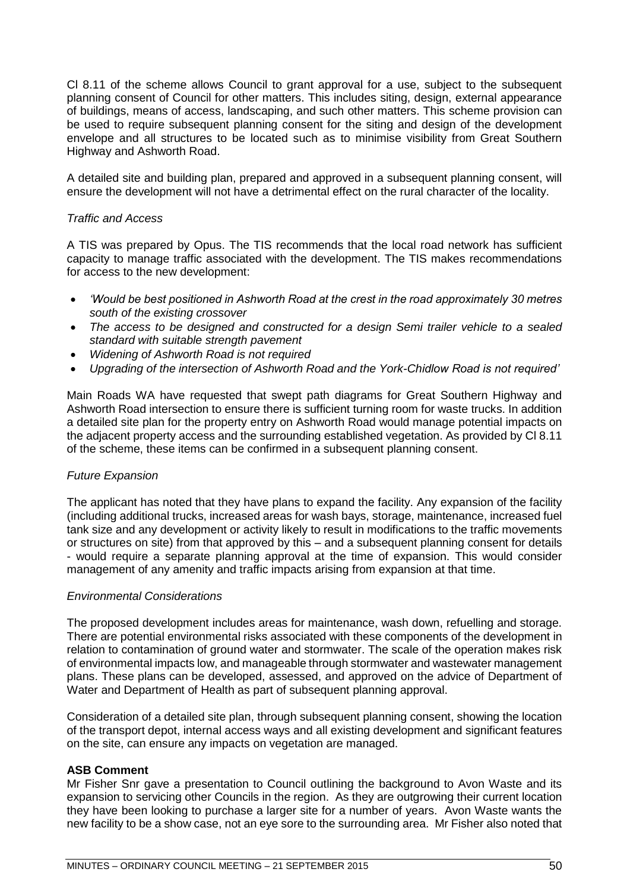Cl 8.11 of the scheme allows Council to grant approval for a use, subject to the subsequent planning consent of Council for other matters. This includes siting, design, external appearance of buildings, means of access, landscaping, and such other matters. This scheme provision can be used to require subsequent planning consent for the siting and design of the development envelope and all structures to be located such as to minimise visibility from Great Southern Highway and Ashworth Road.

A detailed site and building plan, prepared and approved in a subsequent planning consent, will ensure the development will not have a detrimental effect on the rural character of the locality.

*Traffic and Access*

A TIS was prepared by Opus. The TIS recommends that the local road network has sufficient capacity to manage traffic associated with the development. The TIS makes recommendations for access to the new development:

- *'Would be best positioned in Ashworth Road at the crest in the road approximately 30 metres south of the existing crossover*
- *The access to be designed and constructed for a design Semi trailer vehicle to a sealed standard with suitable strength pavement*
- *Widening of Ashworth Road is not required*
- *Upgrading of the intersection of Ashworth Road and the York-Chidlow Road is not required'*

Main Roads WA have requested that swept path diagrams for Great Southern Highway and Ashworth Road intersection to ensure there is sufficient turning room for waste trucks. In addition a detailed site plan for the property entry on Ashworth Road would manage potential impacts on the adjacent property access and the surrounding established vegetation. As provided by Cl 8.11 of the scheme, these items can be confirmed in a subsequent planning consent.

*Future Expansion*

The applicant has noted that they have plans to expand the facility. Any expansion of the facility (including additional trucks, increased areas for wash bays, storage, maintenance, increased fuel tank size and any development or activity likely to result in modifications to the traffic movements or structures on site) from that approved by this – and a subsequent planning consent for details - would require a separate planning approval at the time of expansion. This would consider management of any amenity and traffic impacts arising from expansion at that time.

*Environmental Considerations*

The proposed development includes areas for maintenance, wash down, refuelling and storage. There are potential environmental risks associated with these components of the development in relation to contamination of ground water and stormwater. The scale of the operation makes risk of environmental impacts low, and manageable through stormwater and wastewater management plans. These plans can be developed, assessed, and approved on the advice of Department of Water and Department of Health as part of subsequent planning approval.

Consideration of a detailed site plan, through subsequent planning consent, showing the location of the transport depot, internal access ways and all existing development and significant features on the site, can ensure any impacts on vegetation are managed.

**ASB Comment**

Mr Fisher Snr gave a presentation to Council outlining the background to Avon Waste and its expansion to servicing other Councils in the region. As they are outgrowing their current location they have been looking to purchase a larger site for a number of years. Avon Waste wants the new facility to be a show case, not an eye sore to the surrounding area. Mr Fisher also noted that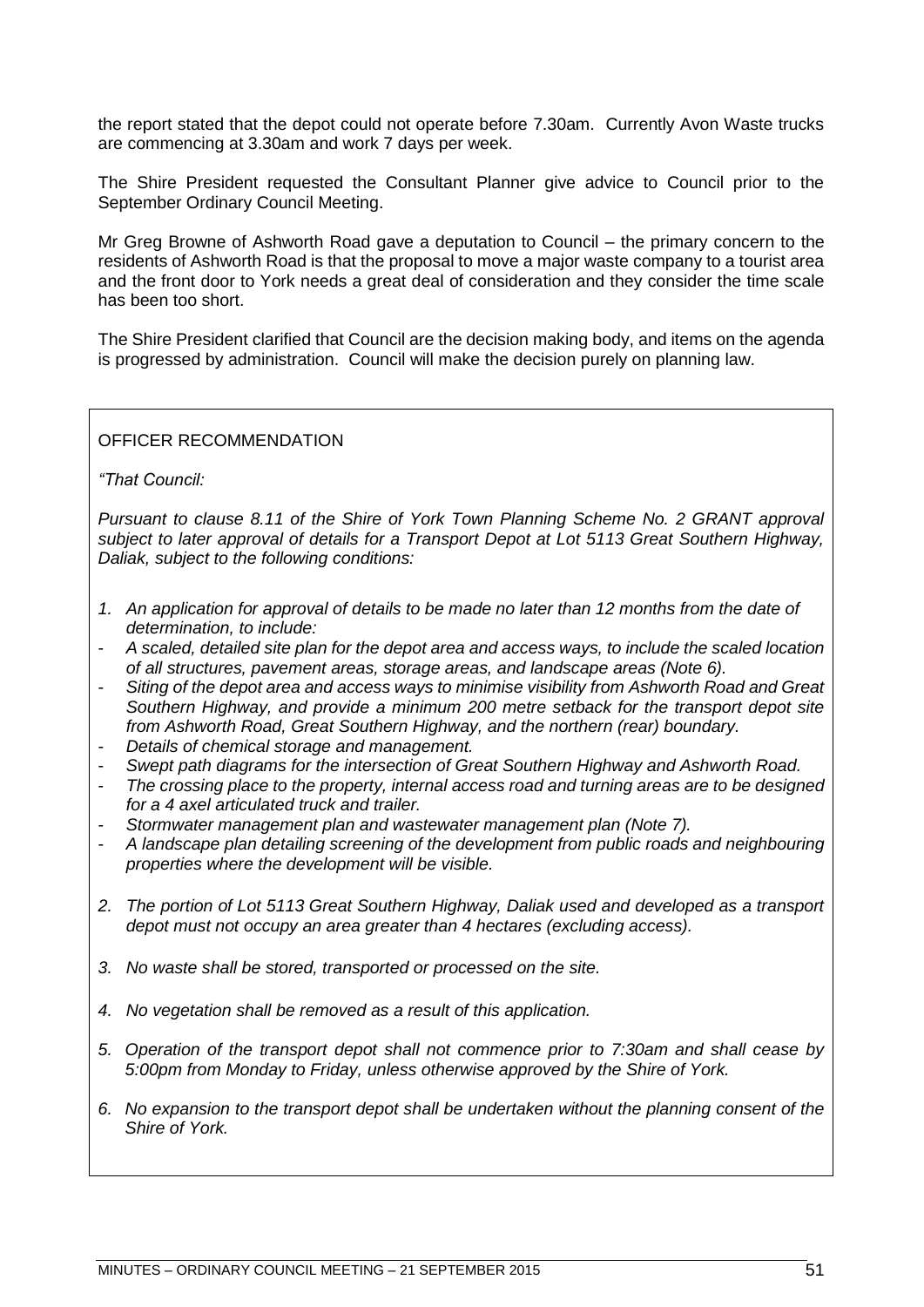the report stated that the depot could not operate before 7.30am. Currently Avon Waste trucks are commencing at 3.30am and work 7 days per week.

The Shire President requested the Consultant Planner give advice to Council prior to the September Ordinary Council Meeting.

Mr Greg Browne of Ashworth Road gave a deputation to Council – the primary concern to the residents of Ashworth Road is that the proposal to move a major waste company to a tourist area and the front door to York needs a great deal of consideration and they consider the time scale has been too short.

The Shire President clarified that Council are the decision making body, and items on the agenda is progressed by administration. Council will make the decision purely on planning law.

OFFICER RECOMMENDATION

*"That Council:*

*Pursuant to clause 8.11 of the Shire of York Town Planning Scheme No. 2 GRANT approval subject to later approval of details for a Transport Depot at Lot 5113 Great Southern Highway, Daliak, subject to the following conditions:*

1. *An application for approval of details to be made no later than 12 months from the date of determination, to include:*
- *A scaled, detailed site plan for the depot area and access ways, to include the scaled location of all structures, pavement areas, storage areas, and landscape areas (Note 6).*
- *Siting of the depot area and access ways to minimise visibility from Ashworth Road and Great Southern Highway, and provide a minimum 200 metre setback for the transport depot site from Ashworth Road, Great Southern Highway, and the northern (rear) boundary.*
- *Details of chemical storage and management.*
- *Swept path diagrams for the intersection of Great Southern Highway and Ashworth Road.*
- *The crossing place to the property, internal access road and turning areas are to be designed for a 4 axel articulated truck and trailer.*
- *Stormwater management plan and wastewater management plan (Note 7).*
- *A landscape plan detailing screening of the development from public roads and neighbouring properties where the development will be visible.*

2. *The portion of Lot 5113 Great Southern Highway, Daliak used and developed as a transport depot must not occupy an area greater than 4 hectares (excluding access).*

3. *No waste shall be stored, transported or processed on the site.*

4. *No vegetation shall be removed as a result of this application.*

5. *Operation of the transport depot shall not commence prior to 7:30am and shall cease by 5:00pm from Monday to Friday, unless otherwise approved by the Shire of York.*

6. *No expansion to the transport depot shall be undertaken without the planning consent of the Shire of York.*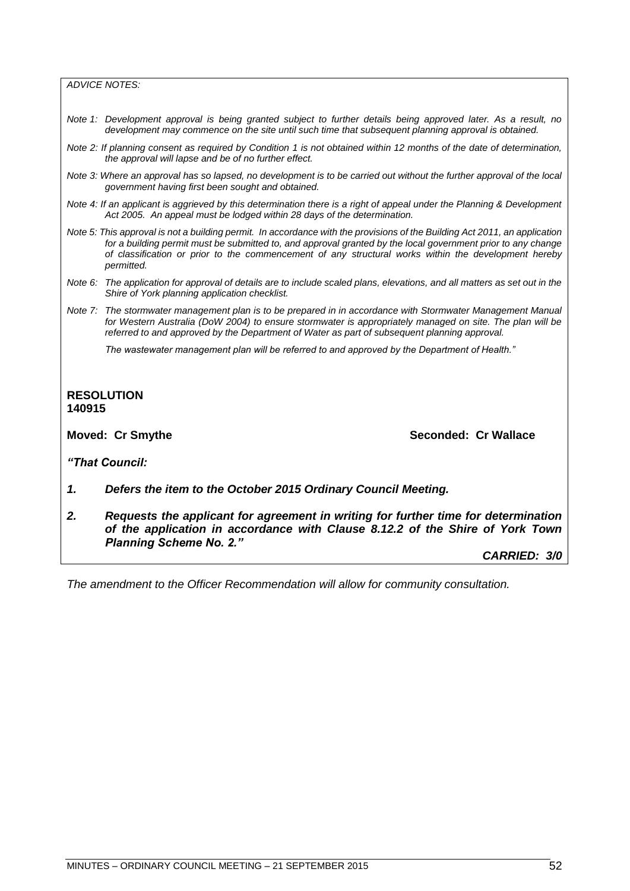*ADVICE NOTES:*

*Note 1: Development approval is being granted subject to further details being approved later. As a result, no development may commence on the site until such time that subsequent planning approval is obtained.*

*Note 2: If planning consent as required by Condition 1 is not obtained within 12 months of the date of determination, the approval will lapse and be of no further effect.*

*Note 3: Where an approval has so lapsed, no development is to be carried out without the further approval of the local government having first been sought and obtained.*

*Note 4: If an applicant is aggrieved by this determination there is a right of appeal under the Planning & Development Act 2005. An appeal must be lodged within 28 days of the determination.*

*Note 5: This approval is not a building permit. In accordance with the provisions of the Building Act 2011, an application for a building permit must be submitted to, and approval granted by the local government prior to any change of classification or prior to the commencement of any structural works within the development hereby permitted.*

*Note 6: The application for approval of details are to include scaled plans, elevations, and all matters as set out in the Shire of York planning application checklist.*

*Note 7: The stormwater management plan is to be prepared in in accordance with Stormwater Management Manual for Western Australia (DoW 2004) to ensure stormwater is appropriately managed on site. The plan will be referred to and approved by the Department of Water as part of subsequent planning approval.*

*The wastewater management plan will be referred to and approved by the Department of Health."*

**RESOLUTION**
**140915**

**Moved: Cr Smythe** **Seconded: Cr Wallace**

***"That Council:***

1. ***Defers the item to the October 2015 Ordinary Council Meeting.***

2. ***Requests the applicant for agreement in writing for further time for determination of the application in accordance with Clause 8.12.2 of the Shire of York Town Planning Scheme No. 2."***

***CARRIED: 3/0***

*The amendment to the Officer Recommendation will allow for community consultation.*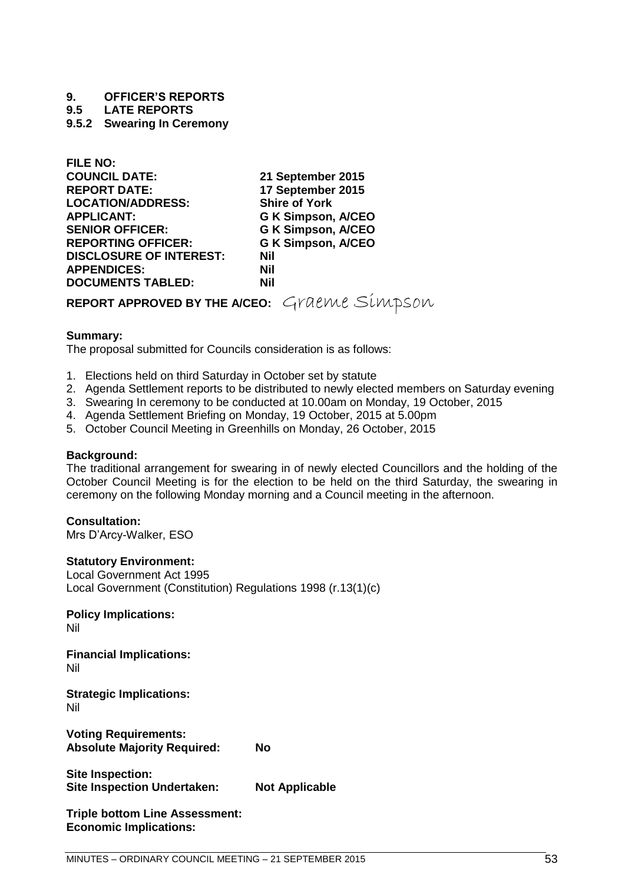**9. OFFICER'S REPORTS**
**9.5 LATE REPORTS**
**9.5.2 Swearing In Ceremony**

| | |
|---|---|
| **FILE NO:** | |
| **COUNCIL DATE:** | **21 September 2015** |
| **REPORT DATE:** | **17 September 2015** |
| **LOCATION/ADDRESS:** | **Shire of York** |
| **APPLICANT:** | **G K Simpson, A/CEO** |
| **SENIOR OFFICER:** | **G K Simpson, A/CEO** |
| **REPORTING OFFICER:** | **G K Simpson, A/CEO** |
| **DISCLOSURE OF INTEREST:** | **Nil** |
| **APPENDICES:** | **Nil** |
| **DOCUMENTS TABLED:** | **Nil** |

**REPORT APPROVED BY THE A/CEO:** Graeme Simpson

**Summary:**
The proposal submitted for Councils consideration is as follows:

1. Elections held on third Saturday in October set by statute
2. Agenda Settlement reports to be distributed to newly elected members on Saturday evening
3. Swearing In ceremony to be conducted at 10.00am on Monday, 19 October, 2015
4. Agenda Settlement Briefing on Monday, 19 October, 2015 at 5.00pm
5. October Council Meeting in Greenhills on Monday, 26 October, 2015

**Background:**
The traditional arrangement for swearing in of newly elected Councillors and the holding of the October Council Meeting is for the election to be held on the third Saturday, the swearing in ceremony on the following Monday morning and a Council meeting in the afternoon.

**Consultation:**
Mrs D'Arcy-Walker, ESO

**Statutory Environment:**
Local Government Act 1995
Local Government (Constitution) Regulations 1998 (r.13(1)(c)

**Policy Implications:**
Nil

**Financial Implications:**
Nil

**Strategic Implications:**
Nil

**Voting Requirements:**
**Absolute Majority Required:** **No**

**Site Inspection:**
**Site Inspection Undertaken:** **Not Applicable**

**Triple bottom Line Assessment:**
**Economic Implications:**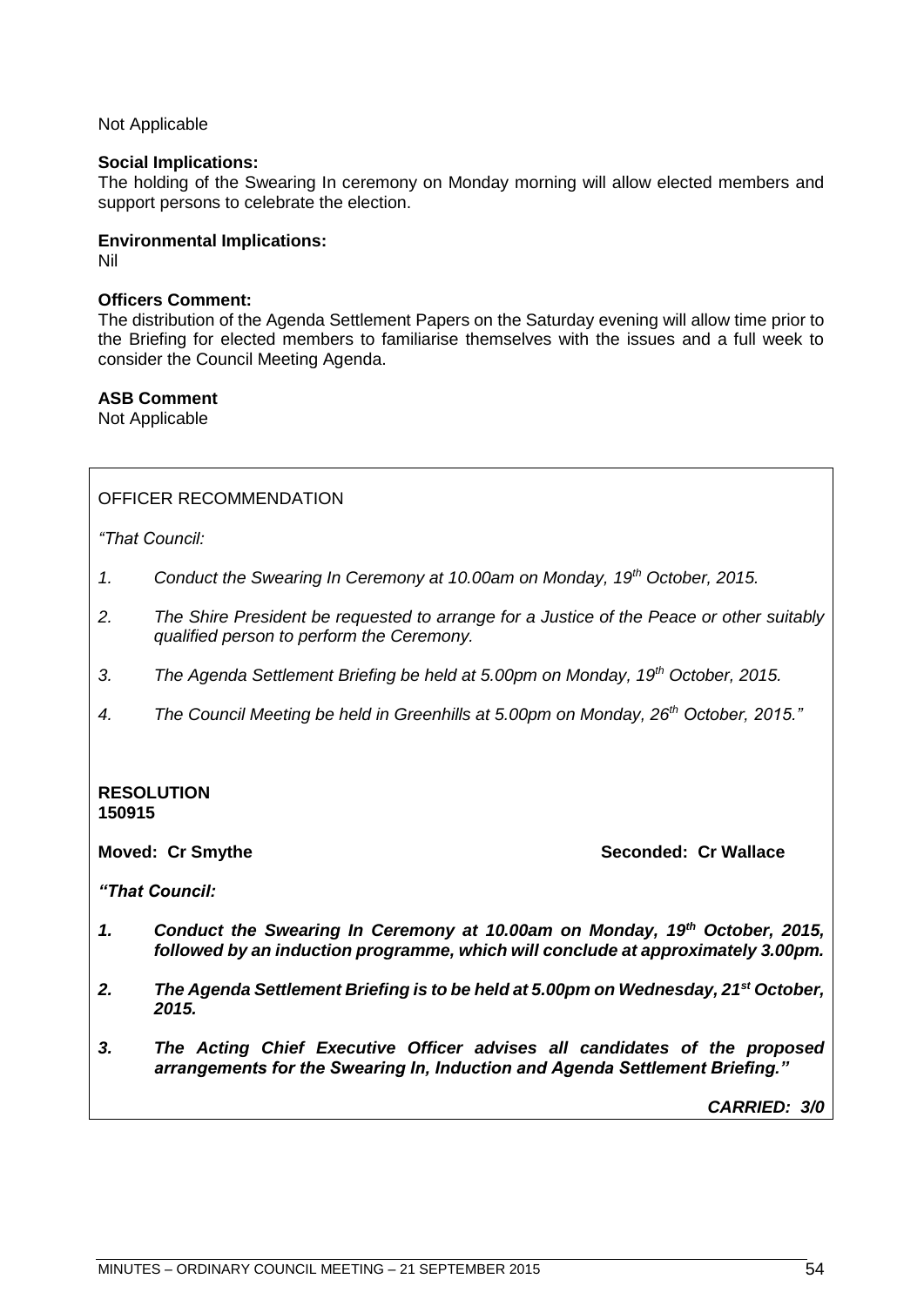Not Applicable

**Social Implications:**
The holding of the Swearing In ceremony on Monday morning will allow elected members and support persons to celebrate the election.

**Environmental Implications:**
Nil

**Officers Comment:**
The distribution of the Agenda Settlement Papers on the Saturday evening will allow time prior to the Briefing for elected members to familiarise themselves with the issues and a full week to consider the Council Meeting Agenda.

**ASB Comment**
Not Applicable

OFFICER RECOMMENDATION

*"That Council:*

*1. Conduct the Swearing In Ceremony at 10.00am on Monday, 19th October, 2015.*

*2. The Shire President be requested to arrange for a Justice of the Peace or other suitably qualified person to perform the Ceremony.*

*3. The Agenda Settlement Briefing be held at 5.00pm on Monday, 19th October, 2015.*

*4. The Council Meeting be held in Greenhills at 5.00pm on Monday, 26th October, 2015."*

**RESOLUTION**
**150915**

**Moved: Cr Smythe** **Seconded: Cr Wallace**

***"That Council:***

***1. Conduct the Swearing In Ceremony at 10.00am on Monday, 19th October, 2015, followed by an induction programme, which will conclude at approximately 3.00pm.***

***2. The Agenda Settlement Briefing is to be held at 5.00pm on Wednesday, 21st October, 2015.***

***3. The Acting Chief Executive Officer advises all candidates of the proposed arrangements for the Swearing In, Induction and Agenda Settlement Briefing."***

***CARRIED: 3/0***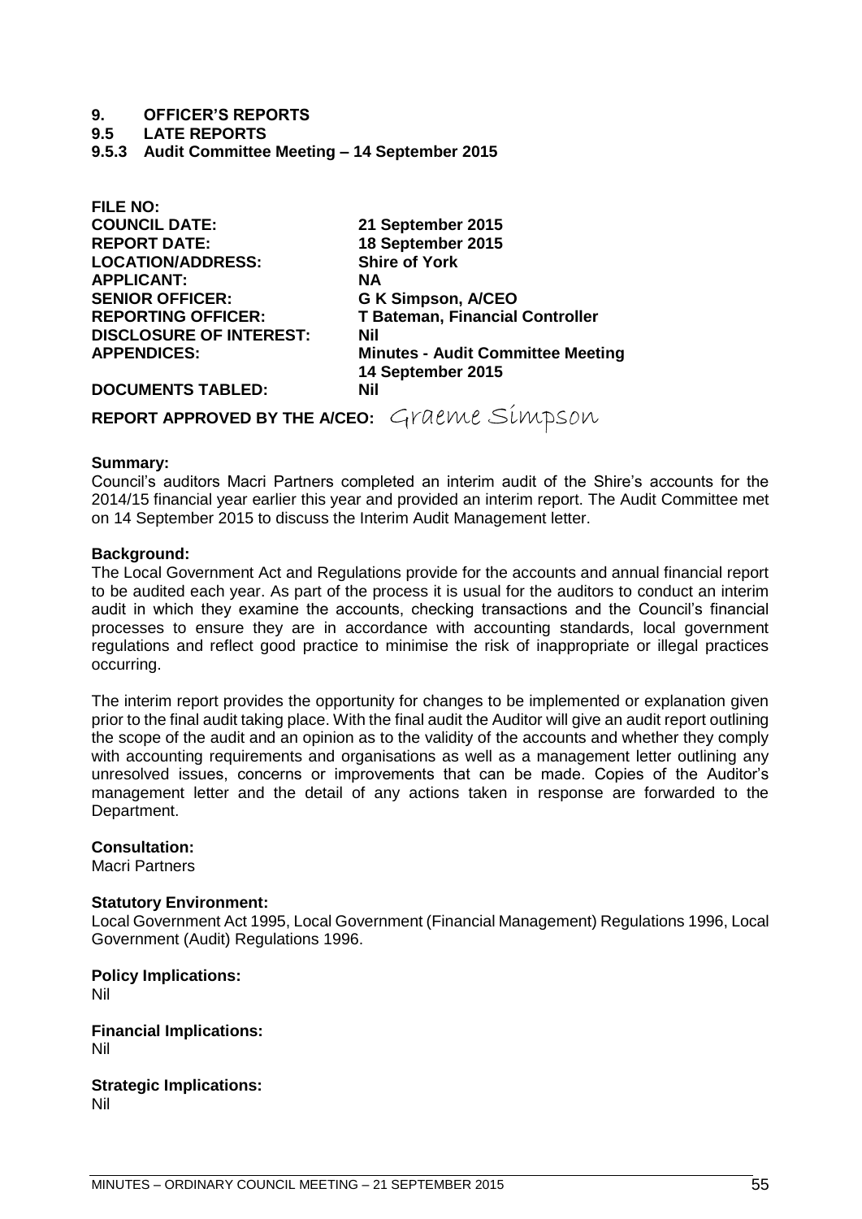# 9. OFFICER'S REPORTS

## 9.5 LATE REPORTS

### 9.5.3 Audit Committee Meeting – 14 September 2015

| | |
|---|---|
| **FILE NO:** | |
| **COUNCIL DATE:** | **21 September 2015** |
| **REPORT DATE:** | **18 September 2015** |
| **LOCATION/ADDRESS:** | **Shire of York** |
| **APPLICANT:** | **NA** |
| **SENIOR OFFICER:** | **G K Simpson, A/CEO** |
| **REPORTING OFFICER:** | **T Bateman, Financial Controller** |
| **DISCLOSURE OF INTEREST:** | **Nil** |
| **APPENDICES:** | **Minutes - Audit Committee Meeting 14 September 2015** |
| **DOCUMENTS TABLED:** | **Nil** |

**REPORT APPROVED BY THE A/CEO:** Graeme Simpson

**Summary:**
Council's auditors Macri Partners completed an interim audit of the Shire's accounts for the 2014/15 financial year earlier this year and provided an interim report. The Audit Committee met on 14 September 2015 to discuss the Interim Audit Management letter.

**Background:**
The Local Government Act and Regulations provide for the accounts and annual financial report to be audited each year. As part of the process it is usual for the auditors to conduct an interim audit in which they examine the accounts, checking transactions and the Council's financial processes to ensure they are in accordance with accounting standards, local government regulations and reflect good practice to minimise the risk of inappropriate or illegal practices occurring.

The interim report provides the opportunity for changes to be implemented or explanation given prior to the final audit taking place. With the final audit the Auditor will give an audit report outlining the scope of the audit and an opinion as to the validity of the accounts and whether they comply with accounting requirements and organisations as well as a management letter outlining any unresolved issues, concerns or improvements that can be made. Copies of the Auditor's management letter and the detail of any actions taken in response are forwarded to the Department.

**Consultation:**
Macri Partners

**Statutory Environment:**
Local Government Act 1995, Local Government (Financial Management) Regulations 1996, Local Government (Audit) Regulations 1996.

**Policy Implications:**
Nil

**Financial Implications:**
Nil

**Strategic Implications:**
Nil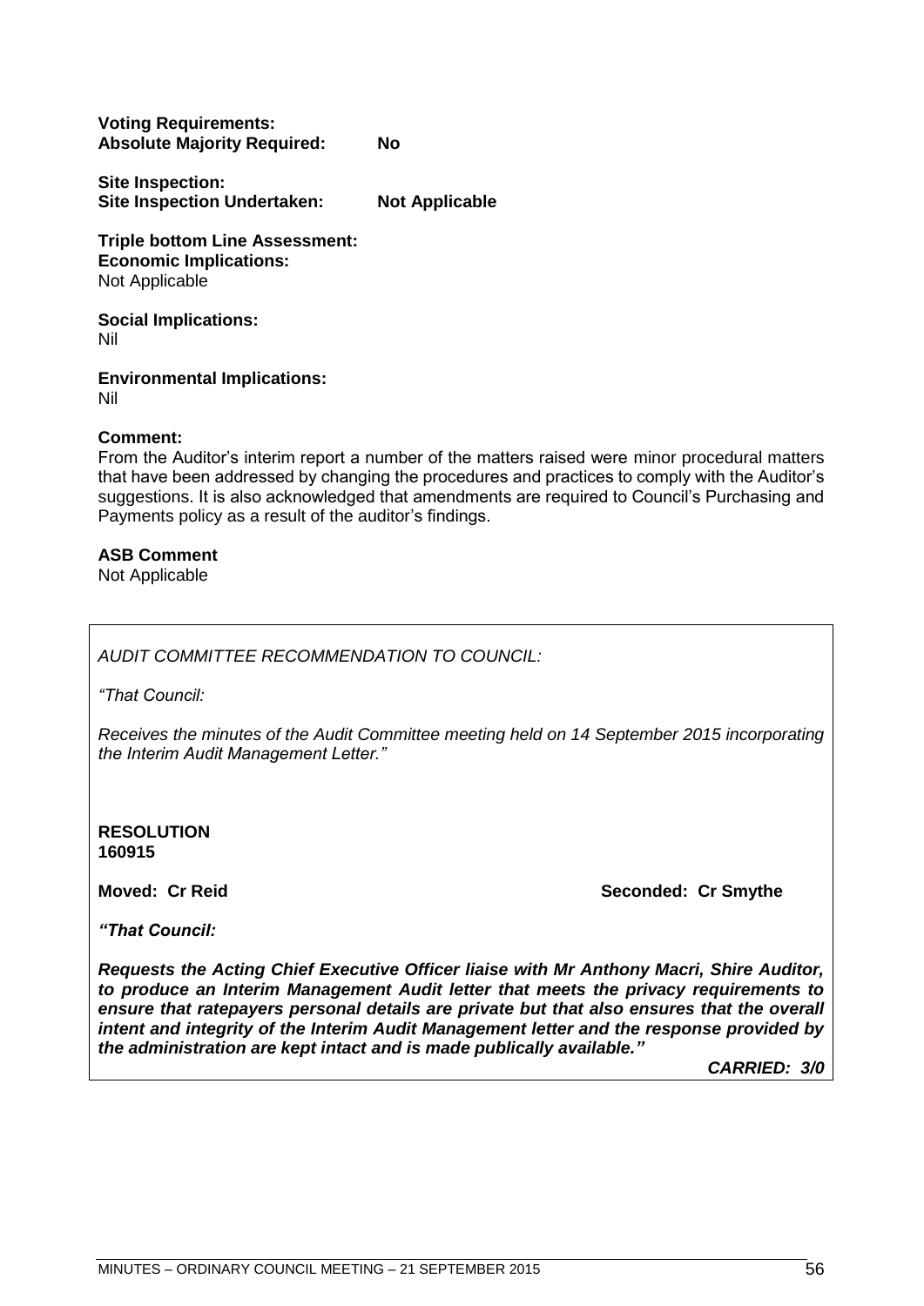**Voting Requirements:**
**Absolute Majority Required: No**

**Site Inspection:**
**Site Inspection Undertaken: Not Applicable**

**Triple bottom Line Assessment:**
**Economic Implications:**
Not Applicable

**Social Implications:**
Nil

**Environmental Implications:**
Nil

**Comment:**
From the Auditor's interim report a number of the matters raised were minor procedural matters that have been addressed by changing the procedures and practices to comply with the Auditor's suggestions. It is also acknowledged that amendments are required to Council's Purchasing and Payments policy as a result of the auditor's findings.

**ASB Comment**
Not Applicable

*AUDIT COMMITTEE RECOMMENDATION TO COUNCIL:*

*"That Council:*

*Receives the minutes of the Audit Committee meeting held on 14 September 2015 incorporating the Interim Audit Management Letter."*

**RESOLUTION**
**160915**

**Moved: Cr Reid** **Seconded: Cr Smythe**

***"That Council:***

***Requests the Acting Chief Executive Officer liaise with Mr Anthony Macri, Shire Auditor, to produce an Interim Management Audit letter that meets the privacy requirements to ensure that ratepayers personal details are private but that also ensures that the overall intent and integrity of the Interim Audit Management letter and the response provided by the administration are kept intact and is made publically available."***

***CARRIED: 3/0***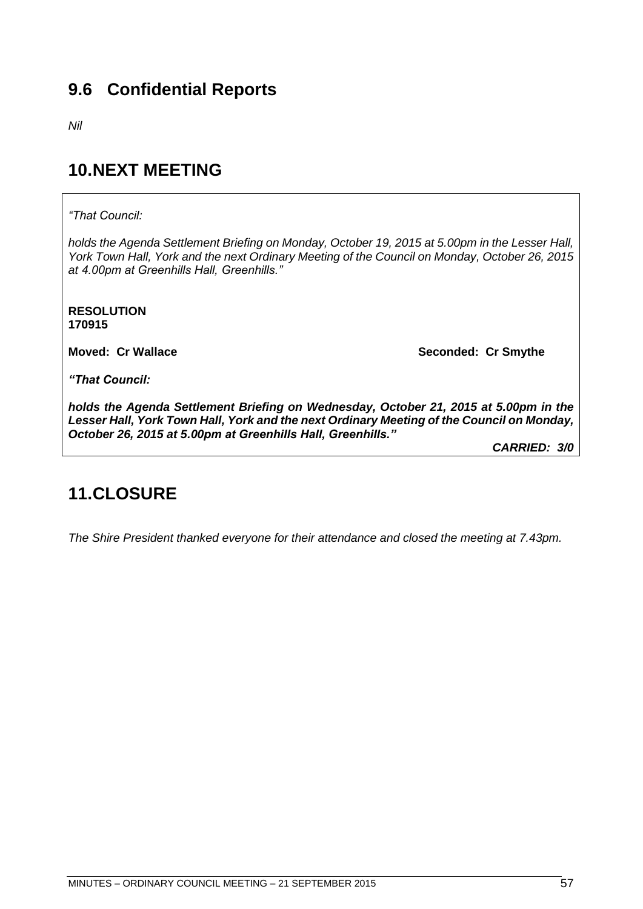## 9.6 Confidential Reports

*Nil*

# 10.NEXT MEETING

*"That Council:*

*holds the Agenda Settlement Briefing on Monday, October 19, 2015 at 5.00pm in the Lesser Hall, York Town Hall, York and the next Ordinary Meeting of the Council on Monday, October 26, 2015 at 4.00pm at Greenhills Hall, Greenhills."*

**RESOLUTION**
**170915**

**Moved: Cr Wallace** **Seconded: Cr Smythe**

***"That Council:***

***holds the Agenda Settlement Briefing on Wednesday, October 21, 2015 at 5.00pm in the Lesser Hall, York Town Hall, York and the next Ordinary Meeting of the Council on Monday, October 26, 2015 at 5.00pm at Greenhills Hall, Greenhills."***

***CARRIED: 3/0***

# 11.CLOSURE

*The Shire President thanked everyone for their attendance and closed the meeting at 7.43pm.*